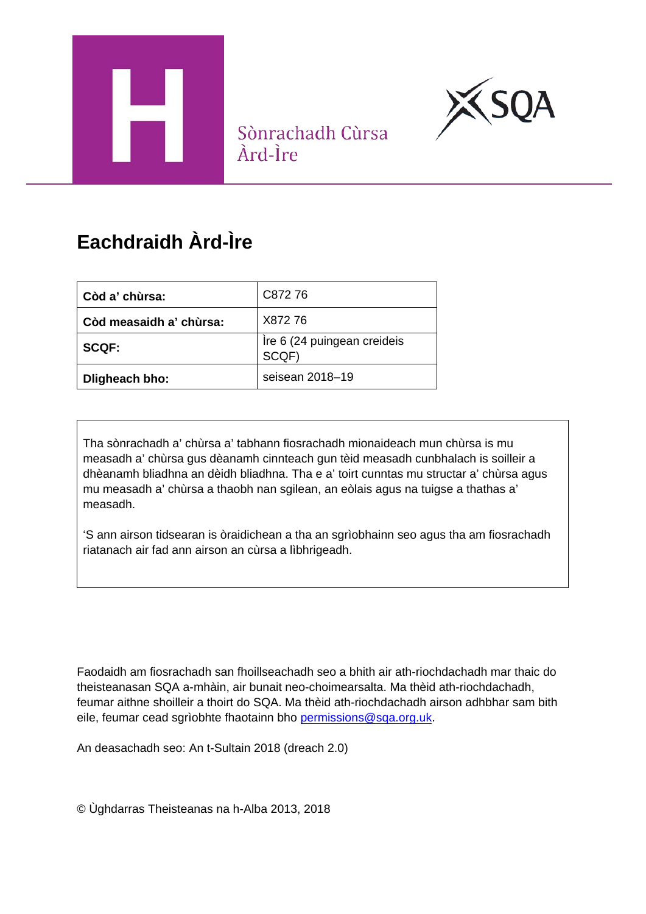H

Sònrachadh Cùrsa Àrd-Ìre

SQA

# Eachdraidh Àrd-Ìre

| **Còd a' chùrsa:** | C872 76 |
|---|---|
| **Còd measaidh a' chùrsa:** | X872 76 |
| **SCQF:** | Ìre 6 (24 puingean creideis SCQF) |
| **Dligheach bho:** | seisean 2018–19 |

Tha sònrachadh a' chùrsa a' tabhann fiosrachadh mionaideach mun chùrsa is mu measadh a' chùrsa gus dèanamh cinnteach gun tèid measadh cunbhalach is soilleir a dhèanamh bliadhna an dèidh bliadhna. Tha e a' toirt cunntas mu structar a' chùrsa agus mu measadh a' chùrsa a thaobh nan sgilean, an eòlais agus na tuigse a thathas a' measadh.

'S ann airson tidsearan is òraidichean a tha an sgrìobhainn seo agus tha am fiosrachadh riatanach air fad ann airson an cùrsa a lìbhrigeadh.

Faodaidh am fiosrachadh san fhoillseachadh seo a bhith air ath-riochdachadh mar thaic do theisteanasan SQA a-mhàin, air bunait neo-choimearsalta. Ma thèid ath-riochdachadh, feumar aithne shoilleir a thoirt do SQA. Ma thèid ath-riochdachadh airson adhbhar sam bith eile, feumar cead sgrìobhte fhaotainn bho permissions@sqa.org.uk.

An deasachadh seo: An t-Sultain 2018 (dreach 2.0)

© Ùghdarras Theisteanas na h-Alba 2013, 2018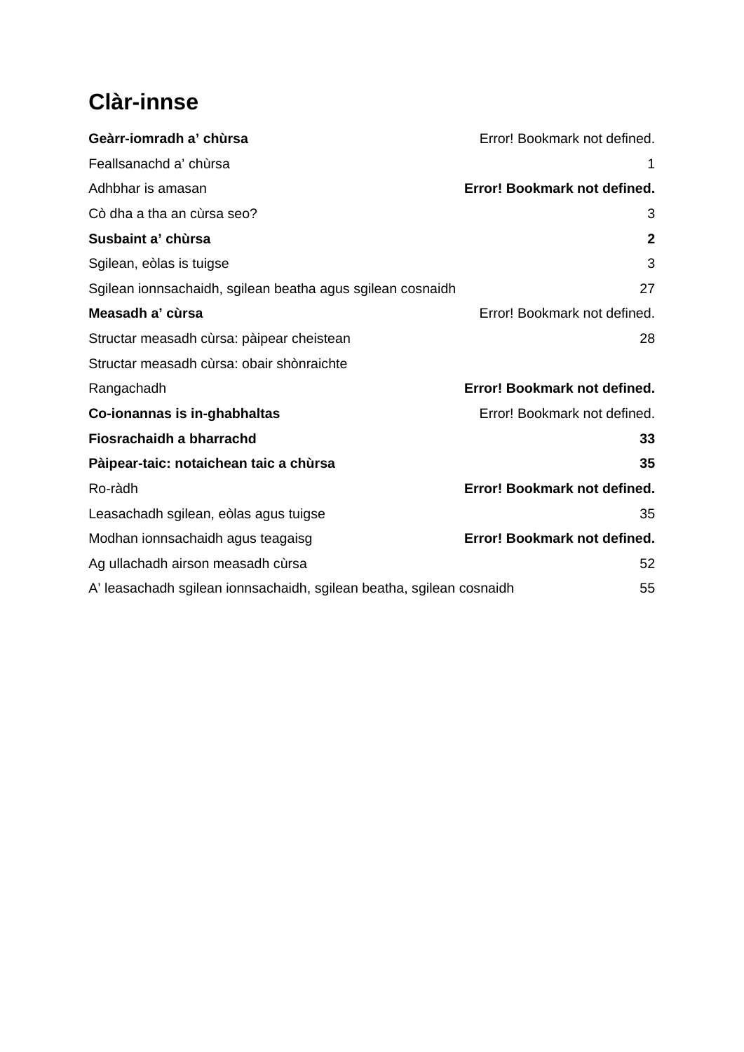# Clàr-innse

| | |
|---|---|
| **Geàrr-iomradh a' chùrsa** | Error! Bookmark not defined. |
| Feallsanachd a' chùrsa | 1 |
| Adhbhar is amasan | **Error! Bookmark not defined.** |
| Cò dha a tha an cùrsa seo? | 3 |
| **Susbaint a' chùrsa** | **2** |
| Sgilean, eòlas is tuigse | 3 |
| Sgilean ionnsachaidh, sgilean beatha agus sgilean cosnaidh | 27 |
| **Measadh a' cùrsa** | Error! Bookmark not defined. |
| Structar measadh cùrsa: pàipear cheistean | 28 |
| Structar measadh cùrsa: obair shònraichte | |
| Rangachadh | **Error! Bookmark not defined.** |
| **Co-ionannas is in-ghabhaltas** | Error! Bookmark not defined. |
| **Fiosrachaidh a bharrachd** | **33** |
| **Pàipear-taic: notaichean taic a chùrsa** | **35** |
| Ro-ràdh | **Error! Bookmark not defined.** |
| Leasachadh sgilean, eòlas agus tuigse | 35 |
| Modhan ionnsachaidh agus teagaisg | **Error! Bookmark not defined.** |
| Ag ullachadh airson measadh cùrsa | 52 |
| A' leasachadh sgilean ionnsachaidh, sgilean beatha, sgilean cosnaidh | 55 |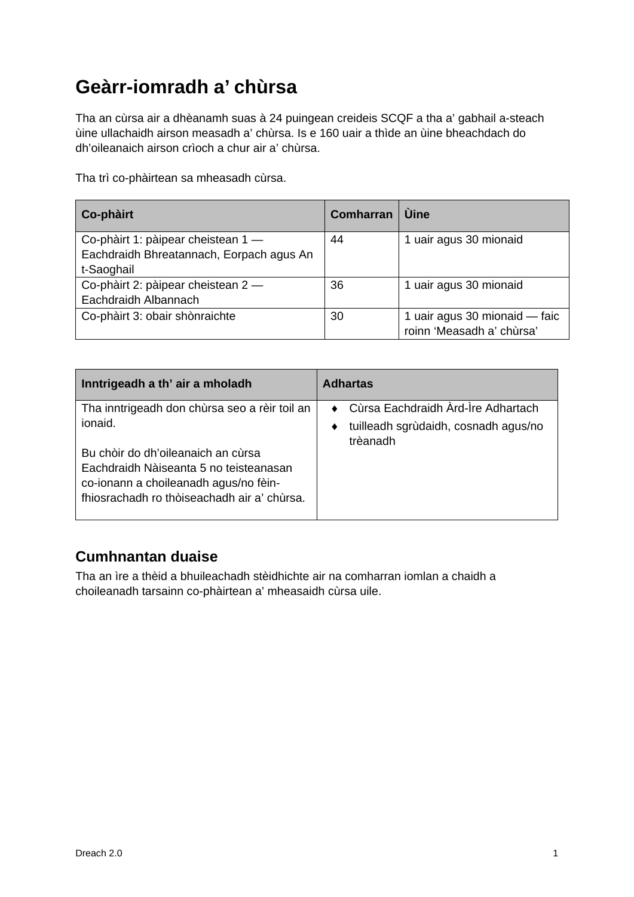## Geàrr-iomradh a' chùrsa

Tha an cùrsa air a dhèanamh suas à 24 puingean creideis SCQF a tha a' gabhail a-steach ùine ullachaidh airson measadh a' chùrsa. Is e 160 uair a thìde an ùine bheachdach do dh'oileanaich airson crìoch a chur air a' chùrsa.

Tha trì co-phàirtean sa mheasadh cùrsa.

| Co-phàirt | Comharran | Ùine |
|---|---|---|
| Co-phàirt 1: pàipear cheistean 1 — Eachdraidh Bhreatannach, Eorpach agus An t-Saoghail | 44 | 1 uair agus 30 mionaid |
| Co-phàirt 2: pàipear cheistean 2 — Eachdraidh Albannach | 36 | 1 uair agus 30 mionaid |
| Co-phàirt 3: obair shònraichte | 30 | 1 uair agus 30 mionaid — faic roinn 'Measadh a' chùrsa' |

| Inntrigeadh a th' air a mholadh | Adhartas |
|---|---|
| Tha inntrigeadh don chùrsa seo a rèir toil an ionaid.<br><br>Bu chòir do dh'oileanaich an cùrsa Eachdraidh Nàiseanta 5 no teisteanasan co-ionann a choileanadh agus/no fèin-fhiosrachadh ro thòiseachadh air a' chùrsa. | ♦ Cùrsa Eachdraidh Àrd-Ìre Adhartach<br>♦ tuilleadh sgrùdaidh, cosnadh agus/no trèanadh |

### Cumhnantan duaise

Tha an ìre a thèid a bhuileachadh stèidhichte air na comharran iomlan a chaidh a choileanadh tarsainn co-phàirtean a' mheasaidh cùrsa uile.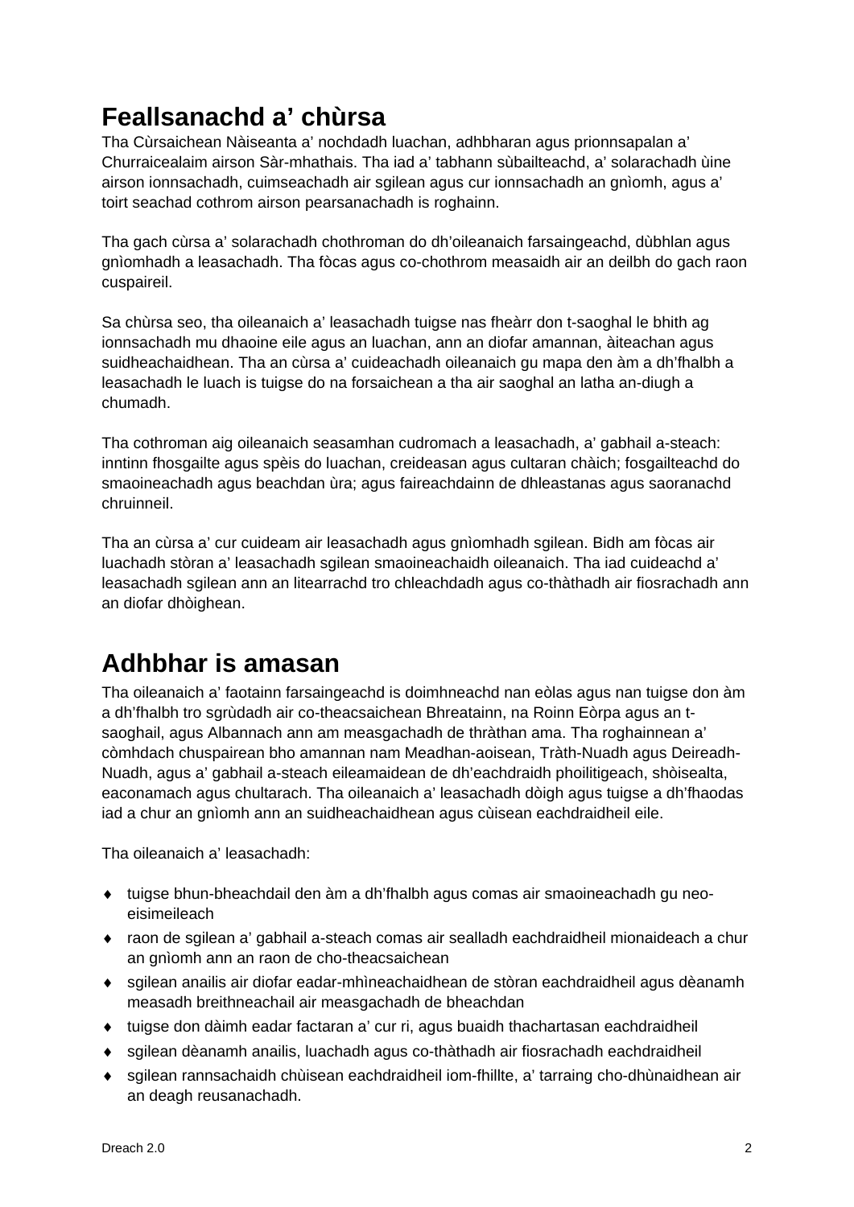# Feallsanachd a' chùrsa

Tha Cùrsaichean Nàiseanta a' nochdadh luachan, adhbharan agus prionnsapalan a' Churraicealaim airson Sàr-mhathais. Tha iad a' tabhann sùbailteachd, a' solarachadh ùine airson ionnsachadh, cuimseachadh air sgilean agus cur ionnsachadh an gnìomh, agus a' toirt seachad cothrom airson pearsanachadh is roghainn.

Tha gach cùrsa a' solarachadh chothroman do dh'oileanaich farsaingeachd, dùbhlan agus gnìomhadh a leasachadh. Tha fòcas agus co-chothrom measaidh air an deilbh do gach raon cuspaireil.

Sa chùrsa seo, tha oileanaich a' leasachadh tuigse nas fheàrr don t-saoghal le bhith ag ionnsachadh mu dhaoine eile agus an luachan, ann an diofar amannan, àiteachan agus suidheachaidhean. Tha an cùrsa a' cuideachadh oileanaich gu mapa den àm a dh'fhalbh a leasachadh le luach is tuigse do na forsaichean a tha air saoghal an latha an-diugh a chumadh.

Tha cothroman aig oileanaich seasamhan cudromach a leasachadh, a' gabhail a-steach: inntinn fhosgailte agus spèis do luachan, creideasan agus cultaran chàich; fosgailteachd do smaoineachadh agus beachdan ùra; agus faireachdainn de dhleastanas agus saoranachd chruinneil.

Tha an cùrsa a' cur cuideam air leasachadh agus gnìomhadh sgilean. Bidh am fòcas air luachadh stòran a' leasachadh sgilean smaoineachaidh oileanaich. Tha iad cuideachd a' leasachadh sgilean ann an litearrachd tro chleachdadh agus co-thàthadh air fiosrachadh ann an diofar dhòighean.

# Adhbhar is amasan

Tha oileanaich a' faotainn farsaingeachd is doimhneachd nan eòlas agus nan tuigse don àm a dh'fhalbh tro sgrùdadh air co-theacsaichean Bhreatainn, na Roinn Eòrpa agus an t-saoghail, agus Albannach ann am measgachadh de thràthan ama. Tha roghainnean a' còmhdach chuspairean bho amannan nam Meadhan-aoisean, Tràth-Nuadh agus Deireadh-Nuadh, agus a' gabhail a-steach eileamaidean de dh'eachdraidh phoilitigeach, shòisealta, eaconamach agus chultarach. Tha oileanaich a' leasachadh dòigh agus tuigse a dh'fhaodas iad a chur an gnìomh ann an suidheachaidhean agus cùisean eachdraidheil eile.

Tha oileanaich a' leasachadh:

- tuigse bhun-bheachdail den àm a dh'fhalbh agus comas air smaoineachadh gu neo-eisimeileach
- raon de sgilean a' gabhail a-steach comas air sealladh eachdraidheil mionaideach a chur an gnìomh ann an raon de cho-theacsaichean
- sgilean anailis air diofar eadar-mhìneachaidhean de stòran eachdraidheil agus dèanamh measadh breithneachail air measgachadh de bheachdan
- tuigse don dàimh eadar factaran a' cur ri, agus buaidh thachartasan eachdraidheil
- sgilean dèanamh anailis, luachadh agus co-thàthadh air fiosrachadh eachdraidheil
- sgilean rannsachaidh chùisean eachdraidheil iom-fhillte, a' tarraing cho-dhùnaidhean air an deagh reusanachadh.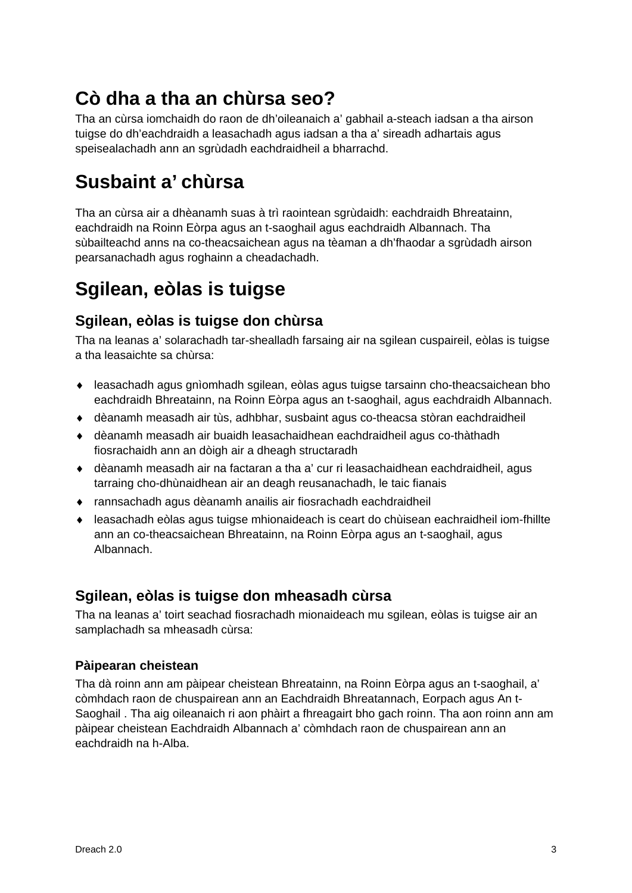# Cò dha a tha an chùrsa seo?

Tha an cùrsa iomchaidh do raon de dh'oileanaich a' gabhail a-steach iadsan a tha airson tuigse do dh'eachdraidh a leasachadh agus iadsan a tha a' sireadh adhartais agus speisealachadh ann an sgrùdadh eachdraidheil a bharrachd.

# Susbaint a' chùrsa

Tha an cùrsa air a dhèanamh suas à trì raointean sgrùdaidh: eachdraidh Bhreatainn, eachdraidh na Roinn Eòrpa agus an t-saoghail agus eachdraidh Albannach. Tha sùbailteachd anns na co-theacsaichean agus na tèaman a dh'fhaodar a sgrùdadh airson pearsanachadh agus roghainn a cheadachadh.

# Sgilean, eòlas is tuigse

## Sgilean, eòlas is tuigse don chùrsa

Tha na leanas a' solarachadh tar-shealladh farsaing air na sgilean cuspaireil, eòlas is tuigse a tha leasaichte sa chùrsa:

- leasachadh agus gnìomhadh sgilean, eòlas agus tuigse tarsainn cho-theacsaichean bho eachdraidh Bhreatainn, na Roinn Eòrpa agus an t-saoghail, agus eachdraidh Albannach.
- dèanamh measadh air tùs, adhbhar, susbaint agus co-theacsa stòran eachdraidheil
- dèanamh measadh air buaidh leasachaidhean eachdraidheil agus co-thàthadh fiosrachaidh ann an dòigh air a dheagh structaradh
- dèanamh measadh air na factaran a tha a' cur ri leasachaidhean eachdraidheil, agus tarraing cho-dhùnaidhean air an deagh reusanachadh, le taic fianais
- rannsachadh agus dèanamh anailis air fiosrachadh eachdraidheil
- leasachadh eòlas agus tuigse mhionaideach is ceart do chùisean eachraidheil iom-fhillte ann an co-theacsaichean Bhreatainn, na Roinn Eòrpa agus an t-saoghail, agus Albannach.

## Sgilean, eòlas is tuigse don mheasadh cùrsa

Tha na leanas a' toirt seachad fiosrachadh mionaideach mu sgilean, eòlas is tuigse air an samplachadh sa mheasadh cùrsa:

### Pàipearan cheistean

Tha dà roinn ann am pàipear cheistean Bhreatainn, na Roinn Eòrpa agus an t-saoghail, a' còmhdach raon de chuspairean ann an Eachdraidh Bhreatannach, Eorpach agus An t-Saoghail . Tha aig oileanaich ri aon phàirt a fhreagairt bho gach roinn. Tha aon roinn ann am pàipear cheistean Eachdraidh Albannach a' còmhdach raon de chuspairean ann an eachdraidh na h-Alba.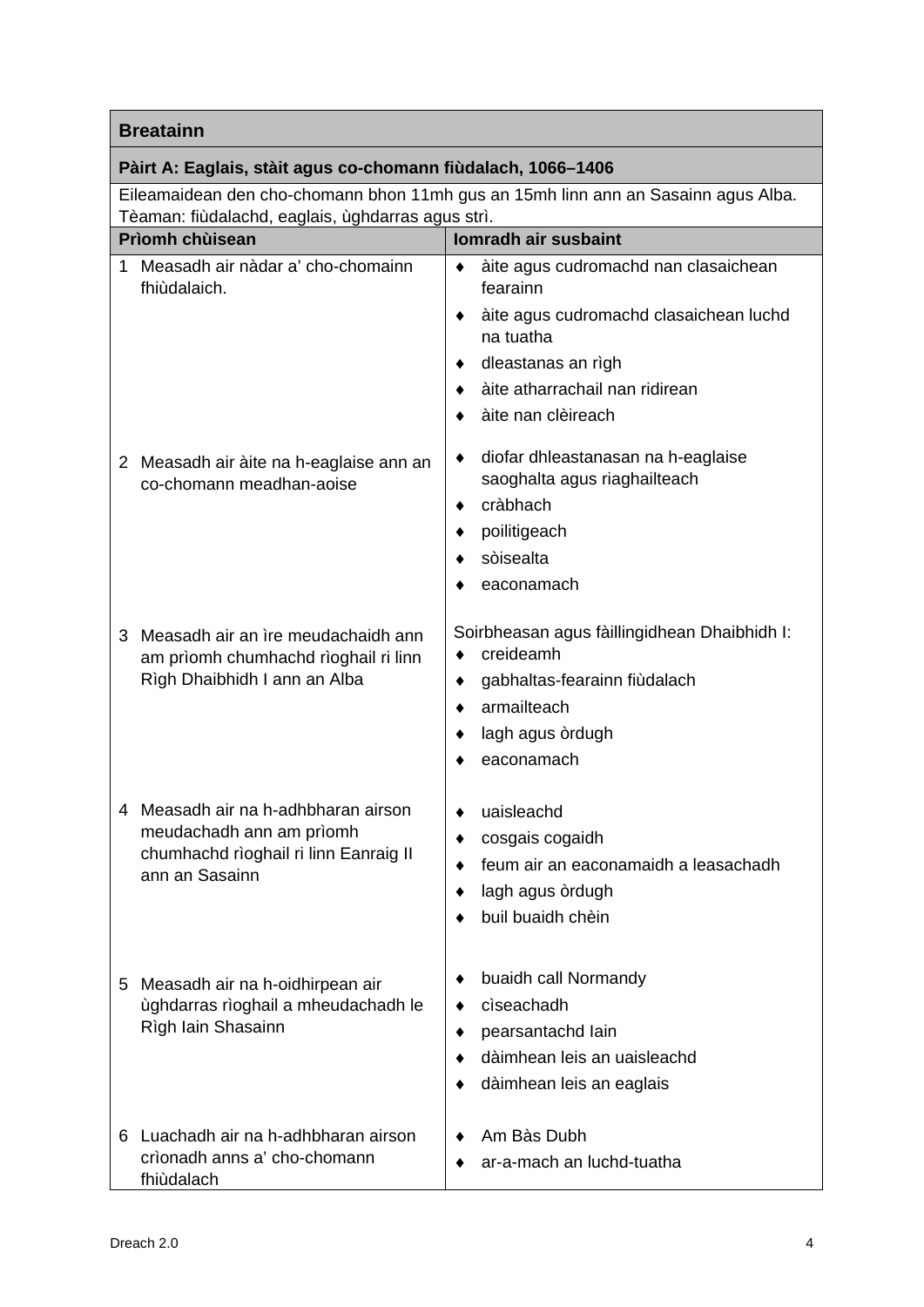| Breatainn | |
|---|---|
| **Pàirt A: Eaglais, stàit agus co-chomann fiùdalach, 1066–1406** | |
| Eileamaidean den cho-chomann bhon 11mh gus an 15mh linn ann an Sasainn agus Alba. Tèaman: fiùdalachd, eaglais, ùghdarras agus strì. | |
| **Prìomh chùisean** | **Iomradh air susbaint** |
| 1 Measadh air nàdar a' cho-chomainn fhiùdalaich. | ♦ àite agus cudromachd nan clasaichean fearainn<br>♦ àite agus cudromachd clasaichean luchd na tuatha<br>♦ dleastanas an rìgh<br>♦ àite atharrachail nan ridirean<br>♦ àite nan clèireach |
| 2 Measadh air àite na h-eaglaise ann an co-chomann meadhan-aoise | ♦ diofar dhleastanasan na h-eaglaise saoghalta agus riaghailteach<br>♦ cràbhach<br>♦ poilitigeach<br>♦ sòisealta<br>♦ eaconamach |
| 3 Measadh air an ìre meudachaidh ann am prìomh chumhachd rìoghail ri linn Rìgh Dhaibhidh I ann an Alba | Soirbheasan agus fàillingidhean Dhaibhidh I:<br>♦ creideamh<br>♦ gabhaltas-fearainn fiùdalach<br>♦ armailteach<br>♦ lagh agus òrdugh<br>♦ eaconamach |
| 4 Measadh air na h-adhbharan airson meudachadh ann am prìomh chumhachd rìoghail ri linn Eanraig II ann an Sasainn | ♦ uaisleachd<br>♦ cosgais cogaidh<br>♦ feum air an eaconamaidh a leasachadh<br>♦ lagh agus òrdugh<br>♦ buil buaidh chèin |
| 5 Measadh air na h-oidhirpean air ùghdarras rìoghail a mheudachadh le Rìgh Iain Shasainn | ♦ buaidh call Normandy<br>♦ cìseachadh<br>♦ pearsantachd Iain<br>♦ dàimhean leis an uaisleachd<br>♦ dàimhean leis an eaglais |
| 6 Luachadh air na h-adhbharan airson crìonadh anns a' cho-chomann fhiùdalach | ♦ Am Bàs Dubh<br>♦ ar-a-mach an luchd-tuatha |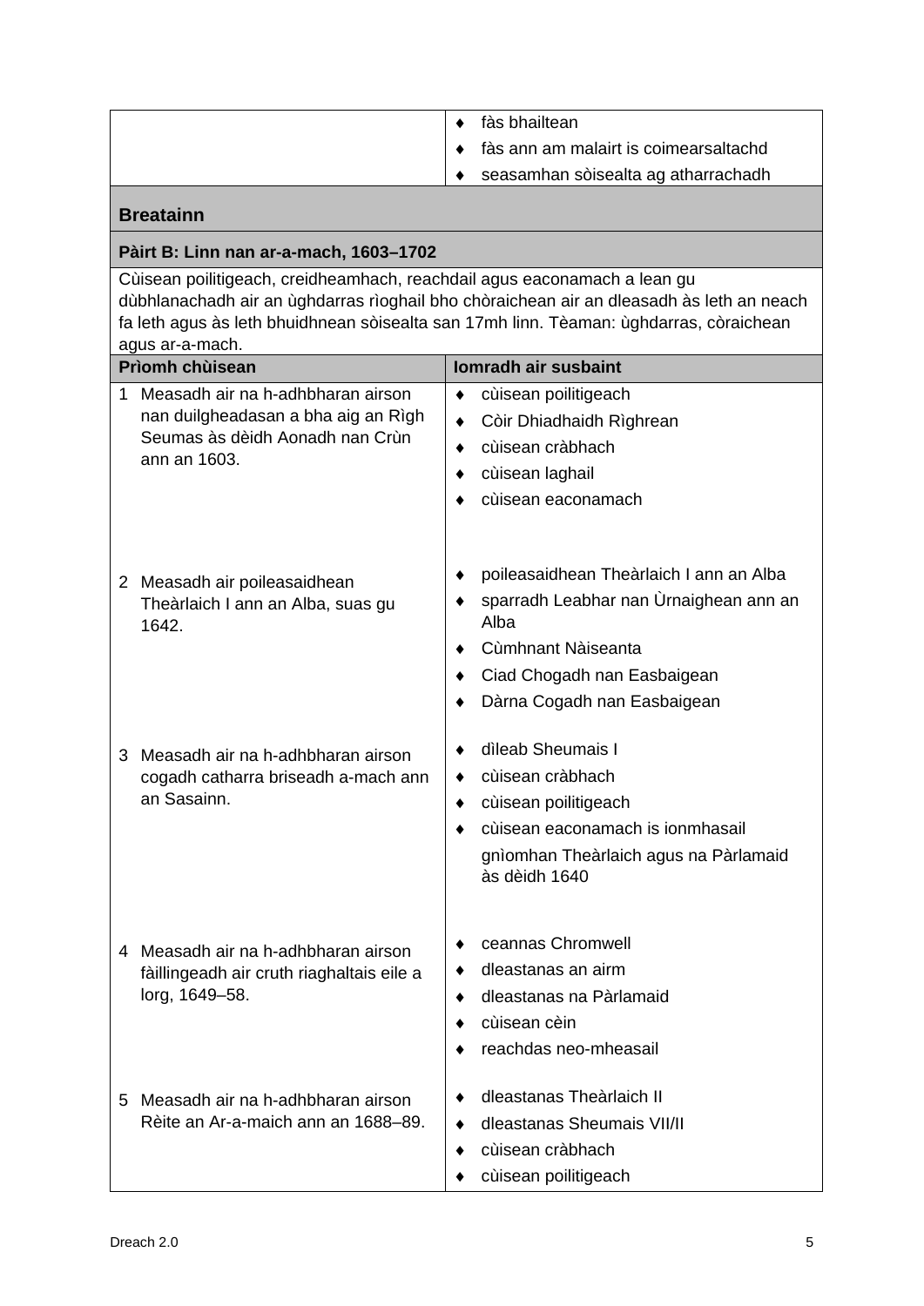| | |
|---|---|
| | ♦ fàs bhailtean<br>♦ fàs ann am malairt is coimearsaltachd<br>♦ seasamhan sòisealta ag atharrachadh |

## Breatainn

### Pàirt B: Linn nan ar-a-mach, 1603–1702

Cùisean poilitigeach, creidheamhach, reachdail agus eaconamach a lean gu dùbhlanachadh air an ùghdarras rìoghail bho chòraichean air an dleasadh às leth an neach fa leth agus às leth bhuidhnean sòisealta san 17mh linn. Tèaman: ùghdarras, còraichean agus ar-a-mach.

| Prìomh chùisean | Iomradh air susbaint |
|---|---|
| 1 Measadh air na h-adhbharan airson nan duilgheadasan a bha aig an Rìgh Seumas às dèidh Aonadh nan Crùn ann an 1603. | ♦ cùisean poilitigeach<br>♦ Còir Dhiadhaidh Rìghrean<br>♦ cùisean cràbhach<br>♦ cùisean laghail<br>♦ cùisean eaconamach |
| 2 Measadh air poileasaidhean Theàrlaich I ann an Alba, suas gu 1642. | ♦ poileasaidhean Theàrlaich I ann an Alba<br>♦ sparradh Leabhar nan Ùrnaighean ann an Alba<br>♦ Cùmhnant Nàiseanta<br>♦ Ciad Chogadh nan Easbaigean<br>♦ Dàrna Cogadh nan Easbaigean |
| 3 Measadh air na h-adhbharan airson cogadh catharra briseadh a-mach ann an Sasainn. | ♦ dìleab Sheumais I<br>♦ cùisean cràbhach<br>♦ cùisean poilitigeach<br>♦ cùisean eaconamach is ionmhasail<br>gnìomhan Theàrlaich agus na Pàrlamaid às dèidh 1640 |
| 4 Measadh air na h-adhbharan airson fàillingeadh air cruth riaghaltais eile a lorg, 1649–58. | ♦ ceannas Chromwell<br>♦ dleastanas an airm<br>♦ dleastanas na Pàrlamaid<br>♦ cùisean cèin<br>♦ reachdas neo-mheasail |
| 5 Measadh air na h-adhbharan airson Rèite an Ar-a-maich ann an 1688–89. | ♦ dleastanas Theàrlaich II<br>♦ dleastanas Sheumais VII/II<br>♦ cùisean cràbhach<br>♦ cùisean poilitigeach |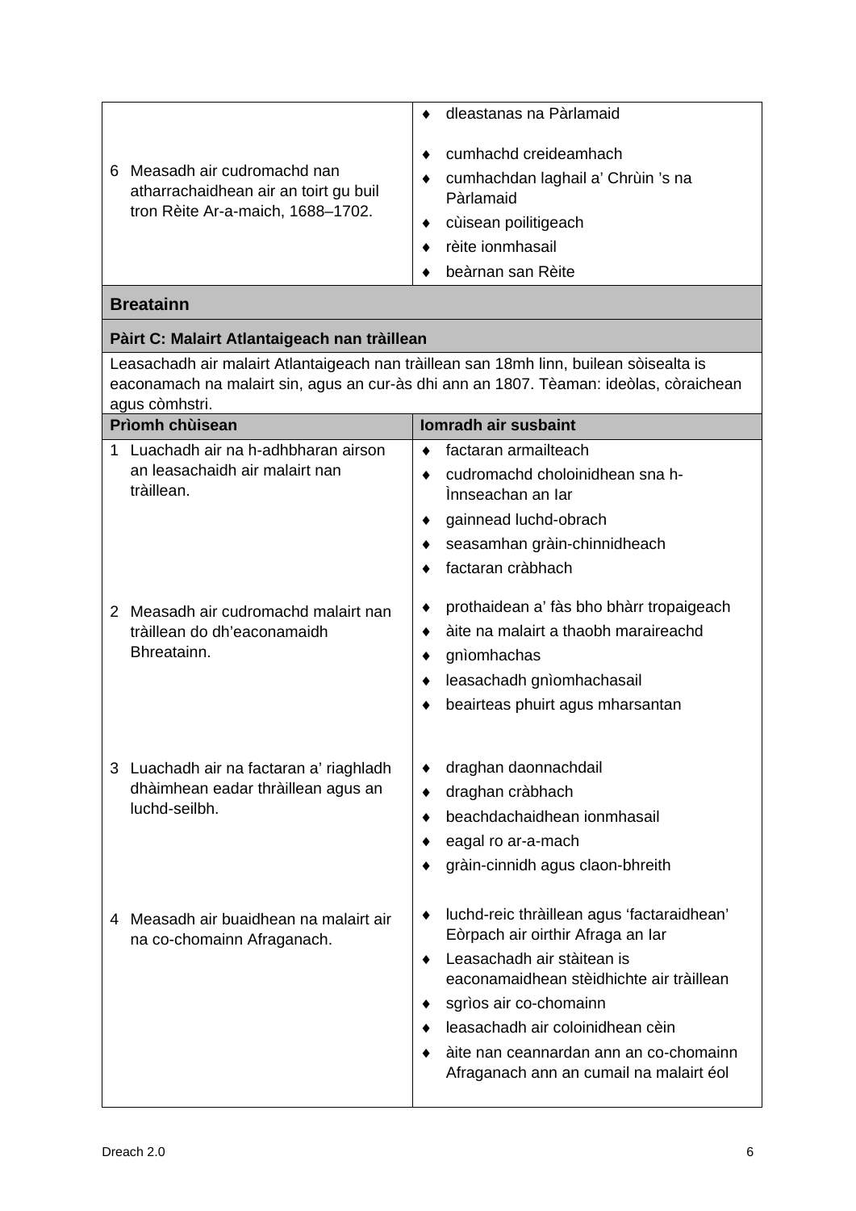| | |
|---|---|
| 6 Measadh air cudromachd nan atharrachaidhean air an toirt gu buil tron Rèite Ar-a-maich, 1688–1702. | ♦ dleastanas na Pàrlamaid<br><br>♦ cumhachd creideamhach<br>♦ cumhachdan laghail a' Chrùin 's na Pàrlamaid<br>♦ cùisean poilitigeach<br>♦ rèite ionmhasail<br>♦ beàrnan san Rèite |

## Breatainn

### Pàirt C: Malairt Atlantaigeach nan tràillean

Leasachadh air malairt Atlantaigeach nan tràillean san 18mh linn, builean sòisealta is eaconamach na malairt sin, agus an cur-às dhi ann an 1807. Tèaman: ideòlas, còraichean agus còmhstri.

| Prìomh chùisean | Iomradh air susbaint |
|---|---|
| 1 Luachadh air na h-adhbharan airson an leasachaidh air malairt nan tràillean. | ♦ factaran armailteach<br>♦ cudromachd choloinidhean sna h-Ìnnseachan an Iar<br>♦ gainnead luchd-obrach<br>♦ seasamhan gràin-chinnidheach<br>♦ factaran cràbhach |
| 2 Measadh air cudromachd malairt nan tràillean do dh'eaconamaidh Bhreatainn. | ♦ prothaidean a' fàs bho bhàrr tropaigeach<br>♦ àite na malairt a thaobh maraireachd<br>♦ gnìomhachas<br>♦ leasachadh gnìomhachasail<br>♦ beairteas phuirt agus mharsantan |
| 3 Luachadh air na factaran a' riaghladh dhàimhean eadar thràillean agus an luchd-seilbh. | ♦ draghan daonnachdail<br>♦ draghan cràbhach<br>♦ beachdachaidhean ionmhasail<br>♦ eagal ro ar-a-mach<br>♦ gràin-cinnidh agus claon-bhreith |
| 4 Measadh air buaidhean na malairt air na co-chomainn Afraganach. | ♦ luchd-reic thràillean agus 'factaraidhean' Eòrpach air oirthir Afraga an Iar<br>♦ Leasachadh air stàitean is eaconamaidhean stèidhichte air tràillean<br>♦ sgrìos air co-chomainn<br>♦ leasachadh air coloinidhean cèin<br>♦ àite nan ceannardan ann an co-chomainn Afraganach ann an cumail na malairt éol |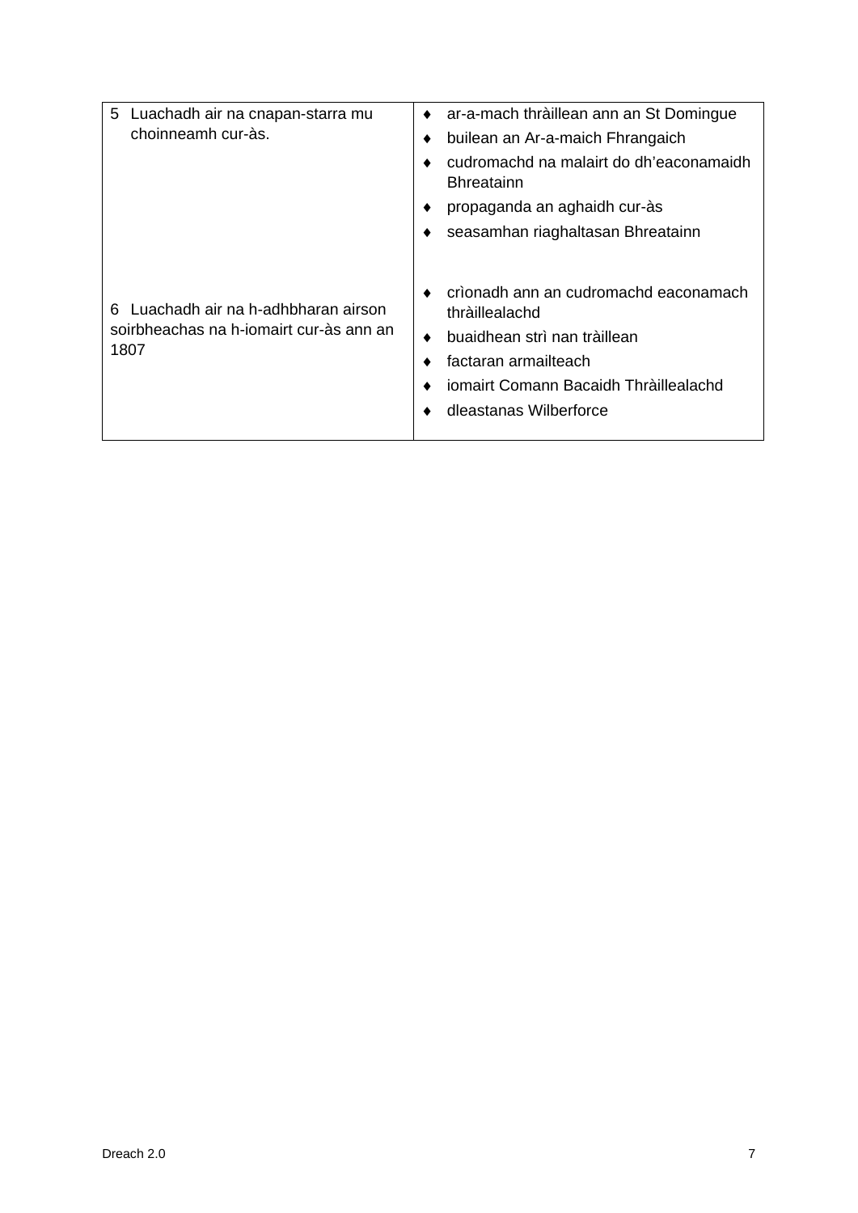| | |
|---|---|
| 5 Luachadh air na cnapan-starra mu choinneamh cur-às. | ♦ ar-a-mach thràillean ann an St Domingue<br>♦ builean an Ar-a-maich Fhrangaich<br>♦ cudromachd na malairt do dh'eaconamaidh Bhreatainn<br>♦ propaganda an aghaidh cur-às<br>♦ seasamhan riaghaltasan Bhreatainn |
| 6 Luachadh air na h-adhbharan airson soirbheachas na h-iomairt cur-às ann an 1807 | ♦ crìonadh ann an cudromachd eaconamach thràillealachd<br>♦ buaidhean strì nan tràillean<br>♦ factaran armailteach<br>♦ iomairt Comann Bacaidh Thràillealachd<br>♦ dleastanas Wilberforce |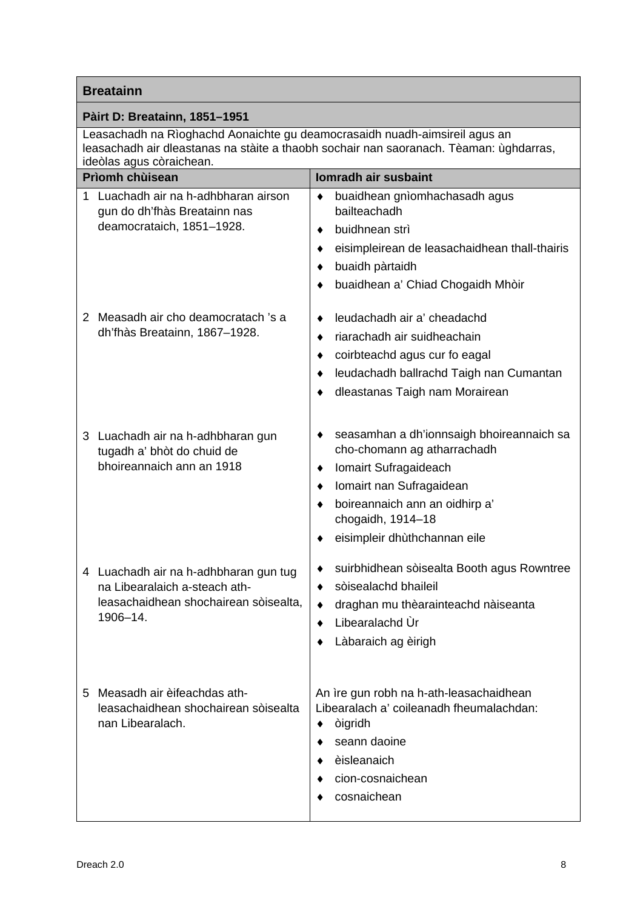| **Breatainn** | |
|---|---|
| **Pàirt D: Breatainn, 1851–1951** | |
| Leasachadh na Rìoghachd Aonaichte gu deamocrasaidh nuadh-aimsireil agus an leasachadh air dleastanas na stàite a thaobh sochair nan saoranach. Tèaman: ùghdarras, ideòlas agus còraichean. | |
| **Prìomh chùisean** | **Iomradh air susbaint** |
| 1 Luachadh air na h-adhbharan airson gun do dh'fhàs Breatainn nas deamocrataich, 1851–1928. | ♦ buaidhean gnìomhachasadh agus bailteachadh<br>♦ buidhnean strì<br>♦ eisimpleirean de leasachaidhean thall-thairis<br>♦ buaidh pàrtaidh<br>♦ buaidhean a' Chiad Chogaidh Mhòir |
| 2 Measadh air cho deamocratach 's a dh'fhàs Breatainn, 1867–1928. | ♦ leudachadh air a' cheadachd<br>♦ riarachadh air suidheachain<br>♦ coirbteachd agus cur fo eagal<br>♦ leudachadh ballrachd Taigh nan Cumantan<br>♦ dleastanas Taigh nam Morairean |
| 3 Luachadh air na h-adhbharan gun tugadh a' bhòt do chuid de bhoireannaich ann an 1918 | ♦ seasamhan a dh'ionnsaigh bhoireannaich sa cho-chomann ag atharrachadh<br>♦ Iomairt Sufragaideach<br>♦ Iomairt nan Sufragaidean<br>♦ boireannaich ann an oidhirp a' chogaidh, 1914–18<br>♦ eisimpleir dhùthchannan eile |
| 4 Luachadh air na h-adhbharan gun tug na Libearalaich a-steach ath-leasachaidhean shochairean sòisealta, 1906–14. | ♦ suirbhidhean sòisealta Booth agus Rowntree<br>♦ sòisealachd bhaileil<br>♦ draghan mu thèarainteachd nàiseanta<br>♦ Libearalachd Ùr<br>♦ Làbaraich ag èirigh |
| 5 Measadh air èifeachdas ath-leasachaidhean shochairean sòisealta nan Libearalach. | An ìre gun robh na h-ath-leasachaidhean Libearalach a' coileanadh fheumalachdan:<br>♦ òigridh<br>♦ seann daoine<br>♦ èisleanaich<br>♦ cion-cosnaichean<br>♦ cosnaichean |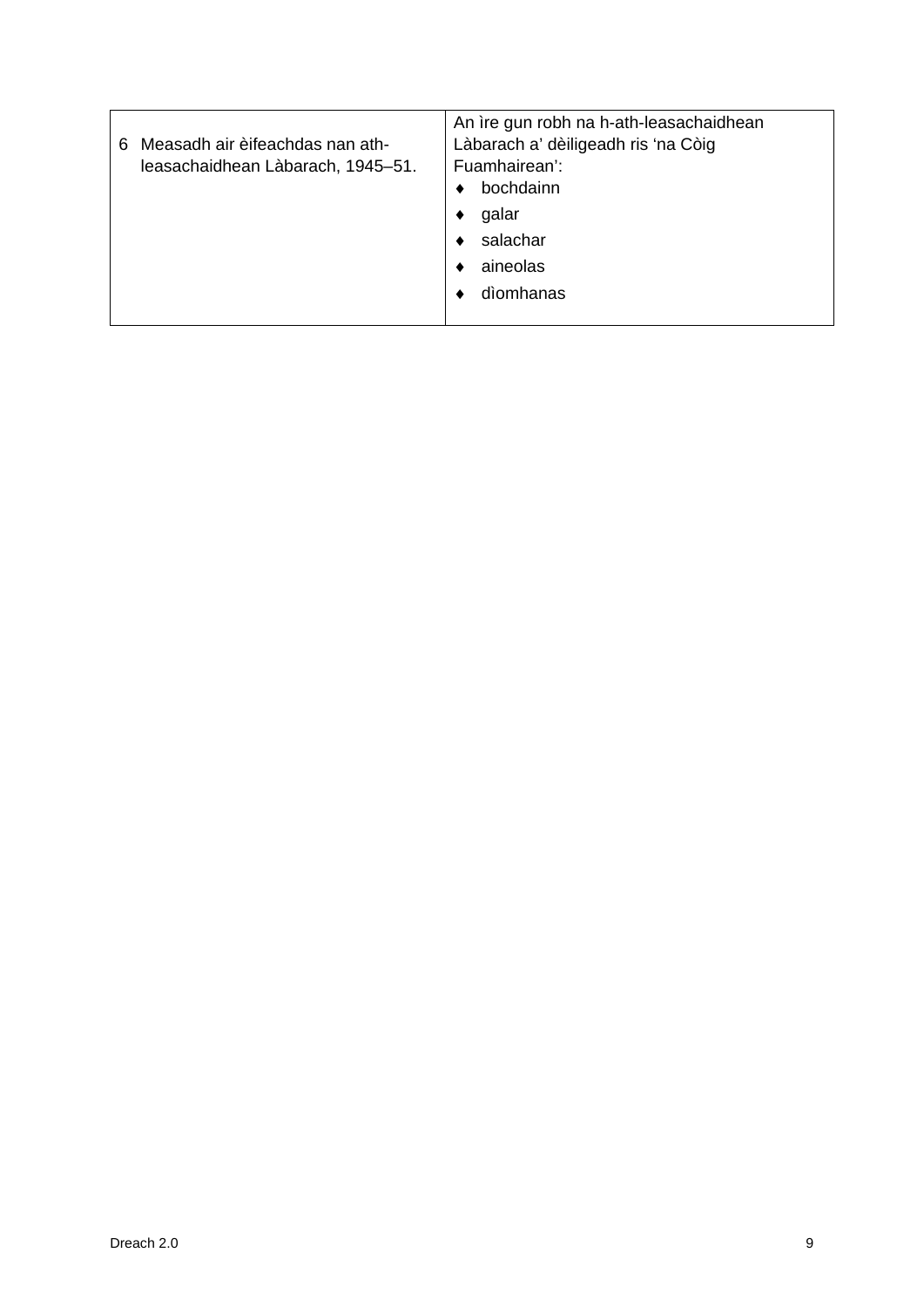| | |
|---|---|
| 6 Measadh air èifeachdas nan ath-leasachaidhean Làbarach, 1945–51. | An ìre gun robh na h-ath-leasachaidhean Làbarach a' dèiligeadh ris 'na Còig Fuamhairean':<br>♦ bochdainn<br>♦ galar<br>♦ salachar<br>♦ aineolas<br>♦ dìomhanas |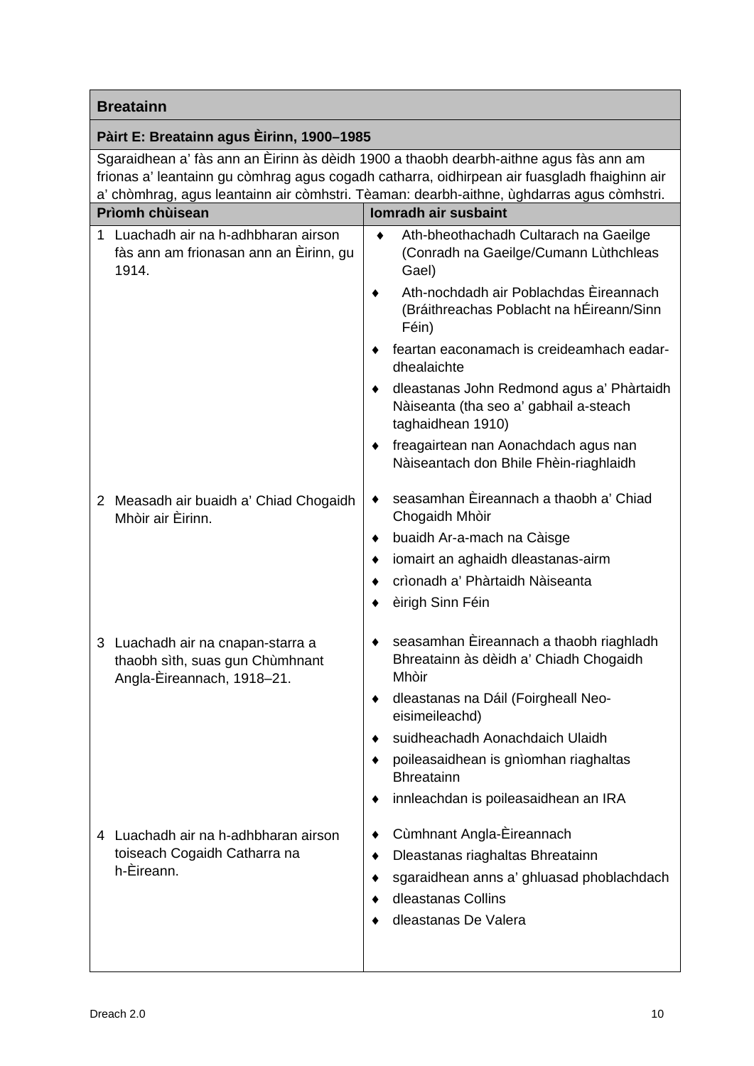| **Breatainn** | |
|---|---|
| **Pàirt E: Breatainn agus Èirinn, 1900–1985** | |
| Sgaraidhean a' fàs ann an Èirinn às dèidh 1900 a thaobh dearbh-aithne agus fàs ann am frionas a' leantainn gu còmhrag agus cogadh catharra, oidhirpean air fuasgladh fhaighinn air a' chòmhrag, agus leantainn air còmhstri. Tèaman: dearbh-aithne, ùghdarras agus còmhstri. | |
| **Prìomh chùisean** | **Iomradh air susbaint** |
| 1 Luachadh air na h-adhbharan airson fàs ann am frionasan ann an Èirinn, gu 1914. | ♦ Ath-bheothachadh Cultarach na Gaeilge (Conradh na Gaeilge/Cumann Lùthchleas Gael)<br>♦ Ath-nochdadh air Poblachdas Èireannach (Bráithreachas Poblacht na hÉireann/Sinn Féin)<br>♦ feartan eaconamach is creideamhach eadar-dhealaichte<br>♦ dleastanas John Redmond agus a' Phàrtaidh Nàiseanta (tha seo a' gabhail a-steach taghaidhean 1910)<br>♦ freagairtean nan Aonachdach agus nan Nàiseantach don Bhile Fhèin-riaghlaidh |
| 2 Measadh air buaidh a' Chiad Chogaidh Mhòir air Èirinn. | ♦ seasamhan Èireannach a thaobh a' Chiad Chogaidh Mhòir<br>♦ buaidh Ar-a-mach na Càisge<br>♦ iomairt an aghaidh dleastanas-airm<br>♦ crìonadh a' Phàrtaidh Nàiseanta<br>♦ èirigh Sinn Féin |
| 3 Luachadh air na cnapan-starra a thaobh sìth, suas gun Chùmhnant Angla-Èireannach, 1918–21. | ♦ seasamhan Èireannach a thaobh riaghladh Bhreatainn às dèidh a' Chiadh Chogaidh Mhòir<br>♦ dleastanas na Dáil (Foirgheall Neo-eisimeileachd)<br>♦ suidheachadh Aonachdaich Ulaidh<br>♦ poileasaidhean is gnìomhan riaghaltas Bhreatainn<br>♦ innleachdan is poileasaidhean an IRA |
| 4 Luachadh air na h-adhbharan airson toiseach Cogaidh Catharra na h-Èireann. | ♦ Cùmhnant Angla-Èireannach<br>♦ Dleastanas riaghaltas Bhreatainn<br>♦ sgaraidhean anns a' ghluasad phoblachdach<br>♦ dleastanas Collins<br>♦ dleastanas De Valera |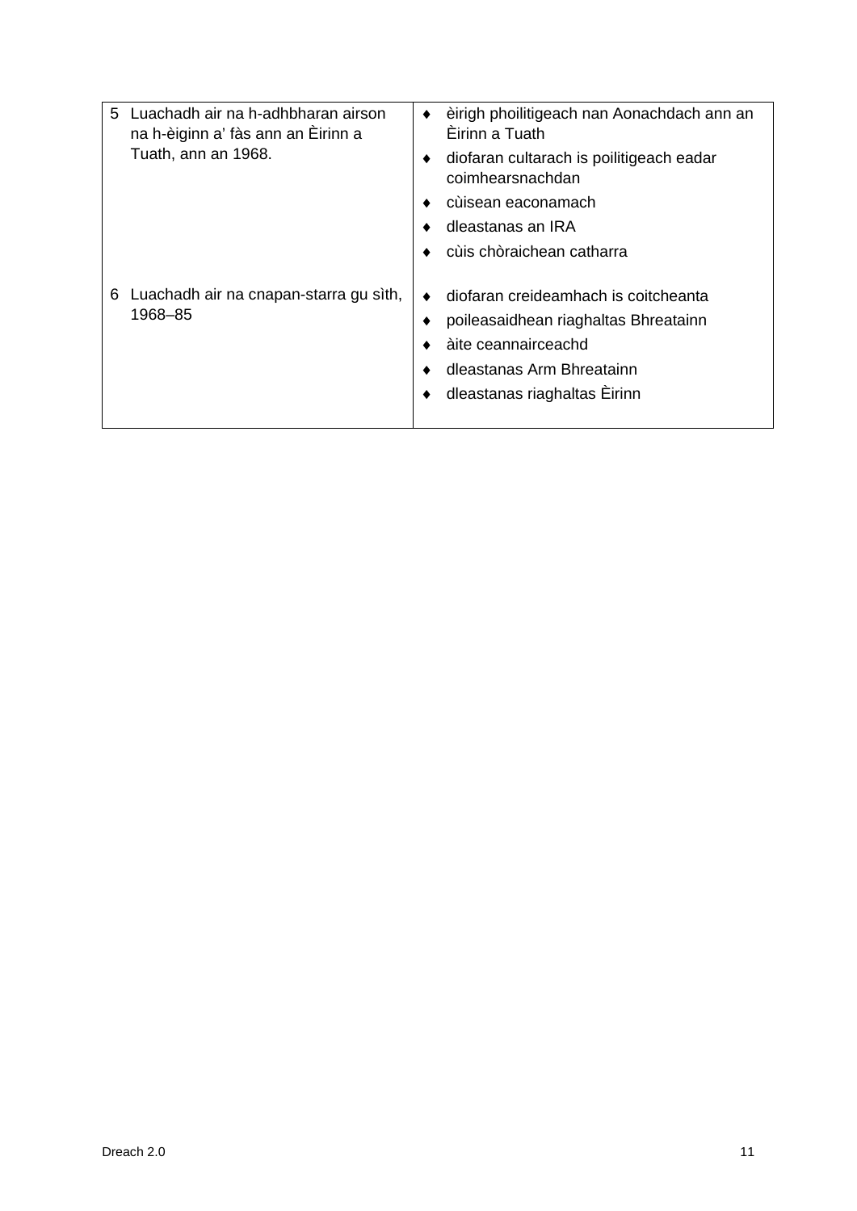| | |
|---|---|
| 5 Luachadh air na h-adhbharan airson na h-èiginn a' fàs ann an Èirinn a Tuath, ann an 1968. | ♦ èirigh phoilitigeach nan Aonachdach ann an Èirinn a Tuath<br>♦ diofaran cultarach is poilitigeach eadar coimhearsnachdan<br>♦ cùisean eaconamach<br>♦ dleastanas an IRA<br>♦ cùis chòraichean catharra |
| 6 Luachadh air na cnapan-starra gu sìth, 1968–85 | ♦ diofaran creideamhach is coitcheanta<br>♦ poileasaidhean riaghaltas Bhreatainn<br>♦ àite ceannairceachd<br>♦ dleastanas Arm Bhreatainn<br>♦ dleastanas riaghaltas Èirinn |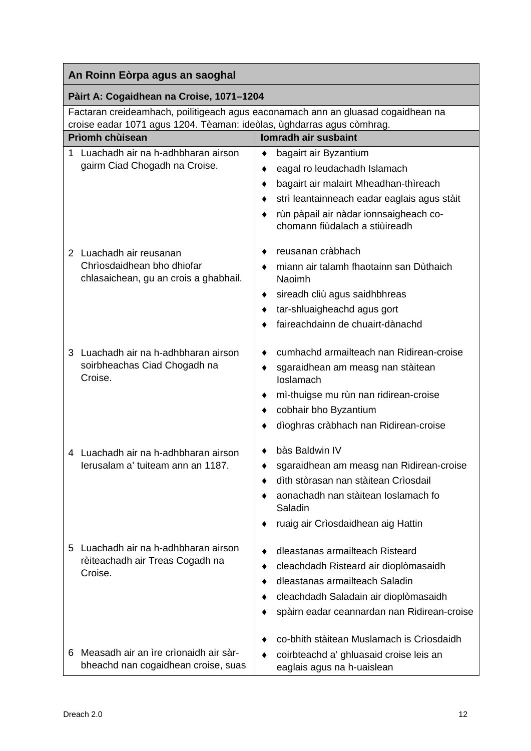| An Roinn Eòrpa agus an saoghal | |
|---|---|
| **Pàirt A: Cogaidhean na Croise, 1071–1204** | |
| Factaran creideamhach, poilitigeach agus eaconamach ann an gluasad cogaidhean na croise eadar 1071 agus 1204. Tèaman: ideòlas, ùghdarras agus còmhrag. | |
| **Prìomh chùisean** | **Iomradh air susbaint** |
| 1 Luachadh air na h-adhbharan airson gairm Ciad Chogadh na Croise. | ♦ bagairt air Byzantium<br>♦ eagal ro leudachadh Islamach<br>♦ bagairt air malairt Mheadhan-thìreach<br>♦ strì leantainneach eadar eaglais agus stàit<br>♦ rùn pàpail air nàdar ionnsaigheach co-chomann fiùdalach a stiùireadh |
| 2 Luachadh air reusanan Chrìosdaidhean bho dhiofar chlasaichean, gu an crois a ghabhail. | ♦ reusanan cràbhach<br>♦ miann air talamh fhaotainn san Dùthaich Naoimh<br>♦ sireadh cliù agus saidhbhreas<br>♦ tar-shluaigheachd agus gort<br>♦ faireachdainn de chuairt-dànachd |
| 3 Luachadh air na h-adhbharan airson soirbheachas Ciad Chogadh na Croise. | ♦ cumhachd armailteach nan Ridirean-croise<br>♦ sgaraidhean am measg nan stàitean Ioslamach<br>♦ mì-thuigse mu rùn nan ridirean-croise<br>♦ cobhair bho Byzantium<br>♦ dìoghras cràbhach nan Ridirean-croise |
| 4 Luachadh air na h-adhbharan airson Ierusalam a' tuiteam ann an 1187. | ♦ bàs Baldwin IV<br>♦ sgaraidhean am measg nan Ridirean-croise<br>♦ dìth stòrasan nan stàitean Crìosdail<br>♦ aonachadh nan stàitean Ioslamach fo Saladin<br>♦ ruaig air Crìosdaidhean aig Hattin |
| 5 Luachadh air na h-adhbharan airson rèiteachadh air Treas Cogadh na Croise. | ♦ dleastanas armailteach Risteard<br>♦ cleachdadh Risteard air dioplòmasaidh<br>♦ dleastanas armailteach Saladin<br>♦ cleachdadh Saladain air dioplòmasaidh<br>♦ spàirn eadar ceannardan nan Ridirean-croise |
| 6 Measadh air an ìre crìonaidh air sàr-bheachd nan cogaidhean croise, suas | ♦ co-bhith stàitean Muslamach is Crìosdaidh<br>♦ coirbteachd a' ghluasaid croise leis an eaglais agus na h-uaislean |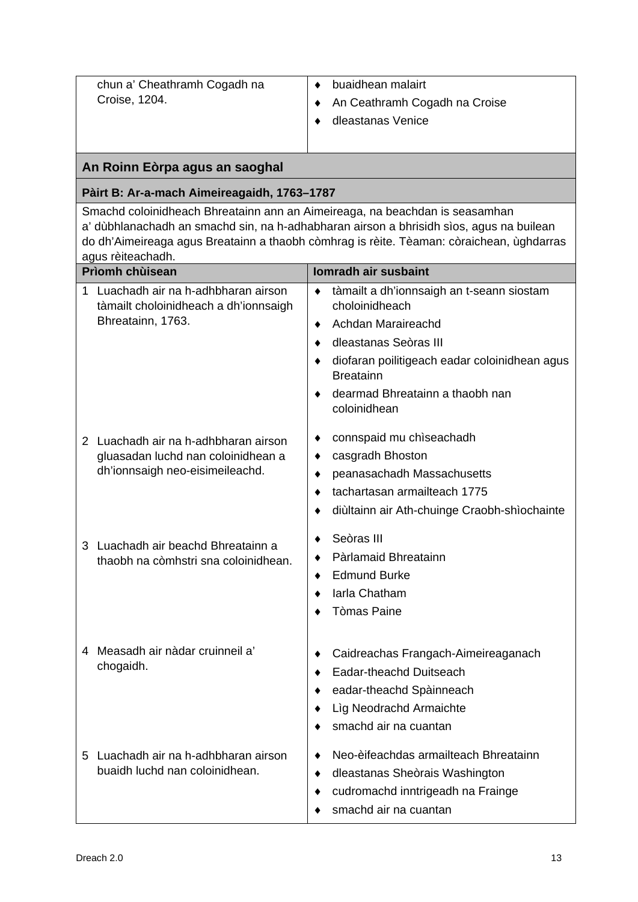| | |
|---|---|
| chun a' Cheathramh Cogadh na Croise, 1204. | ♦ buaidhean malairt<br>♦ An Ceathramh Cogadh na Croise<br>♦ dleastanas Venice |

## An Roinn Eòrpa agus an saoghal

### Pàirt B: Ar-a-mach Aimeireagaidh, 1763–1787

Smachd coloinidheach Bhreatainn ann an Aimeireaga, na beachdan is seasamhan a' dùbhlanachadh an smachd sin, na h-adhabharan airson a bhrisidh sìos, agus na builean do dh'Aimeireaga agus Breatainn a thaobh còmhrag is rèite. Tèaman: còraichean, ùghdarras agus rèiteachadh.

| Prìomh chùisean | Iomradh air susbaint |
|---|---|
| 1 Luachadh air na h-adhbharan airson tàmailt choloinidheach a dh'ionnsaigh Bhreatainn, 1763. | ♦ tàmailt a dh'ionnsaigh an t-seann siostam choloinidheach<br>♦ Achdan Maraireachd<br>♦ dleastanas Seòras III<br>♦ diofaran poilitigeach eadar coloinidhean agus Breatainn<br>♦ dearmad Bhreatainn a thaobh nan coloinidhean |
| 2 Luachadh air na h-adhbharan airson gluasadan luchd nan coloinidhean a dh'ionnsaigh neo-eisimeileachd. | ♦ connspaid mu chìseachadh<br>♦ casgradh Bhoston<br>♦ peanasachadh Massachusetts<br>♦ tachartasan armailteach 1775<br>♦ diùltainn air Ath-chuinge Craobh-shìochainte |
| 3 Luachadh air beachd Bhreatainn a thaobh na còmhstri sna coloinidhean. | ♦ Seòras III<br>♦ Pàrlamaid Bhreatainn<br>♦ Edmund Burke<br>♦ Iarla Chatham<br>♦ Tòmas Paine |
| 4 Measadh air nàdar cruinneil a' chogaidh. | ♦ Caidreachas Frangach-Aimeireaganach<br>♦ Eadar-theachd Duitseach<br>♦ eadar-theachd Spàinneach<br>♦ Lìg Neodrachd Armaichte<br>♦ smachd air na cuantan |
| 5 Luachadh air na h-adhbharan airson buaidh luchd nan coloinidhean. | ♦ Neo-èifeachdas armailteach Bhreatainn<br>♦ dleastanas Sheòrais Washington<br>♦ cudromachd inntrigeadh na Frainge<br>♦ smachd air na cuantan |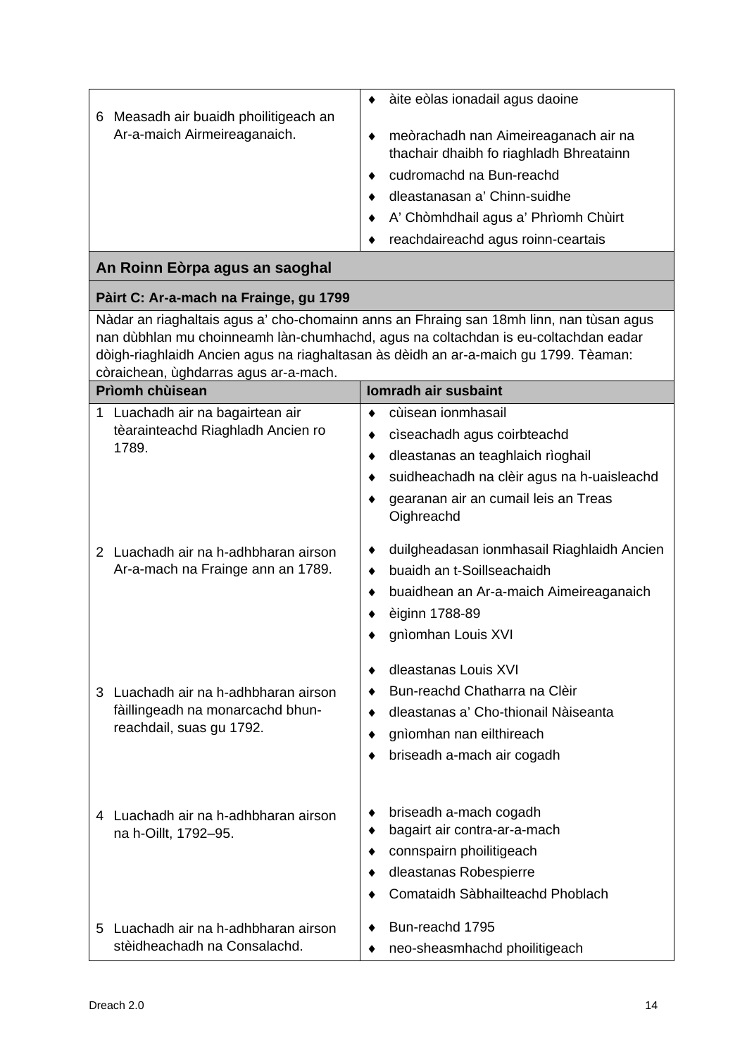| | |
|---|---|
| 6 Measadh air buaidh phoilitigeach an Ar-a-maich Airmeireaganaich. | ♦ àite eòlas ionadail agus daoine<br>♦ meòrachadh nan Aimeireaganach air na thachair dhaibh fo riaghladh Bhreatainn<br>♦ cudromachd na Bun-reachd<br>♦ dleastanasan a' Chinn-suidhe<br>♦ A' Chòmhdhail agus a' Phrìomh Chùirt<br>♦ reachdaireachd agus roinn-ceartais |

## An Roinn Eòrpa agus an saoghal

### Pàirt C: Ar-a-mach na Frainge, gu 1799

Nàdar an riaghaltais agus a' cho-chomainn anns an Fhraing san 18mh linn, nan tùsan agus nan dùbhlan mu choinneamh làn-chumhachd, agus na coltachdan is eu-coltachdan eadar dòigh-riaghlaidh Ancien agus na riaghaltasan às dèidh an ar-a-maich gu 1799. Tèaman: còraichean, ùghdarras agus ar-a-mach.

| Prìomh chùisean | Iomradh air susbaint |
|---|---|
| 1 Luachadh air na bagairtean air tèarainteachd Riaghladh Ancien ro 1789. | ♦ cùisean ionmhasail<br>♦ cìseachadh agus coirbteachd<br>♦ dleastanas an teaghlaich rìoghail<br>♦ suidheachadh na clèir agus na h-uaisleachd<br>♦ gearanan air an cumail leis an Treas Oighreachd |
| 2 Luachadh air na h-adhbharan airson Ar-a-mach na Frainge ann an 1789. | ♦ duilgheadasan ionmhasail Riaghlaidh Ancien<br>♦ buaidh an t-Soillseachaidh<br>♦ buaidhean an Ar-a-maich Aimeireaganaich<br>♦ èiginn 1788-89<br>♦ gnìomhan Louis XVI |
| 3 Luachadh air na h-adhbharan airson fàillingeadh na monarcachd bhun-reachdail, suas gu 1792. | ♦ dleastanas Louis XVI<br>♦ Bun-reachd Chatharra na Clèir<br>♦ dleastanas a' Cho-thionail Nàiseanta<br>♦ gnìomhan nan eilthireach<br>♦ briseadh a-mach air cogadh |
| 4 Luachadh air na h-adhbharan airson na h-Oillt, 1792–95. | ♦ briseadh a-mach cogadh<br>♦ bagairt air contra-ar-a-mach<br>♦ connspairn phoilitigeach<br>♦ dleastanas Robespierre<br>♦ Comataidh Sàbhailteachd Phoblach |
| 5 Luachadh air na h-adhbharan airson stèidheachadh na Consalachd. | ♦ Bun-reachd 1795<br>♦ neo-sheasmhachd phoilitigeach |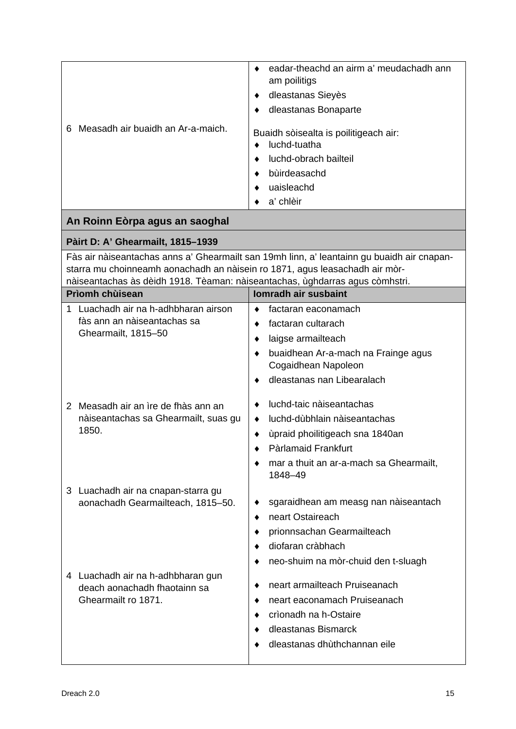| | |
|---|---|
| 6 Measadh air buaidh an Ar-a-maich. | ♦ eadar-theachd an airm a' meudachadh ann am poilitigs<br>♦ dleastanas Sieyès<br>♦ dleastanas Bonaparte<br><br>Buaidh sòisealta is poilitigeach air:<br>♦ luchd-tuatha<br>♦ luchd-obrach bailteil<br>♦ bùirdeasachd<br>♦ uaisleachd<br>♦ a' chlèir |

**An Roinn Eòrpa agus an saoghal**

**Pàirt D: A' Ghearmailt, 1815–1939**

Fàs air nàiseantachas anns a' Ghearmailt san 19mh linn, a' leantainn gu buaidh air cnapan-starra mu choinneamh aonachadh an nàisein ro 1871, agus leasachadh air mòr-nàiseantachas às dèidh 1918. Tèaman: nàiseantachas, ùghdarras agus còmhstri.

| Prìomh chùisean | Iomradh air susbaint |
|---|---|
| 1 Luachadh air na h-adhbharan airson fàs ann an nàiseantachas sa Ghearmailt, 1815–50 | ♦ factaran eaconamach<br>♦ factaran cultarach<br>♦ laigse armailteach<br>♦ buaidhean Ar-a-mach na Frainge agus Cogaidhean Napoleon<br>♦ dleastanas nan Libearalach |
| 2 Measadh air an ìre de fhàs ann an nàiseantachas sa Ghearmailt, suas gu 1850. | ♦ luchd-taic nàiseantachas<br>♦ luchd-dùbhlain nàiseantachas<br>♦ ùpraid phoilitigeach sna 1840an<br>♦ Pàrlamaid Frankfurt<br>♦ mar a thuit an ar-a-mach sa Ghearmailt, 1848–49 |
| 3 Luachadh air na cnapan-starra gu aonachadh Gearmailteach, 1815–50. | ♦ sgaraidhean am measg nan nàiseantach<br>♦ neart Ostaireach<br>♦ prionnsachan Gearmailteach<br>♦ diofaran cràbhach<br>♦ neo-shuim na mòr-chuid den t-sluagh |
| 4 Luachadh air na h-adhbharan gun deach aonachadh fhaotainn sa Ghearmailt ro 1871. | ♦ neart armailteach Pruiseanach<br>♦ neart eaconamach Pruiseanach<br>♦ crìonadh na h-Ostaire<br>♦ dleastanas Bismarck<br>♦ dleastanas dhùthchannan eile |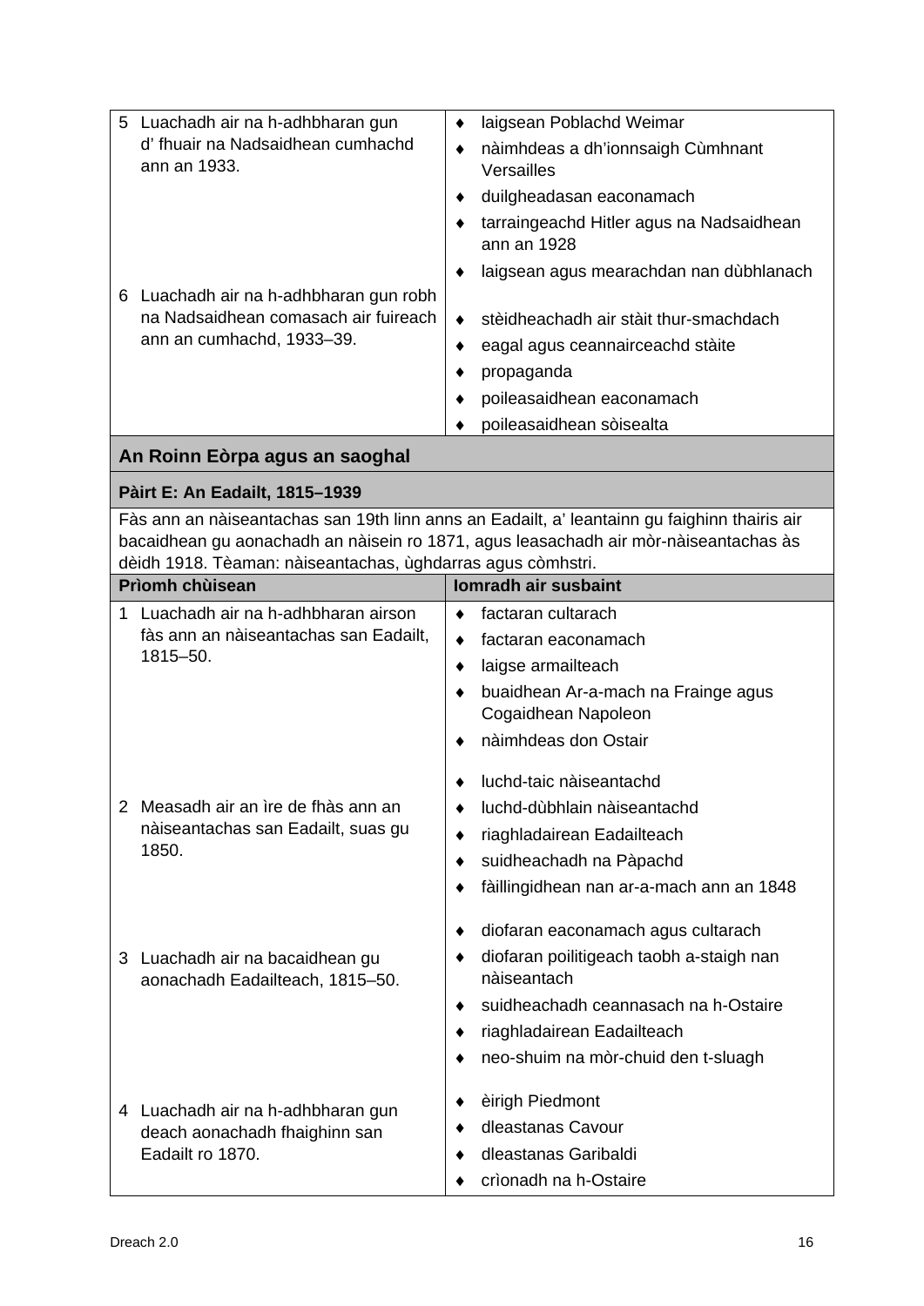| | |
|---|---|
| 5 Luachadh air na h-adhbharan gun d' fhuair na Nadsaidhean cumhachd ann an 1933. | ♦ laigsean Poblachd Weimar<br>♦ nàimhdeas a dh'ionnsaigh Cùmhnant Versailles<br>♦ duilgheadasan eaconamach<br>♦ tarraingeachd Hitler agus na Nadsaidhean ann an 1928<br>♦ laigsean agus mearachdan nan dùbhlanach |
| 6 Luachadh air na h-adhbharan gun robh na Nadsaidhean comasach air fuireach ann an cumhachd, 1933–39. | ♦ stèidheachadh air stàit thur-smachdach<br>♦ eagal agus ceannairceachd stàite<br>♦ propaganda<br>♦ poileasaidhean eaconamach<br>♦ poileasaidhean sòisealta |

## An Roinn Eòrpa agus an saoghal

### Pàirt E: An Eadailt, 1815–1939

Fàs ann an nàiseantachas san 19th linn anns an Eadailt, a' leantainn gu faighinn thairis air bacaidhean gu aonachadh an nàisein ro 1871, agus leasachadh air mòr-nàiseantachas às dèidh 1918. Tèaman: nàiseantachas, ùghdarras agus còmhstri.

| Prìomh chùisean | Iomradh air susbaint |
|---|---|
| 1 Luachadh air na h-adhbharan airson fàs ann an nàiseantachas san Eadailt, 1815–50. | ♦ factaran cultarach<br>♦ factaran eaconamach<br>♦ laigse armailteach<br>♦ buaidhean Ar-a-mach na Frainge agus Cogaidhean Napoleon<br>♦ nàimhdeas don Ostair |
| 2 Measadh air an ìre de fhàs ann an nàiseantachas san Eadailt, suas gu 1850. | ♦ luchd-taic nàiseantachd<br>♦ luchd-dùbhlain nàiseantachd<br>♦ riaghladairean Eadailteach<br>♦ suidheachadh na Pàpachd<br>♦ fàillingidhean nan ar-a-mach ann an 1848 |
| 3 Luachadh air na bacaidhean gu aonachadh Eadailteach, 1815–50. | ♦ diofaran eaconamach agus cultarach<br>♦ diofaran poilitigeach taobh a-staigh nan nàiseantach<br>♦ suidheachadh ceannasach na h-Ostaire<br>♦ riaghladairean Eadailteach<br>♦ neo-shuim na mòr-chuid den t-sluagh |
| 4 Luachadh air na h-adhbharan gun deach aonachadh fhaighinn san Eadailt ro 1870. | ♦ èirigh Piedmont<br>♦ dleastanas Cavour<br>♦ dleastanas Garibaldi<br>♦ crìonadh na h-Ostaire |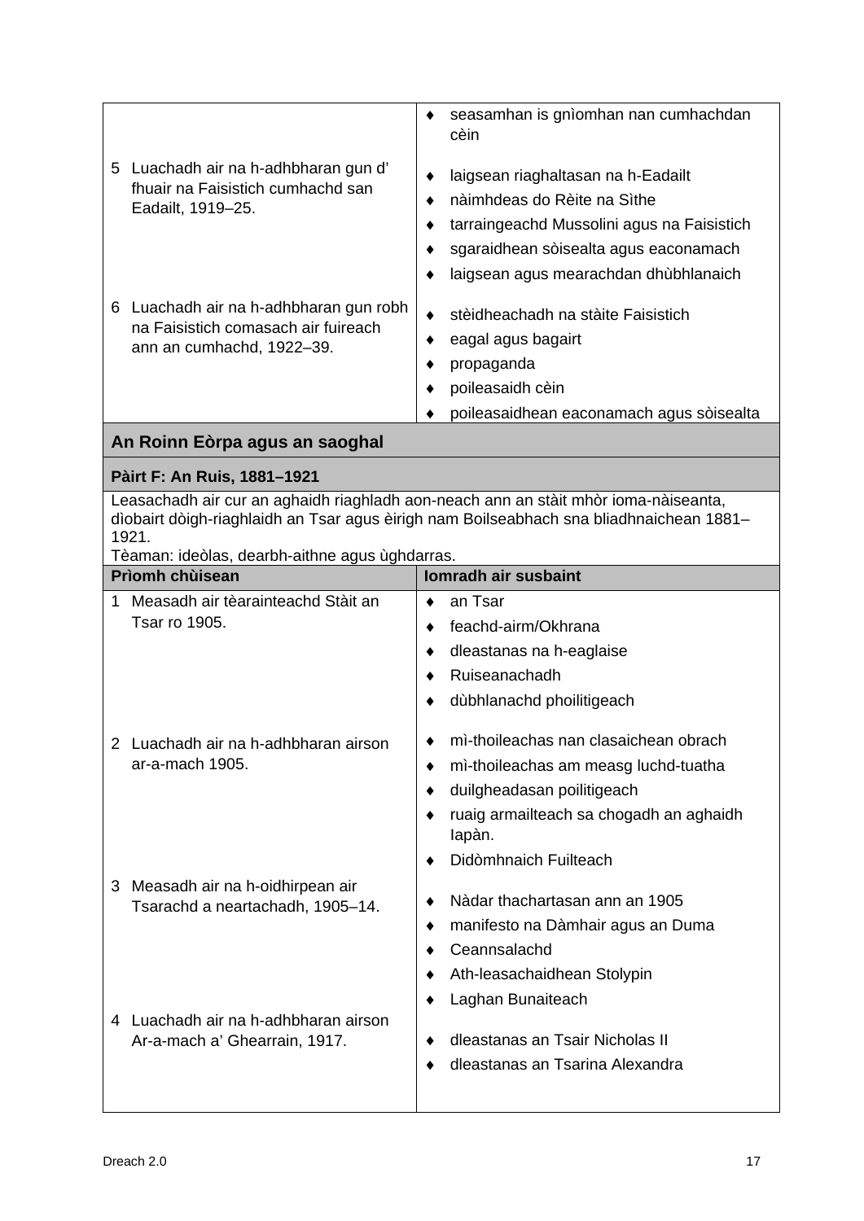| | |
|---|---|
| | ♦ seasamhan is gnìomhan nan cumhachdan cèin |
| 5 Luachadh air na h-adhbharan gun d' fhuair na Faisistich cumhachd san Eadailt, 1919–25. | ♦ laigsean riaghaltasan na h-Eadailt<br>♦ nàimhdeas do Rèite na Sìthe<br>♦ tarraingeachd Mussolini agus na Faisistich<br>♦ sgaraidhean sòisealta agus eaconamach<br>♦ laigsean agus mearachdan dhùbhlanaich |
| 6 Luachadh air na h-adhbharan gun robh na Faisistich comasach air fuireach ann an cumhachd, 1922–39. | ♦ stèidheachadh na stàite Faisistich<br>♦ eagal agus bagairt<br>♦ propaganda<br>♦ poileasaidh cèin<br>♦ poileasaidhean eaconamach agus sòisealta |

## An Roinn Eòrpa agus an saoghal

### Pàirt F: An Ruis, 1881–1921

Leasachadh air cur an aghaidh riaghladh aon-neach ann an stàit mhòr ioma-nàiseanta, dìobairt dòigh-riaghlaidh an Tsar agus èirigh nam Boilseabhach sna bliadhnaichean 1881–1921.
Tèaman: ideòlas, dearbh-aithne agus ùghdarras.

| Prìomh chùisean | Iomradh air susbaint |
|---|---|
| 1 Measadh air tèarainteachd Stàit an Tsar ro 1905. | ♦ an Tsar<br>♦ feachd-airm/Okhrana<br>♦ dleastanas na h-eaglaise<br>♦ Ruiseanachadh<br>♦ dùbhlanachd phoilitigeach |
| 2 Luachadh air na h-adhbharan airson ar-a-mach 1905. | ♦ mì-thoileachas nan clasaichean obrach<br>♦ mì-thoileachas am measg luchd-tuatha<br>♦ duilgheadasan poilitigeach<br>♦ ruaig armailteach sa chogadh an aghaidh Iapàn.<br>♦ Didòmhnaich Fuilteach |
| 3 Measadh air na h-oidhirpean air Tsarachd a neartachadh, 1905–14. | ♦ Nàdar thachartasan ann an 1905<br>♦ manifesto na Dàmhair agus an Duma<br>♦ Ceannsalachd<br>♦ Ath-leasachaidhean Stolypin<br>♦ Laghan Bunaiteach |
| 4 Luachadh air na h-adhbharan airson Ar-a-mach a' Ghearrain, 1917. | ♦ dleastanas an Tsair Nicholas II<br>♦ dleastanas an Tsarina Alexandra |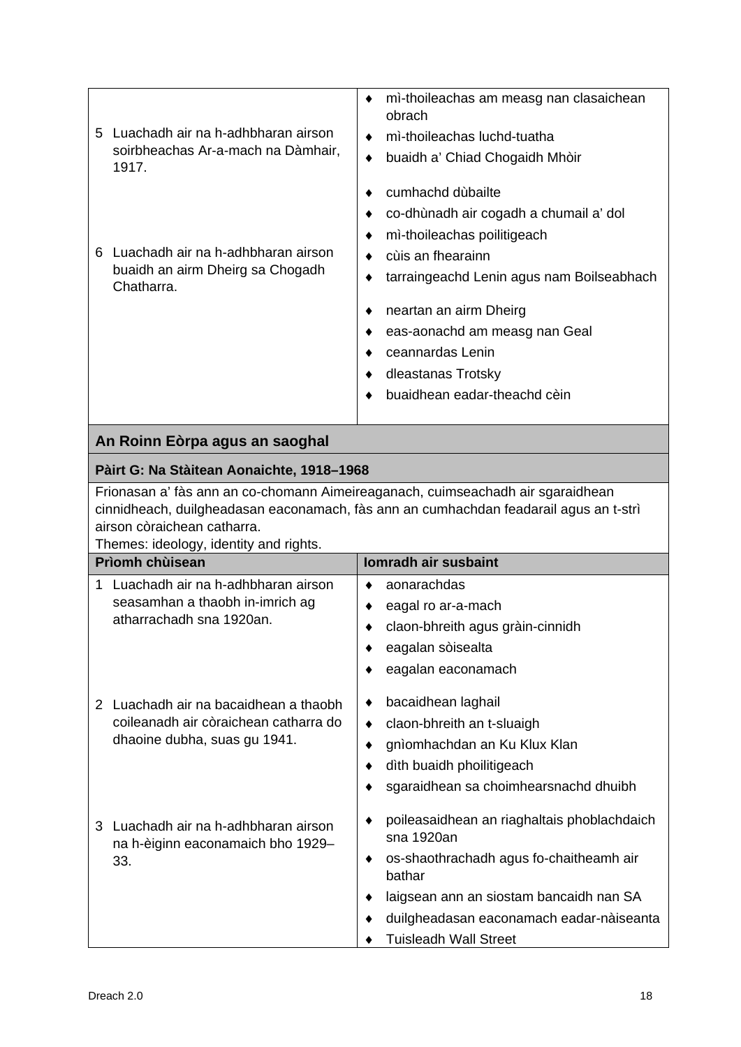| | |
|---|---|
| 5 Luachadh air na h-adhbharan airson soirbheachas Ar-a-mach na Dàmhair, 1917. | ♦ mì-thoileachas am measg nan clasaichean obrach<br>♦ mì-thoileachas luchd-tuatha<br>♦ buaidh a' Chiad Chogaidh Mhòir<br>♦ cumhachd dùbailte<br>♦ co-dhùnadh air cogadh a chumail a' dol<br>♦ mì-thoileachas poilitigeach<br>♦ cùis an fhearainn<br>♦ tarraingeachd Lenin agus nam Boilseabhach |
| 6 Luachadh air na h-adhbharan airson buaidh an airm Dheirg sa Chogadh Chatharra. | ♦ neartan an airm Dheirg<br>♦ eas-aonachd am measg nan Geal<br>♦ ceannardas Lenin<br>♦ dleastanas Trotsky<br>♦ buaidhean eadar-theachd cèin |

**An Roinn Eòrpa agus an saoghal**

**Pàirt G: Na Stàitean Aonaichte, 1918–1968**

Frionasan a' fàs ann an co-chomann Aimeireaganach, cuimseachadh air sgaraidhean cinnidheach, duilgheadasan eaconamach, fàs ann an cumhachdan feadarail agus an t-strì airson còraichean catharra.
Themes: ideology, identity and rights.

| Prìomh chùisean | Iomradh air susbaint |
|---|---|
| 1 Luachadh air na h-adhbharan airson seasamhan a thaobh in-imrich ag atharrachadh sna 1920an. | ♦ aonarachdas<br>♦ eagal ro ar-a-mach<br>♦ claon-bhreith agus gràin-cinnidh<br>♦ eagalan sòisealta<br>♦ eagalan eaconamach |
| 2 Luachadh air na bacaidhean a thaobh coileanadh air còraichean catharra do dhaoine dubha, suas gu 1941. | ♦ bacaidhean laghail<br>♦ claon-bhreith an t-sluaigh<br>♦ gnìomhachdan an Ku Klux Klan<br>♦ dìth buaidh phoilitigeach<br>♦ sgaraidhean sa choimhearsnachd dhuibh |
| 3 Luachadh air na h-adhbharan airson na h-èiginn eaconamaich bho 1929–33. | ♦ poileasaidhean an riaghaltais phoblachdaich sna 1920an<br>♦ os-shaothrachadh agus fo-chaitheamh air bathar<br>♦ laigsean ann an siostam bancaidh nan SA<br>♦ duilgheadasan eaconamach eadar-nàiseanta<br>♦ Tuisleadh Wall Street |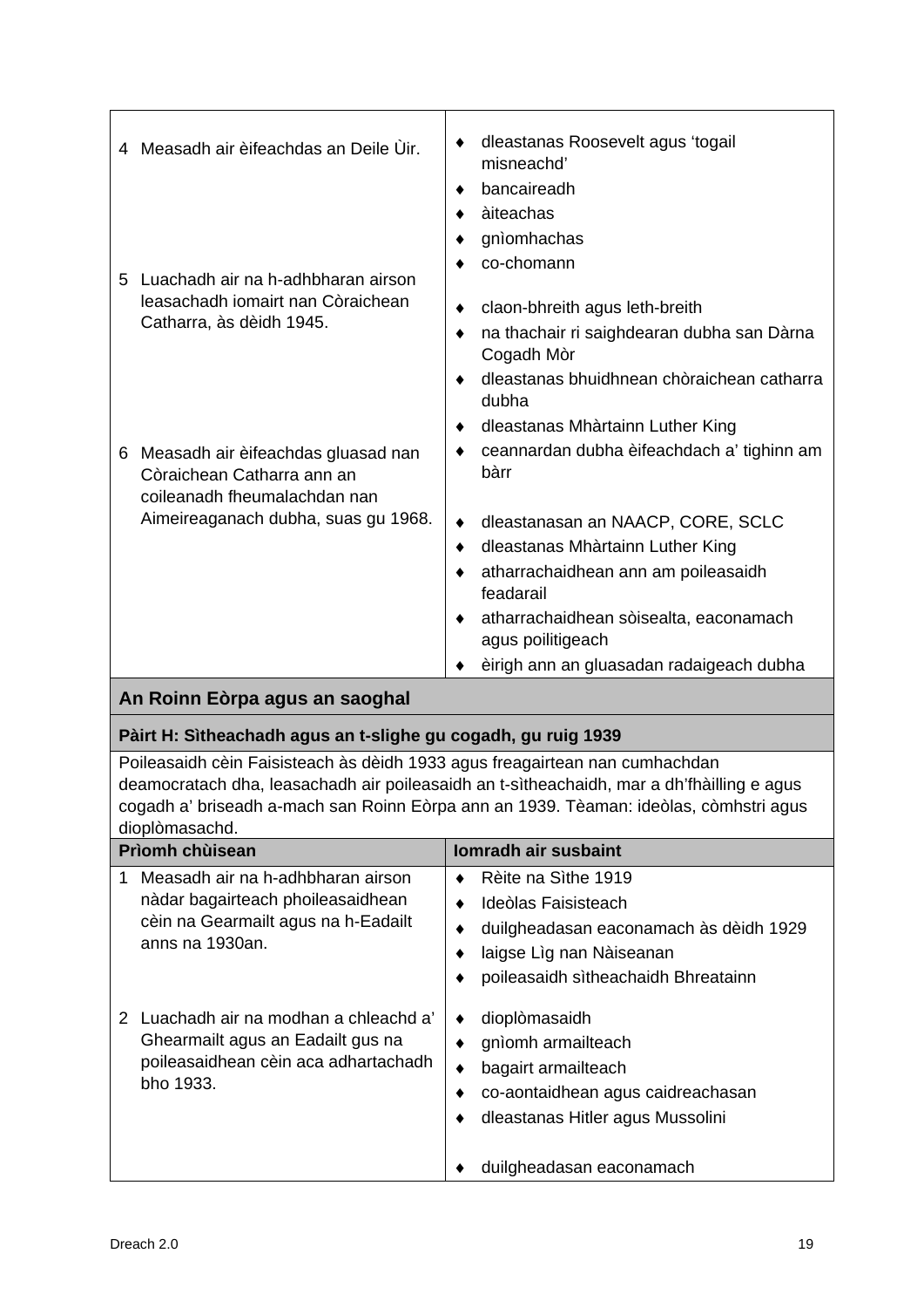| | |
|---|---|
| 4 Measadh air èifeachdas an Deile Ùir. | ♦ dleastanas Roosevelt agus 'togail misneachd'<br>♦ bancaireadh<br>♦ àiteachas<br>♦ gnìomhachas<br>♦ co-chomann |
| 5 Luachadh air na h-adhbharan airson leasachadh iomairt nan Còraichean Catharra, às dèidh 1945. | ♦ claon-bhreith agus leth-breith<br>♦ na thachair ri saighdearan dubha san Dàrna Cogadh Mòr<br>♦ dleastanas bhuidhnean chòraichean catharra dubha<br>♦ dleastanas Mhàrtainn Luther King<br>♦ ceannardan dubha èifeachdach a' tighinn am bàrr |
| 6 Measadh air èifeachdas gluasad nan Còraichean Catharra ann an coileanadh fheumalachdan nan Aimeireaganach dubha, suas gu 1968. | ♦ dleastanasan an NAACP, CORE, SCLC<br>♦ dleastanas Mhàrtainn Luther King<br>♦ atharrachaidhean ann am poileasaidh feadarail<br>♦ atharrachaidhean sòisealta, eaconamach agus poilitigeach<br>♦ èirigh ann an gluasadan radaigeach dubha |
| **An Roinn Eòrpa agus an saoghal** | |
| **Pàirt H: Sìtheachadh agus an t-slighe gu cogadh, gu ruig 1939** | |
| Poileasaidh cèin Faisisteach às dèidh 1933 agus freagairtean nan cumhachdan deamocratach dha, leasachadh air poileasaidh an t-sìtheachaidh, mar a dh'fhàilling e agus cogadh a' briseadh a-mach san Roinn Eòrpa ann an 1939. Tèaman: ideòlas, còmhstri agus dioplòmasachd. | |
| **Prìomh chùisean** | **Iomradh air susbaint** |
| 1 Measadh air na h-adhbharan airson nàdar bagairteach phoileasaidhean cèin na Gearmailt agus na h-Eadailt anns na 1930an. | ♦ Rèite na Sìthe 1919<br>♦ Ideòlas Faisisteach<br>♦ duilgheadasan eaconamach às dèidh 1929<br>♦ laigse Lìg nan Nàiseanan<br>♦ poileasaidh sìtheachaidh Bhreatainn |
| 2 Luachadh air na modhan a chleachd a' Ghearmailt agus an Eadailt gus na poileasaidhean cèin aca adhartachadh bho 1933. | ♦ dioplòmasaidh<br>♦ gnìomh armailteach<br>♦ bagairt armailteach<br>♦ co-aontaidhean agus caidreachasan<br>♦ dleastanas Hitler agus Mussolini<br>♦ duilgheadasan eaconamach |

Dreach 2.0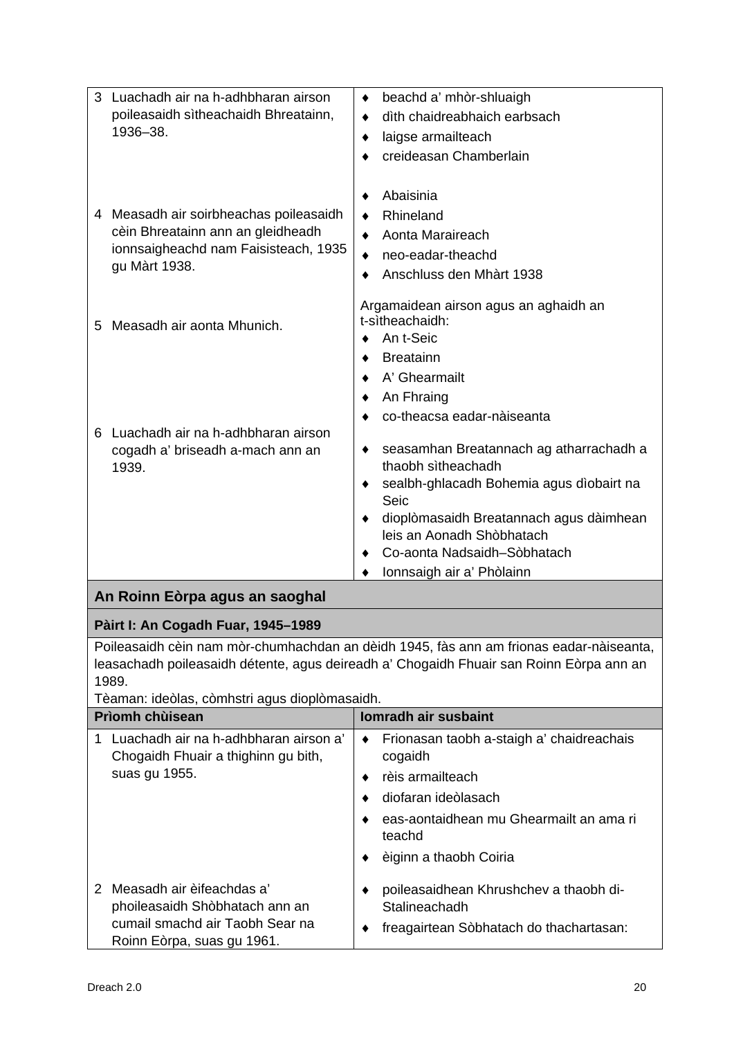| | |
|---|---|
| 3 Luachadh air na h-adhbharan airson poileasaidh sìtheachaidh Bhreatainn, 1936–38. | ♦ beachd a' mhòr-shluaigh<br>♦ dìth chaidreabhaich earbsach<br>♦ laigse armailteach<br>♦ creideasan Chamberlain |
| 4 Measadh air soirbheachas poileasaidh cèin Bhreatainn ann an gleidheadh ionnsaigheachd nam Faisisteach, 1935 gu Màrt 1938. | ♦ Abaisinia<br>♦ Rhineland<br>♦ Aonta Maraireach<br>♦ neo-eadar-theachd<br>♦ Anschluss den Mhàrt 1938 |
| 5 Measadh air aonta Mhunich. | Argamaidean airson agus an aghaidh an t-sìtheachaidh:<br>♦ An t-Seic<br>♦ Breatainn<br>♦ A' Ghearmailt<br>♦ An Fhraing<br>♦ co-theacsa eadar-nàiseanta |
| 6 Luachadh air na h-adhbharan airson cogadh a' briseadh a-mach ann an 1939. | ♦ seasamhan Breatannach ag atharrachadh a thaobh sìtheachadh<br>♦ sealbh-ghlacadh Bohemia agus dìobairt na Seic<br>♦ dioplòmasaidh Breatannach agus dàimhean leis an Aonadh Shòbhatach<br>♦ Co-aonta Nadsaidh–Sòbhatach<br>♦ Ionnsaigh air a' Phòlainn |

## An Roinn Eòrpa agus an saoghal

### Pàirt I: An Cogadh Fuar, 1945–1989

Poileasaidh cèin nam mòr-chumhachdan an dèidh 1945, fàs ann am frionas eadar-nàiseanta, leasachadh poileasaidh détente, agus deireadh a' Chogaidh Fhuair san Roinn Eòrpa ann an 1989.
Tèaman: ideòlas, còmhstri agus dioplòmasaidh.

| Prìomh chùisean | Iomradh air susbaint |
|---|---|
| 1 Luachadh air na h-adhbharan airson a' Chogaidh Fhuair a thighinn gu bith, suas gu 1955. | ♦ Frionasan taobh a-staigh a' chaidreachais cogaidh<br>♦ rèis armailteach<br>♦ diofaran ideòlasach<br>♦ eas-aontaidhean mu Ghearmailt an ama ri teachd<br>♦ èiginn a thaobh Coiria |
| 2 Measadh air èifeachdas a' phoileasaidh Shòbhataich ann an cumail smachd air Taobh Sear na Roinn Eòrpa, suas gu 1961. | ♦ poileasaidhean Khrushchev a thaobh di-Stalineachadh<br>♦ freagairtean Sòbhatach do thachartasan: |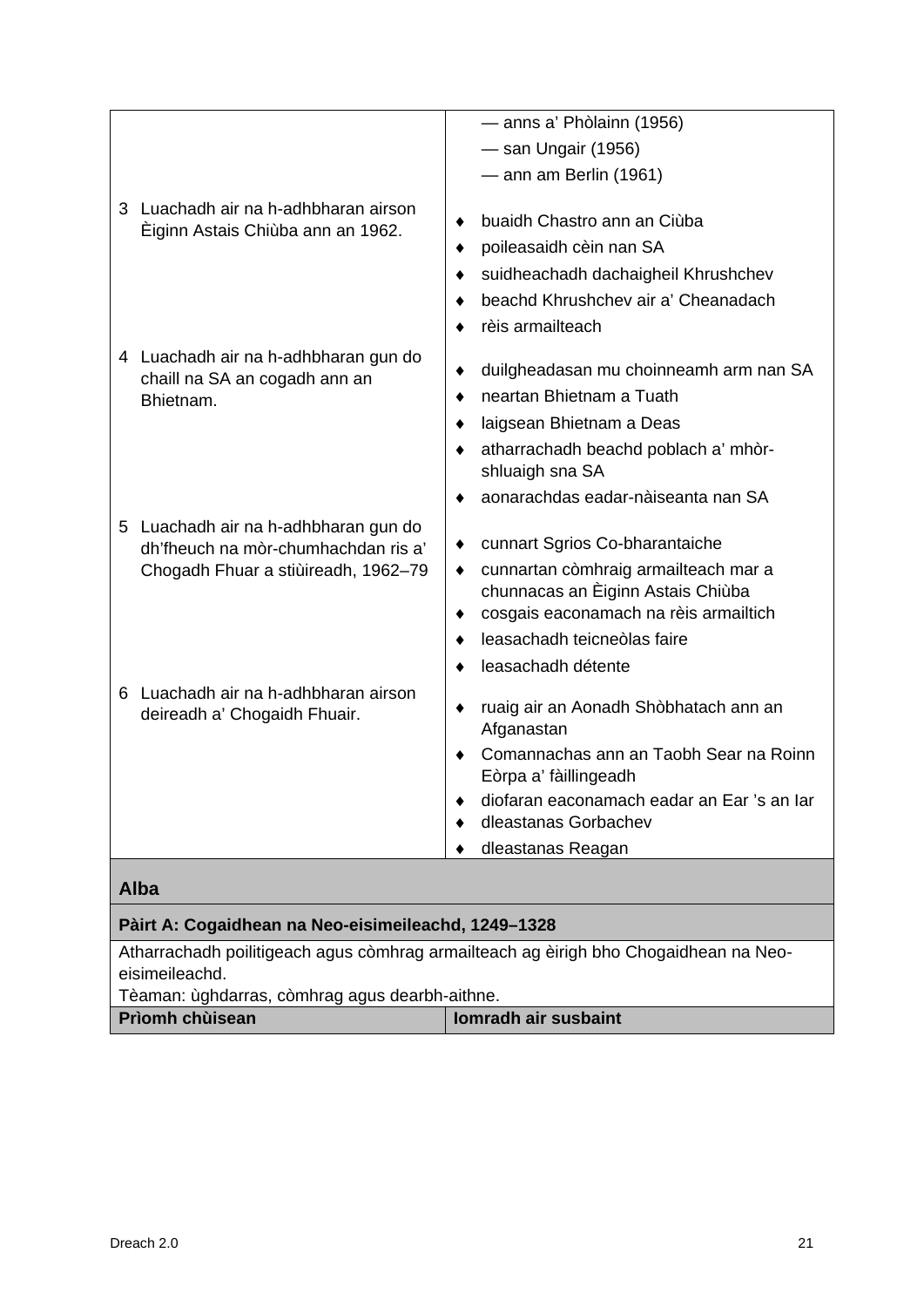| | |
|---|---|
| | — anns a' Phòlainn (1956)<br>— san Ungair (1956)<br>— ann am Berlin (1961) |
| 3 Luachadh air na h-adhbharan airson Èiginn Astais Chiùba ann an 1962. | ♦ buaidh Chastro ann an Ciùba<br>♦ poileasaidh cèin nan SA<br>♦ suidheachadh dachaigheil Khrushchev<br>♦ beachd Khrushchev air a' Cheanadach<br>♦ rèis armailteach |
| 4 Luachadh air na h-adhbharan gun do chaill na SA an cogadh ann an Bhietnam. | ♦ duilgheadasan mu choinneamh arm nan SA<br>♦ neartan Bhietnam a Tuath<br>♦ laigsean Bhietnam a Deas<br>♦ atharrachadh beachd poblach a' mhòr-shluaigh sna SA<br>♦ aonarachdas eadar-nàiseanta nan SA |
| 5 Luachadh air na h-adhbharan gun do dh'fheuch na mòr-chumhachdan ris a' Chogadh Fhuar a stiùireadh, 1962–79 | ♦ cunnart Sgrios Co-bharantaiche<br>♦ cunnartan còmhraig armailteach mar a chunnacas an Èiginn Astais Chiùba<br>♦ cosgais eaconamach na rèis armailtich<br>♦ leasachadh teicneòlas faire<br>♦ leasachadh détente |
| 6 Luachadh air na h-adhbharan airson deireadh a' Chogaidh Fhuair. | ♦ ruaig air an Aonadh Shòbhatach ann an Afganastan<br>♦ Comannachas ann an Taobh Sear na Roinn Eòrpa a' fàillingeadh<br>♦ diofaran eaconamach eadar an Ear 's an Iar<br>♦ dleastanas Gorbachev<br>♦ dleastanas Reagan |

## Alba

### Pàirt A: Cogaidhean na Neo-eisimeileachd, 1249–1328

Atharrachadh poilitigeach agus còmhrag armailteach ag èirigh bho Chogaidhean na Neo-eisimeileachd.
Tèaman: ùghdarras, còmhrag agus dearbh-aithne.

| Prìomh chùisean | Iomradh air susbaint |
|---|---|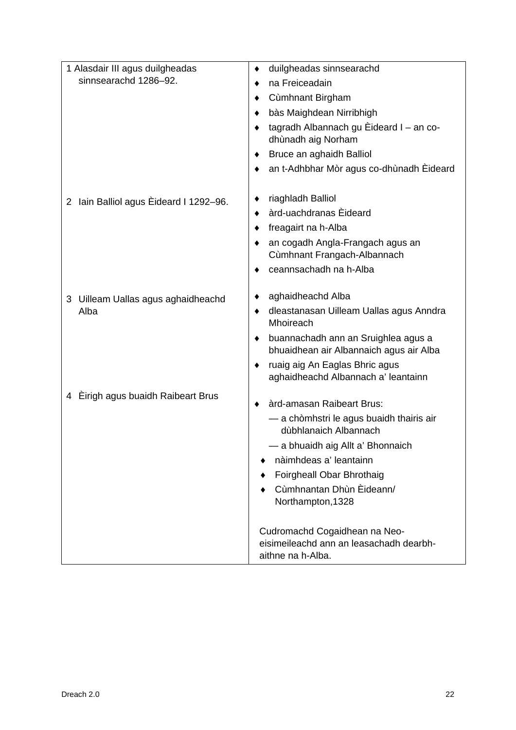| | |
|---|---|
| 1 Alasdair III agus duilgheadas sinnsearachd 1286–92. | ♦ duilgheadas sinnsearachd<br>♦ na Freiceadain<br>♦ Cùmhnant Birgham<br>♦ bàs Maighdean Nirribhigh<br>♦ tagradh Albannach gu Èideard I – an co-dhùnadh aig Norham<br>♦ Bruce an aghaidh Balliol<br>♦ an t-Adhbhar Mòr agus co-dhùnadh Èideard |
| 2 Iain Balliol agus Èideard I 1292–96. | ♦ riaghladh Balliol<br>♦ àrd-uachdranas Èideard<br>♦ freagairt na h-Alba<br>♦ an cogadh Angla-Frangach agus an Cùmhnant Frangach-Albannach<br>♦ ceannsachadh na h-Alba |
| 3 Uilleam Uallas agus aghaidheachd Alba | ♦ aghaidheachd Alba<br>♦ dleastanasan Uilleam Uallas agus Anndra Mhoireach<br>♦ buannachadh ann an Sruighlea agus a bhuaidhean air Albannaich agus air Alba<br>♦ ruaig aig An Eaglas Bhric agus aghaidheachd Albannach a' leantainn |
| 4 Èirigh agus buaidh Raibeart Brus | ♦ àrd-amasan Raibeart Brus:<br>— a chòmhstri le agus buaidh thairis air dùbhlanaich Albannach<br>— a bhuaidh aig Allt a' Bhonnaich<br>♦ nàimhdeas a' leantainn<br>♦ Foirgheall Obar Bhrothaig<br>♦ Cùmhnantan Dhùn Èideann/ Northampton,1328<br><br>Cudromachd Cogaidhean na Neo-eisimeileachd ann an leasachadh dearbh-aithne na h-Alba. |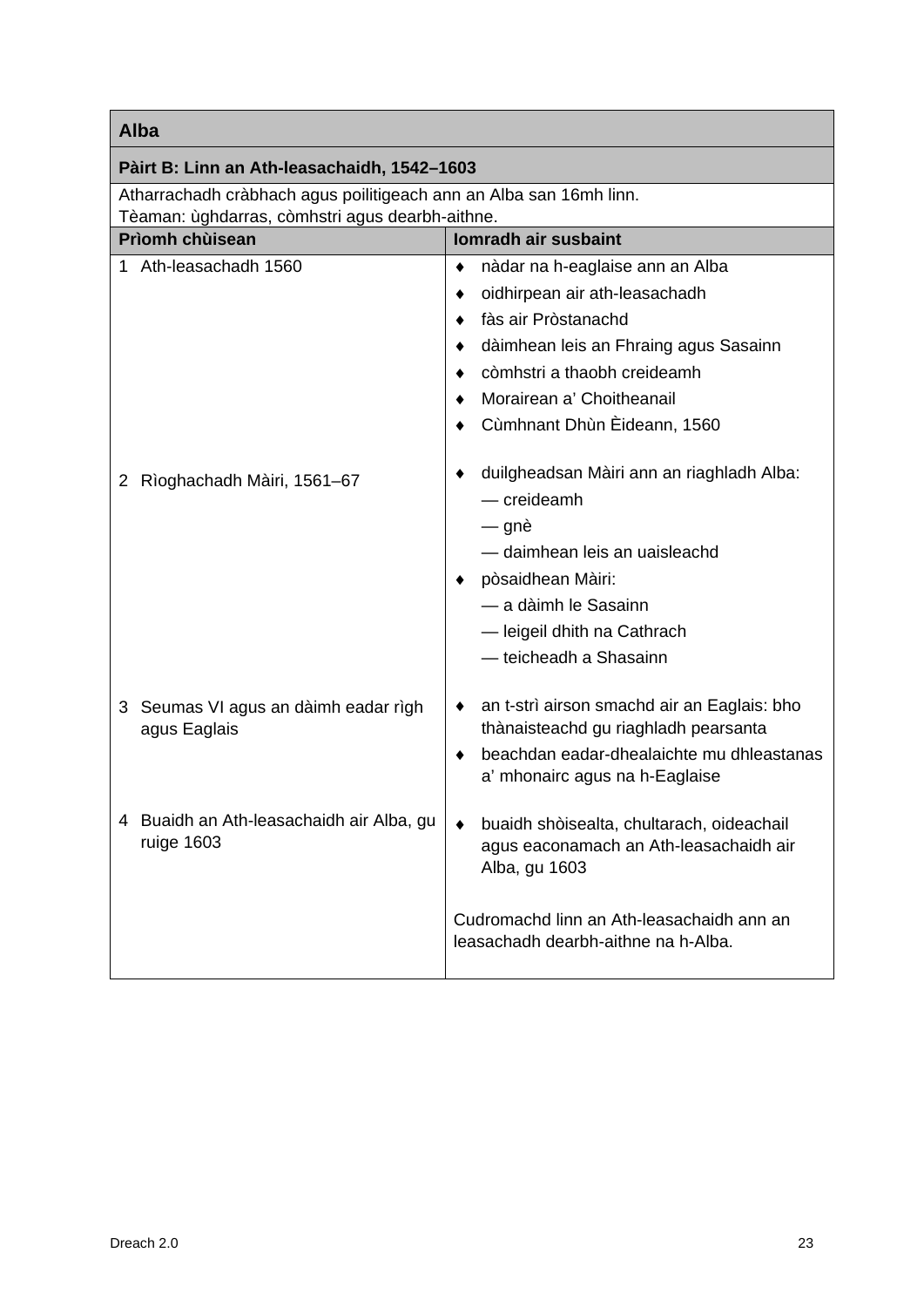| Alba | |
|---|---|
| **Pàirt B: Linn an Ath-leasachaidh, 1542–1603** | |
| Atharrachadh cràbhach agus poilitigeach ann an Alba san 16mh linn.<br>Tèaman: ùghdarras, còmhstri agus dearbh-aithne. | |
| **Prìomh chùisean** | **Iomradh air susbaint** |
| 1 Ath-leasachadh 1560 | ♦ nàdar na h-eaglaise ann an Alba<br>♦ oidhirpean air ath-leasachadh<br>♦ fàs air Pròstanachd<br>♦ dàimhean leis an Fhraing agus Sasainn<br>♦ còmhstri a thaobh creideamh<br>♦ Morairean a' Choitheanail<br>♦ Cùmhnant Dhùn Èideann, 1560 |
| 2 Rìoghachadh Màiri, 1561–67 | ♦ duilgheadsan Màiri ann an riaghladh Alba:<br>— creideamh<br>— gnè<br>— daimhean leis an uaisleachd<br>♦ pòsaidhean Màiri:<br>— a dàimh le Sasainn<br>— leigeil dhith na Cathrach<br>— teicheadh a Shasainn |
| 3 Seumas VI agus an dàimh eadar rìgh agus Eaglais | ♦ an t-strì airson smachd air an Eaglais: bho thànaisteachd gu riaghladh pearsanta<br>♦ beachdan eadar-dhealaichte mu dhleastanas a' mhonairc agus na h-Eaglaise |
| 4 Buaidh an Ath-leasachaidh air Alba, gu ruige 1603 | ♦ buaidh shòisealta, chultarach, oideachail agus eaconamach an Ath-leasachaidh air Alba, gu 1603<br><br>Cudromachd linn an Ath-leasachaidh ann an leasachadh dearbh-aithne na h-Alba. |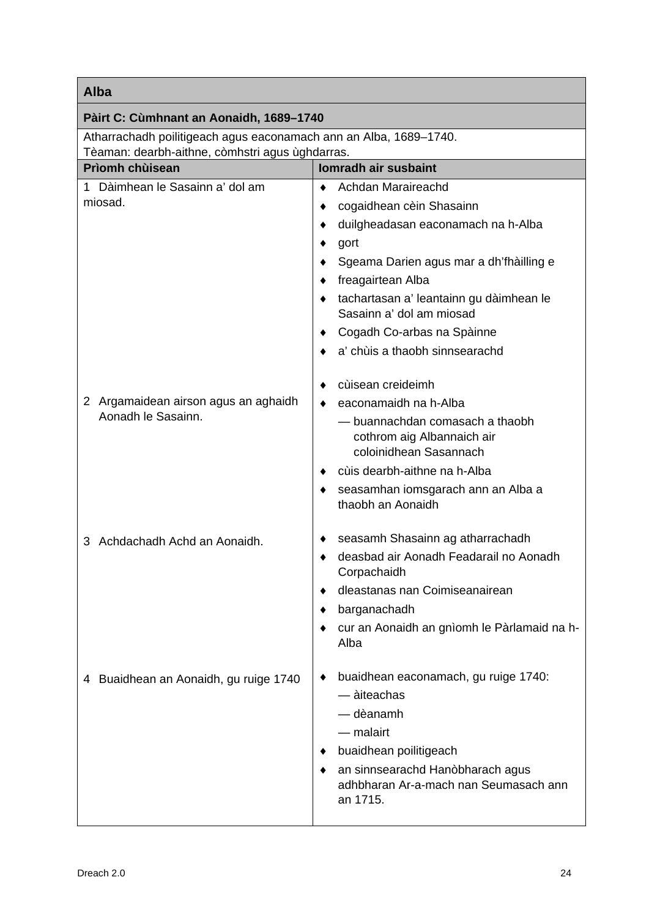| **Alba** | |
|---|---|
| **Pàirt C: Cùmhnant an Aonaidh, 1689–1740** | |
| Atharrachadh poilitigeach agus eaconamach ann an Alba, 1689–1740.<br>Tèaman: dearbh-aithne, còmhstri agus ùghdarras. | |
| **Prìomh chùisean** | **Iomradh air susbaint** |
| 1 Dàimhean le Sasainn a' dol am miosad. | ♦ Achdan Maraireachd<br>♦ cogaidhean cèin Shasainn<br>♦ duilgheadasan eaconamach na h-Alba<br>♦ gort<br>♦ Sgeama Darien agus mar a dh'fhàilling e<br>♦ freagairtean Alba<br>♦ tachartasan a' leantainn gu dàimhean le Sasainn a' dol am miosad<br>♦ Cogadh Co-arbas na Spàinne<br>♦ a' chùis a thaobh sinnsearachd |
| 2 Argamaidean airson agus an aghaidh Aonadh le Sasainn. | ♦ cùisean creideimh<br>♦ eaconamaidh na h-Alba<br>— buannachdan comasach a thaobh cothrom aig Albannaich air coloinidhean Sasannach<br>♦ cùis dearbh-aithne na h-Alba<br>♦ seasamhan iomsgarach ann an Alba a thaobh an Aonaidh |
| 3 Achdachadh Achd an Aonaidh. | ♦ seasamh Shasainn ag atharrachadh<br>♦ deasbad air Aonadh Feadarail no Aonadh Corpachaidh<br>♦ dleastanas nan Coimiseanairean<br>♦ barganachadh<br>♦ cur an Aonaidh an gnìomh le Pàrlamaid na h-Alba |
| 4 Buaidhean an Aonaidh, gu ruige 1740 | ♦ buaidhean eaconamach, gu ruige 1740:<br>— àiteachas<br>— dèanamh<br>— malairt<br>♦ buaidhean poilitigeach<br>♦ an sinnsearachd Hanòbharach agus adhbharan Ar-a-mach nan Seumasach ann an 1715. |

Dreach 2.0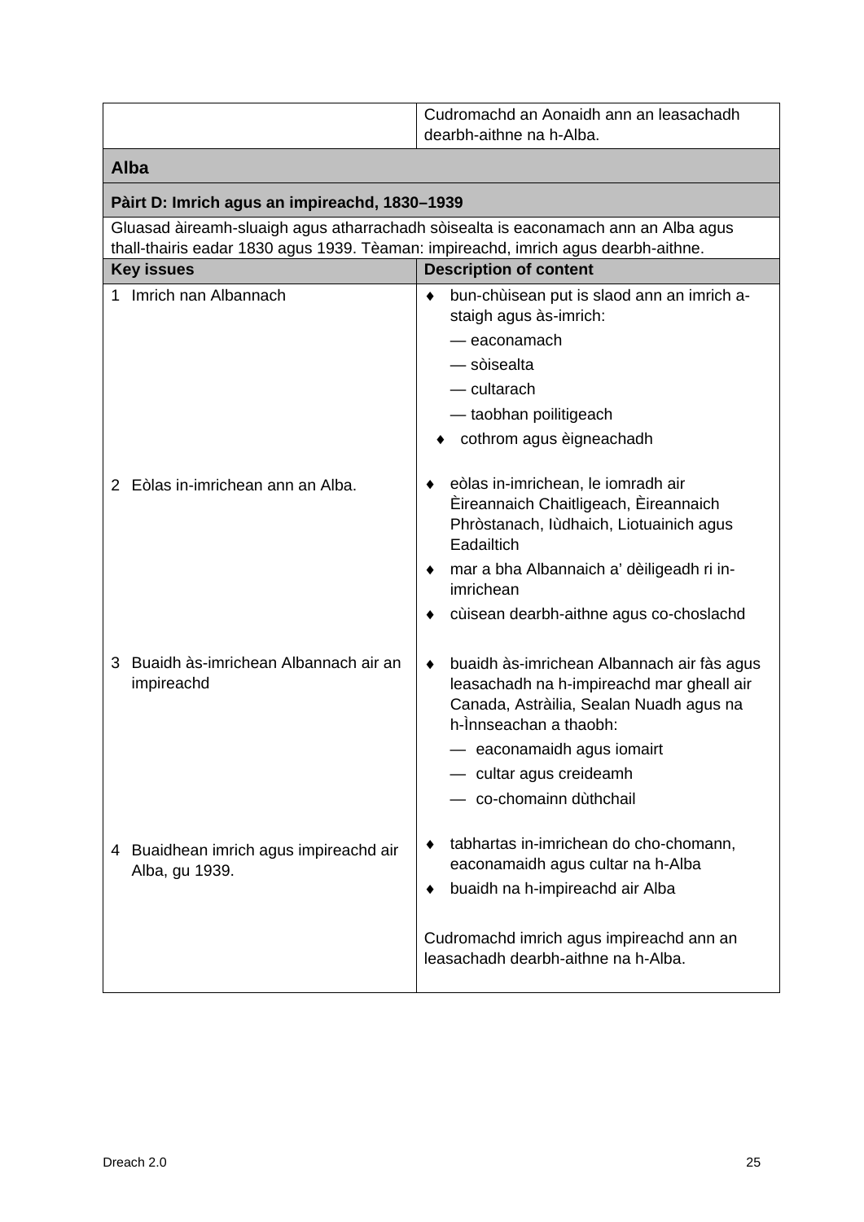| | |
|---|---|
| | Cudromachd an Aonaidh ann an leasachadh dearbh-aithne na h-Alba. |
| **Alba** | |
| **Pàirt D: Imrich agus an impireachd, 1830–1939** | |
| Gluasad àireamh-sluaigh agus atharrachadh sòisealta is eaconamach ann an Alba agus thall-thairis eadar 1830 agus 1939. Tèaman: impireachd, imrich agus dearbh-aithne. | |
| **Key issues** | **Description of content** |
| 1 Imrich nan Albannach | ♦ bun-chùisean put is slaod ann an imrich a-staigh agus às-imrich:<br>— eaconamach<br>— sòisealta<br>— cultarach<br>— taobhan poilitigeach<br>♦ cothrom agus èigneachadh |
| 2 Eòlas in-imrichean ann an Alba. | ♦ eòlas in-imrichean, le iomradh air Èireannaich Chaitligeach, Èireannaich Phròstanach, Iùdhaich, Liotuainich agus Eadailtich<br>♦ mar a bha Albannaich a' dèiligeadh ri in-imrichean<br>♦ cùisean dearbh-aithne agus co-choslachd |
| 3 Buaidh às-imrichean Albannach air an impireachd | ♦ buaidh às-imrichean Albannach air fàs agus leasachadh na h-impireachd mar gheall air Canada, Astràilia, Sealan Nuadh agus na h-Ìnnseachan a thaobh:<br>— eaconamaidh agus iomairt<br>— cultar agus creideamh<br>— co-chomainn dùthchail |
| 4 Buaidhean imrich agus impireachd air Alba, gu 1939. | ♦ tabhartas in-imrichean do cho-chomann, eaconamaidh agus cultar na h-Alba<br>♦ buaidh na h-impireachd air Alba<br><br>Cudromachd imrich agus impireachd ann an leasachadh dearbh-aithne na h-Alba. |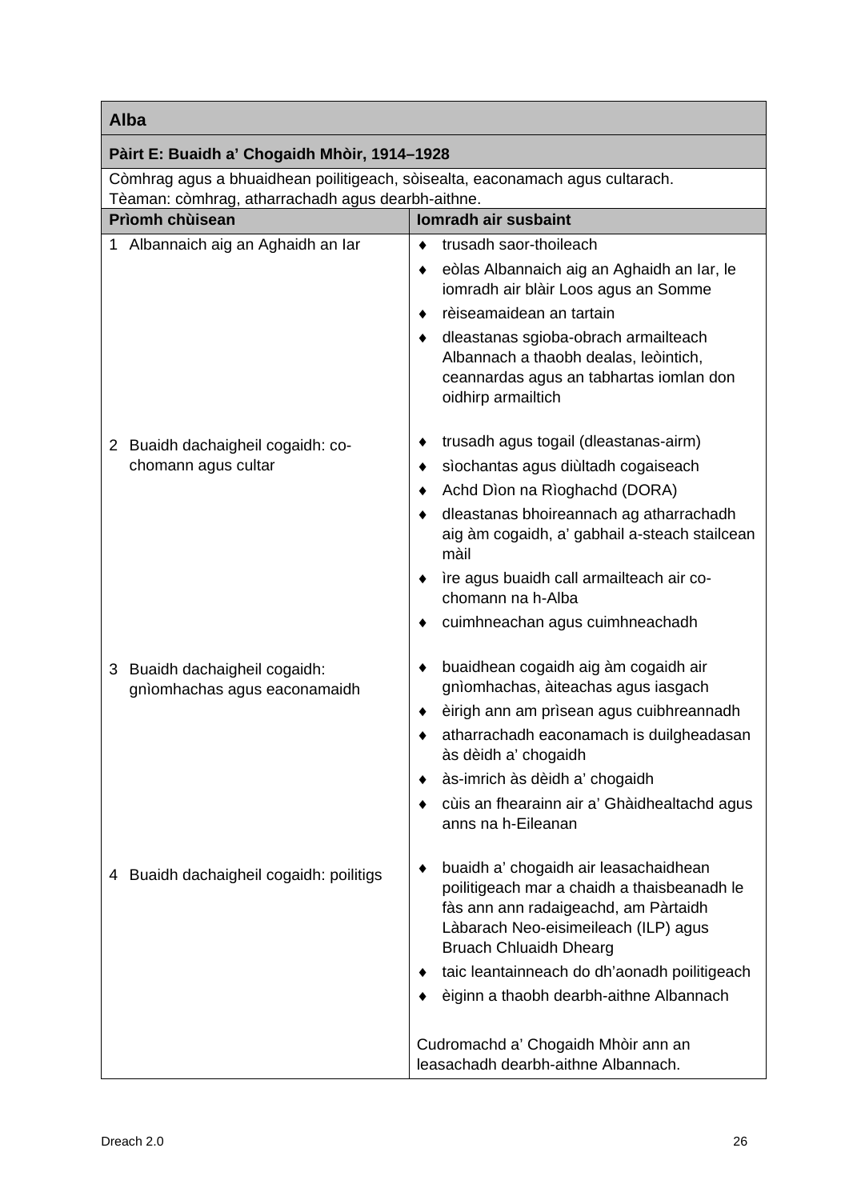| Alba | |
|---|---|
| **Pàirt E: Buaidh a' Chogaidh Mhòir, 1914–1928** | |
| Còmhrag agus a bhuaidhean poilitigeach, sòisealta, eaconamach agus cultarach.<br>Tèaman: còmhrag, atharrachadh agus dearbh-aithne. | |
| **Prìomh chùisean** | **Iomradh air susbaint** |
| 1 Albannaich aig an Aghaidh an Iar | ♦ trusadh saor-thoileach<br>♦ eòlas Albannaich aig an Aghaidh an Iar, le iomradh air blàir Loos agus an Somme<br>♦ rèiseamaidean an tartain<br>♦ dleastanas sgioba-obrach armailteach Albannach a thaobh dealas, leòintich, ceannardas agus an tabhartas iomlan don oidhirp armailtich |
| 2 Buaidh dachaigheil cogaidh: co-chomann agus cultar | ♦ trusadh agus togail (dleastanas-airm)<br>♦ sìochantas agus diùltadh cogaiseach<br>♦ Achd Dìon na Rìoghachd (DORA)<br>♦ dleastanas bhoireannach ag atharrachadh aig àm cogaidh, a' gabhail a-steach stailcean màil<br>♦ ìre agus buaidh call armailteach air co-chomann na h-Alba<br>♦ cuimhneachan agus cuimhneachadh |
| 3 Buaidh dachaigheil cogaidh: gnìomhachas agus eaconamaidh | ♦ buaidhean cogaidh aig àm cogaidh air gnìomhachas, àiteachas agus iasgach<br>♦ èirigh ann am prìsean agus cuibhreannadh<br>♦ atharrachadh eaconamach is duilgheadasan às dèidh a' chogaidh<br>♦ às-imrich às dèidh a' chogaidh<br>♦ cùis an fhearainn air a' Ghàidhealtachd agus anns na h-Eileanan |
| 4 Buaidh dachaigheil cogaidh: poilitigs | ♦ buaidh a' chogaidh air leasachaidhean poilitigeach mar a chaidh a thaisbeanadh le fàs ann ann radaigeachd, am Pàrtaidh Làbarach Neo-eisimeileach (ILP) agus Bruach Chluaidh Dhearg<br>♦ taic leantainneach do dh'aonadh poilitigeach<br>♦ èiginn a thaobh dearbh-aithne Albannach<br><br>Cudromachd a' Chogaidh Mhòir ann an leasachadh dearbh-aithne Albannach. |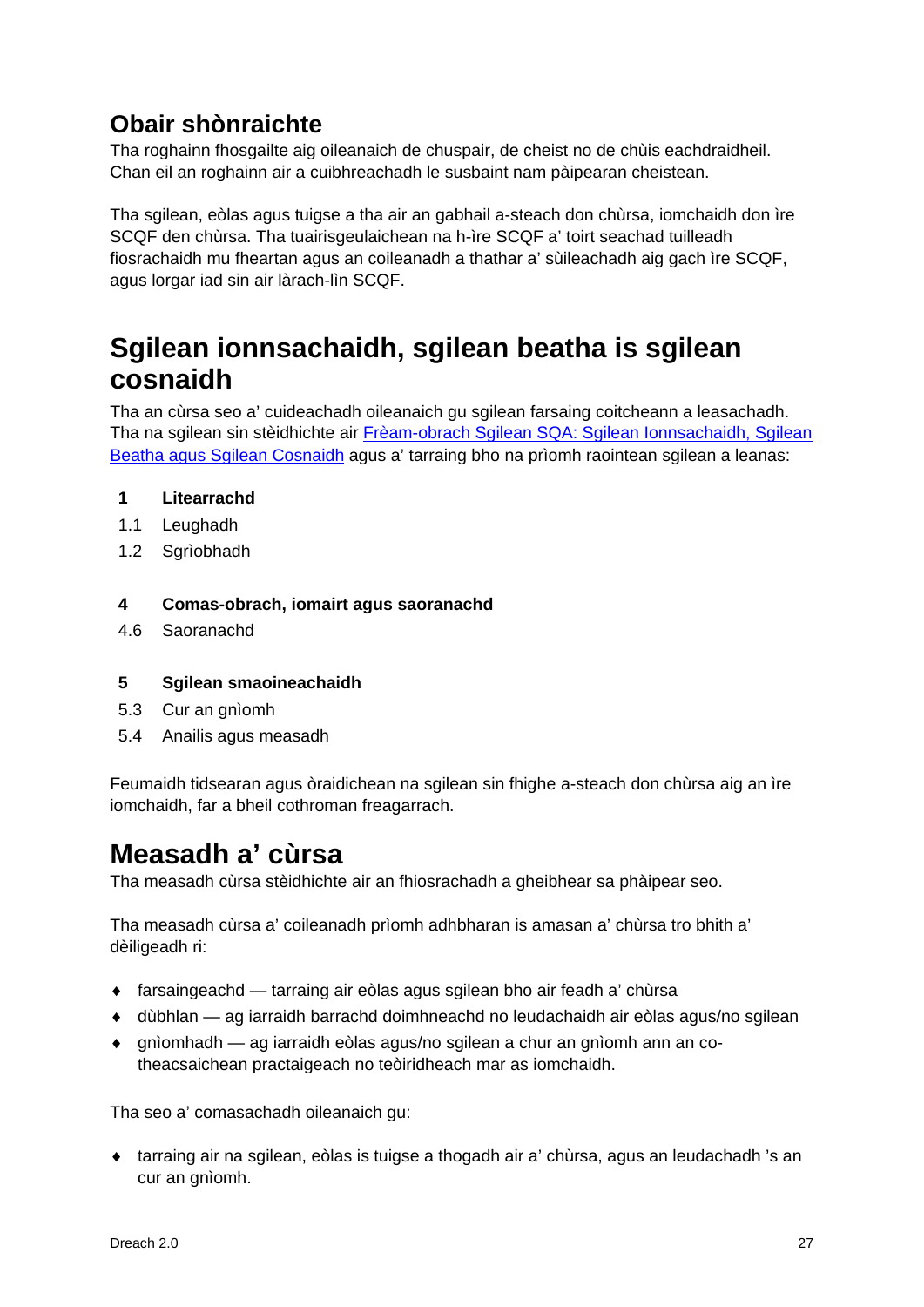### Obair shònraichte

Tha roghainn fhosgailte aig oileanaich de chuspair, de cheist no de chùis eachdraidheil. Chan eil an roghainn air a cuibhreachadh le susbaint nam pàipearan cheistean.

Tha sgilean, eòlas agus tuigse a tha air an gabhail a-steach don chùrsa, iomchaidh don ìre SCQF den chùrsa. Tha tuairisgeulaichean na h-ìre SCQF a' toirt seachad tuilleadh fiosrachaidh mu fheartan agus an coileanadh a thathar a' sùileachadh aig gach ìre SCQF, agus lorgar iad sin air làrach-lìn SCQF.

## Sgilean ionnsachaidh, sgilean beatha is sgilean cosnaidh

Tha an cùrsa seo a' cuideachadh oileanaich gu sgilean farsaing coitcheann a leasachadh. Tha na sgilean sin stèidhichte air [Frèam-obrach Sgilean SQA: Sgilean Ionnsachaidh, Sgilean Beatha agus Sgilean Cosnaidh]() agus a' tarraing bho na prìomh raointean sgilean a leanas:

**1 Litearrachd**

1.1 Leughadh

1.2 Sgrìobhadh

**4 Comas-obrach, iomairt agus saoranachd**

4.6 Saoranachd

**5 Sgilean smaoineachaidh**

5.3 Cur an gnìomh

5.4 Anailis agus measadh

Feumaidh tidsearan agus òraidichean na sgilean sin fhighe a-steach don chùrsa aig an ìre iomchaidh, far a bheil cothroman freagarrach.

## Measadh a' cùrsa

Tha measadh cùrsa stèidhichte air an fhiosrachadh a gheibhear sa phàipear seo.

Tha measadh cùrsa a' coileanadh prìomh adhbharan is amasan a' chùrsa tro bhith a' dèiligeadh ri:

- farsaingeachd — tarraing air eòlas agus sgilean bho air feadh a' chùrsa
- dùbhlan — ag iarraidh barrachd doimhneachd no leudachaidh air eòlas agus/no sgilean
- gnìomhadh — ag iarraidh eòlas agus/no sgilean a chur an gnìomh ann an co-theacsaichean practaigeach no teòiridheach mar as iomchaidh.

Tha seo a' comasachadh oileanaich gu:

- tarraing air na sgilean, eòlas is tuigse a thogadh air a' chùrsa, agus an leudachadh 's an cur an gnìomh.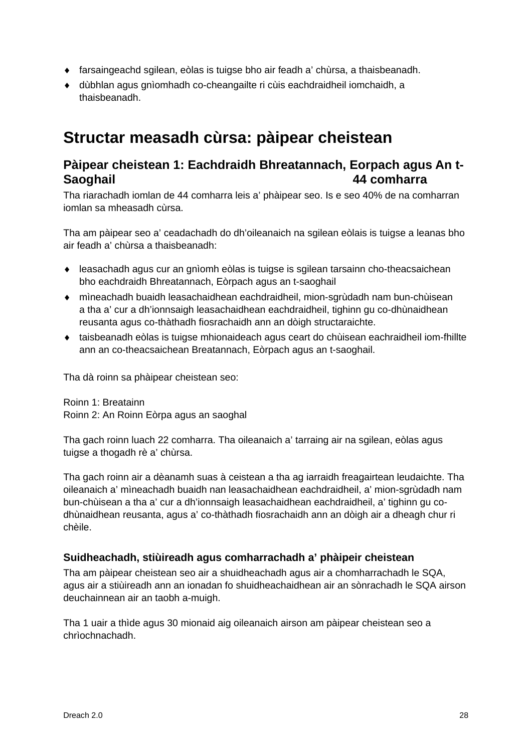- farsaingeachd sgilean, eòlas is tuigse bho air feadh a' chùrsa, a thaisbeanadh.
- dùbhlan agus gnìomhadh co-cheangailte ri cùis eachdraidheil iomchaidh, a thaisbeanadh.

## Structar measadh cùrsa: pàipear cheistean

### Pàipear cheistean 1: Eachdraidh Bhreatannach, Eorpach agus An t-Saoghail 44 comharra

Tha riarachadh iomlan de 44 comharra leis a' phàipear seo. Is e seo 40% de na comharran iomlan sa mheasadh cùrsa.

Tha am pàipear seo a' ceadachadh do dh'oileanaich na sgilean eòlais is tuigse a leanas bho air feadh a' chùrsa a thaisbeanadh:

- leasachadh agus cur an gnìomh eòlas is tuigse is sgilean tarsainn cho-theacsaichean bho eachdraidh Bhreatannach, Eòrpach agus an t-saoghail
- mìneachadh buaidh leasachaidhean eachdraidheil, mion-sgrùdadh nam bun-chùisean a tha a' cur a dh'ionnsaigh leasachaidhean eachdraidheil, tighinn gu co-dhùnaidhean reusanta agus co-thàthadh fiosrachaidh ann an dòigh structaraichte.
- taisbeanadh eòlas is tuigse mhionaideach agus ceart do chùisean eachraidheil iom-fhillte ann an co-theacsaichean Breatannach, Eòrpach agus an t-saoghail.

Tha dà roinn sa phàipear cheistean seo:

Roinn 1: Breatainn
Roinn 2: An Roinn Eòrpa agus an saoghal

Tha gach roinn luach 22 comharra. Tha oileanaich a' tarraing air na sgilean, eòlas agus tuigse a thogadh rè a' chùrsa.

Tha gach roinn air a dèanamh suas à ceistean a tha ag iarraidh freagairtean leudaichte. Tha oileanaich a' mìneachadh buaidh nan leasachaidhean eachdraidheil, a' mion-sgrùdadh nam bun-chùisean a tha a' cur a dh'ionnsaigh leasachaidhean eachdraidheil, a' tighinn gu co-dhùnaidhean reusanta, agus a' co-thàthadh fiosrachaidh ann an dòigh air a dheagh chur ri chèile.

### Suidheachadh, stiùireadh agus comharrachadh a' phàipeir cheistean

Tha am pàipear cheistean seo air a shuidheachadh agus air a chomharrachadh le SQA, agus air a stiùireadh ann an ionadan fo shuidheachaidhean air an sònrachadh le SQA airson deuchainnean air an taobh a-muigh.

Tha 1 uair a thìde agus 30 mionaid aig oileanaich airson am pàipear cheistean seo a chrìochnachadh.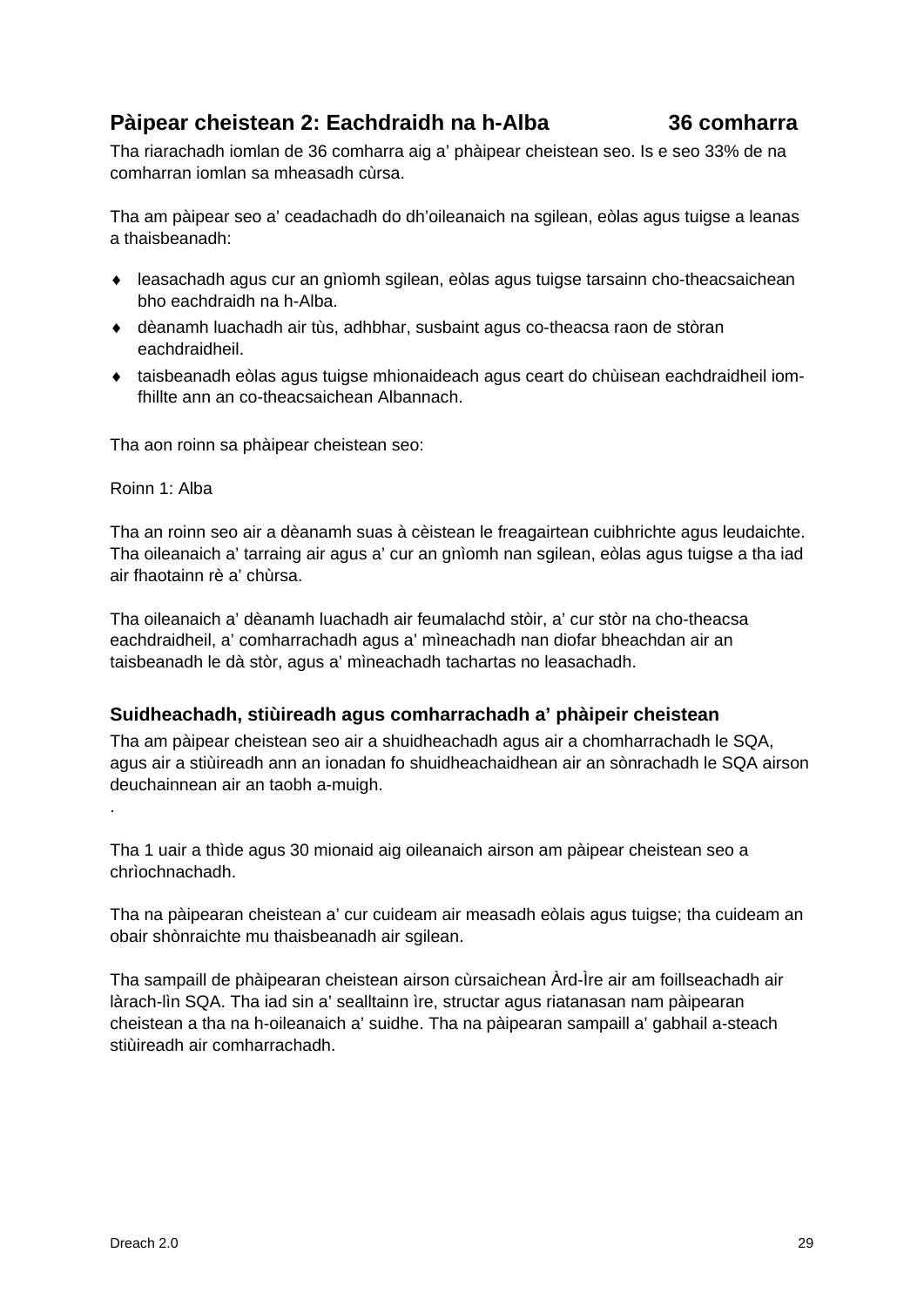## Pàipear cheistean 2: Eachdraidh na h-Alba 36 comharra

Tha riarachadh iomlan de 36 comharra aig a’ phàipear cheistean seo. Is e seo 33% de na comharran iomlan sa mheasadh cùrsa.

Tha am pàipear seo a’ ceadachadh do dh’oileanaich na sgilean, eòlas agus tuigse a leanas a thaisbeanadh:

- leasachadh agus cur an gnìomh sgilean, eòlas agus tuigse tarsainn cho-theacsaichean bho eachdraidh na h-Alba.
- dèanamh luachadh air tùs, adhbhar, susbaint agus co-theacsa raon de stòran eachdraidheil.
- taisbeanadh eòlas agus tuigse mhionaideach agus ceart do chùisean eachdraidheil iom-fhillte ann an co-theacsaichean Albannach.

Tha aon roinn sa phàipear cheistean seo:

Roinn 1: Alba

Tha an roinn seo air a dèanamh suas à cèistean le freagairtean cuibhrichte agus leudaichte. Tha oileanaich a’ tarraing air agus a’ cur an gnìomh nan sgilean, eòlas agus tuigse a tha iad air fhaotainn rè a’ chùrsa.

Tha oileanaich a’ dèanamh luachadh air feumalachd stòir, a’ cur stòr na cho-theacsa eachdraidheil, a’ comharrachadh agus a’ mìneachadh nan diofar bheachdan air an taisbeanadh le dà stòr, agus a’ mìneachadh tachartas no leasachadh.

### Suidheachadh, stiùireadh agus comharrachadh a’ phàipeir cheistean

Tha am pàipear cheistean seo air a shuidheachadh agus air a chomharrachadh le SQA, agus air a stiùireadh ann an ionadan fo shuidheachaidhean air an sònrachadh le SQA airson deuchainnean air an taobh a-muigh.

.

Tha 1 uair a thìde agus 30 mionaid aig oileanaich airson am pàipear cheistean seo a chrìochnachadh.

Tha na pàipearan cheistean a’ cur cuideam air measadh eòlais agus tuigse; tha cuideam an obair shònraichte mu thaisbeanadh air sgilean.

Tha sampaill de phàipearan cheistean airson cùrsaichean Àrd-Ìre air am foillseachadh air làrach-lìn SQA. Tha iad sin a’ sealltainn ìre, structar agus riatanasan nam pàipearan cheistean a tha na h-oileanaich a’ suidhe. Tha na pàipearan sampaill a’ gabhail a-steach stiùireadh air comharrachadh.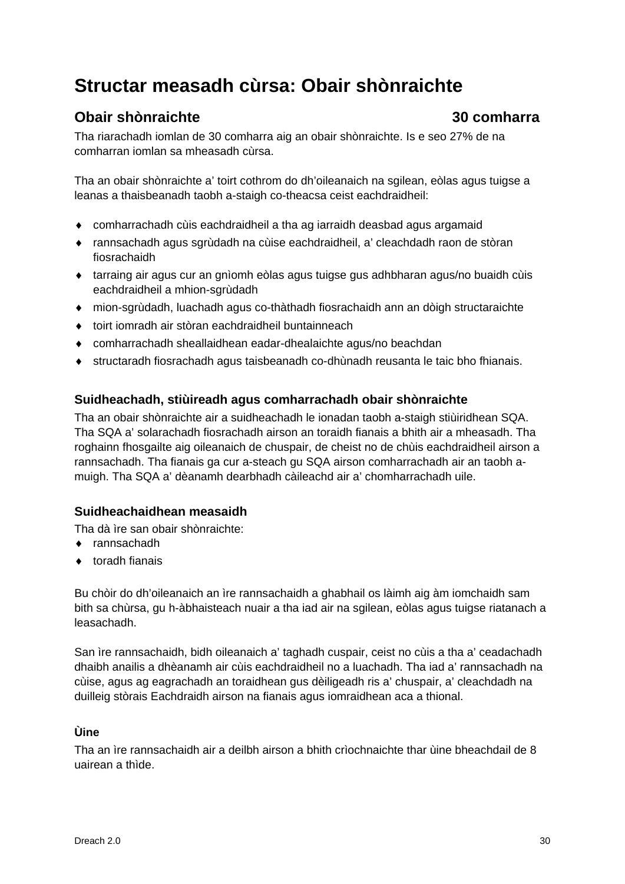# Structar measadh cùrsa: Obair shònraichte

## Obair shònraichte 30 comharra

Tha riarachadh iomlan de 30 comharra aig an obair shònraichte. Is e seo 27% de na comharran iomlan sa mheasadh cùrsa.

Tha an obair shònraichte a' toirt cothrom do dh'oileanaich na sgilean, eòlas agus tuigse a leanas a thaisbeanadh taobh a-staigh co-theacsa ceist eachdraidheil:

- comharrachadh cùis eachdraidheil a tha ag iarraidh deasbad agus argamaid
- rannsachadh agus sgrùdadh na cùise eachdraidheil, a' cleachdadh raon de stòran fiosrachaidh
- tarraing air agus cur an gnìomh eòlas agus tuigse gus adhbharan agus/no buaidh cùis eachdraidheil a mhion-sgrùdadh
- mion-sgrùdadh, luachadh agus co-thàthadh fiosrachaidh ann an dòigh structaraichte
- toirt iomradh air stòran eachdraidheil buntainneach
- comharrachadh sheallaidhean eadar-dhealaichte agus/no beachdan
- structaradh fiosrachadh agus taisbeanadh co-dhùnadh reusanta le taic bho fhianais.

### Suidheachadh, stiùireadh agus comharrachadh obair shònraichte

Tha an obair shònraichte air a suidheachadh le ionadan taobh a-staigh stiùiridhean SQA. Tha SQA a' solarachadh fiosrachadh airson an toraidh fianais a bhith air a mheasadh. Tha roghainn fhosgailte aig oileanaich de chuspair, de cheist no de chùis eachdraidheil airson a rannsachadh. Tha fianais ga cur a-steach gu SQA airson comharrachadh air an taobh a-muigh. Tha SQA a' dèanamh dearbhadh càileachd air a' chomharrachadh uile.

### Suidheachaidhean measaidh

Tha dà ìre san obair shònraichte:

- rannsachadh
- toradh fianais

Bu chòir do dh'oileanaich an ìre rannsachaidh a ghabhail os làimh aig àm iomchaidh sam bith sa chùrsa, gu h-àbhaisteach nuair a tha iad air na sgilean, eòlas agus tuigse riatanach a leasachadh.

San ìre rannsachaidh, bidh oileanaich a' taghadh cuspair, ceist no cùis a tha a' ceadachadh dhaibh anailis a dhèanamh air cùis eachdraidheil no a luachadh. Tha iad a' rannsachadh na cùise, agus ag eagrachadh an toraidhean gus dèiligeadh ris a' chuspair, a' cleachdadh na duilleig stòrais Eachdraidh airson na fianais agus iomraidhean aca a thional.

#### Ùine

Tha an ìre rannsachaidh air a deilbh airson a bhith crìochnaichte thar ùine bheachdail de 8 uairean a thìde.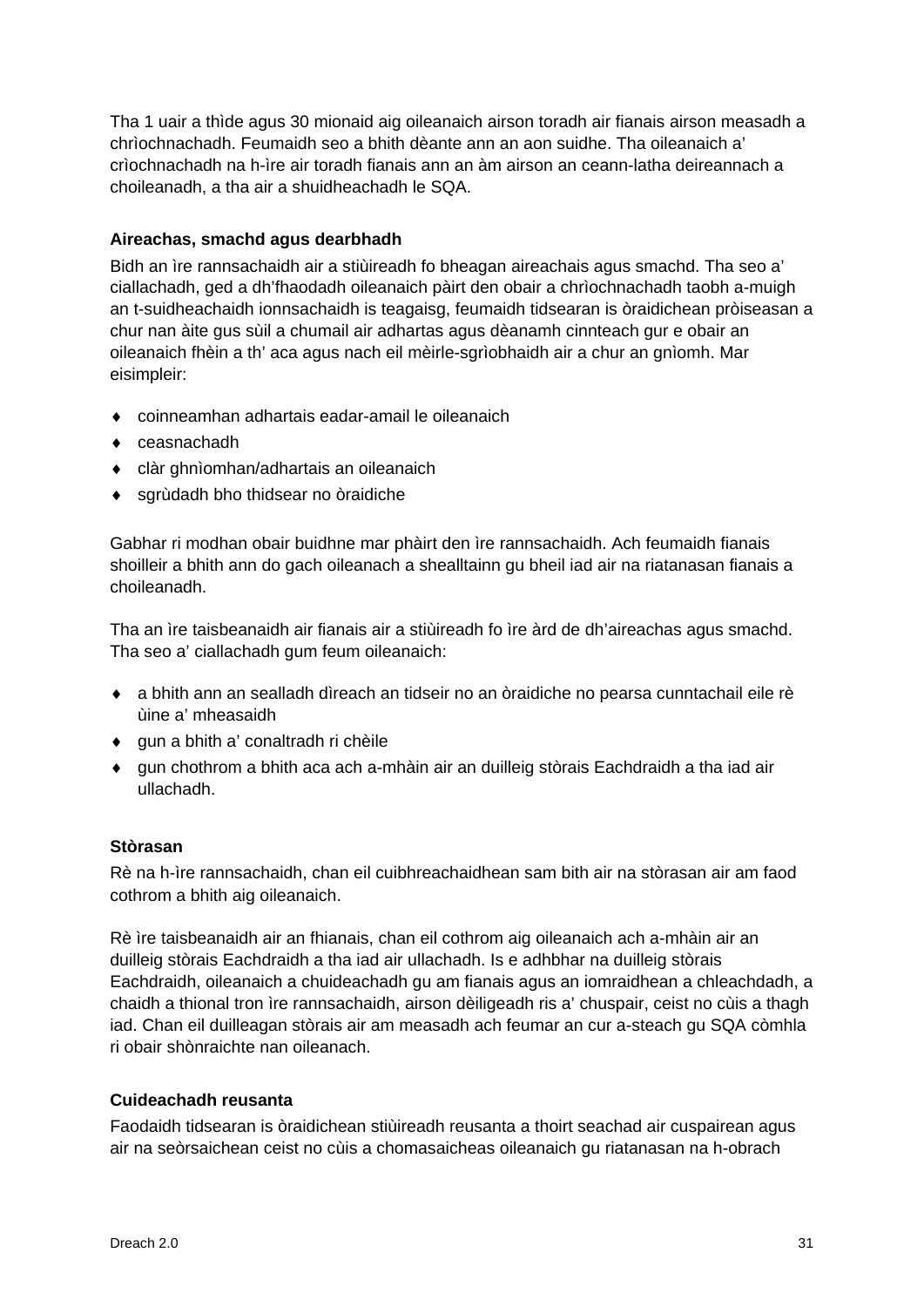Tha 1 uair a thìde agus 30 mionaid aig oileanaich airson toradh air fianais airson measadh a chrìochnachadh. Feumaidh seo a bhith dèante ann an aon suidhe. Tha oileanaich a' crìochnachadh na h-ìre air toradh fianais ann an àm airson an ceann-latha deireannach a choileanadh, a tha air a shuidheachadh le SQA.

**Aireachas, smachd agus dearbhadh**

Bidh an ìre rannsachaidh air a stiùireadh fo bheagan aireachais agus smachd. Tha seo a' ciallachadh, ged a dh'fhaodadh oileanaich pàirt den obair a chrìochnachadh taobh a-muigh an t-suidheachaidh ionnsachaidh is teagaisg, feumaidh tidsearan is òraidichean pròiseasan a chur nan àite gus sùil a chumail air adhartas agus dèanamh cinnteach gur e obair an oileanaich fhèin a th' aca agus nach eil mèirle-sgrìobhaidh air a chur an gnìomh. Mar eisimpleir:

- coinneamhan adhartais eadar-amail le oileanaich
- ceasnachadh
- clàr ghnìomhan/adhartais an oileanaich
- sgrùdadh bho thidsear no òraidiche

Gabhar ri modhan obair buidhne mar phàirt den ìre rannsachaidh. Ach feumaidh fianais shoilleir a bhith ann do gach oileanach a shealltainn gu bheil iad air na riatanasan fianais a choileanadh.

Tha an ìre taisbeanaidh air fianais air a stiùireadh fo ìre àrd de dh'aireachas agus smachd. Tha seo a' ciallachadh gum feum oileanaich:

- a bhith ann an sealladh dìreach an tidseir no an òraidiche no pearsa cunntachail eile rè ùine a' mheasaidh
- gun a bhith a' conaltradh ri chèile
- gun chothrom a bhith aca ach a-mhàin air an duilleig stòrais Eachdraidh a tha iad air ullachadh.

**Stòrasan**

Rè na h-ìre rannsachaidh, chan eil cuibhreachaidhean sam bith air na stòrasan air am faod cothrom a bhith aig oileanaich.

Rè ìre taisbeanaidh air an fhianais, chan eil cothrom aig oileanaich ach a-mhàin air an duilleig stòrais Eachdraidh a tha iad air ullachadh. Is e adhbhar na duilleig stòrais Eachdraidh, oileanaich a chuideachadh gu am fianais agus an iomraidhean a chleachdadh, a chaidh a thional tron ìre rannsachaidh, airson dèiligeadh ris a' chuspair, ceist no cùis a thagh iad. Chan eil duilleagan stòrais air am measadh ach feumar an cur a-steach gu SQA còmhla ri obair shònraichte nan oileanach.

**Cuideachadh reusanta**

Faodaidh tidsearan is òraidichean stiùireadh reusanta a thoirt seachad air cuspairean agus air na seòrsaichean ceist no cùis a chomasaicheas oileanaich gu riatanasan na h-obrach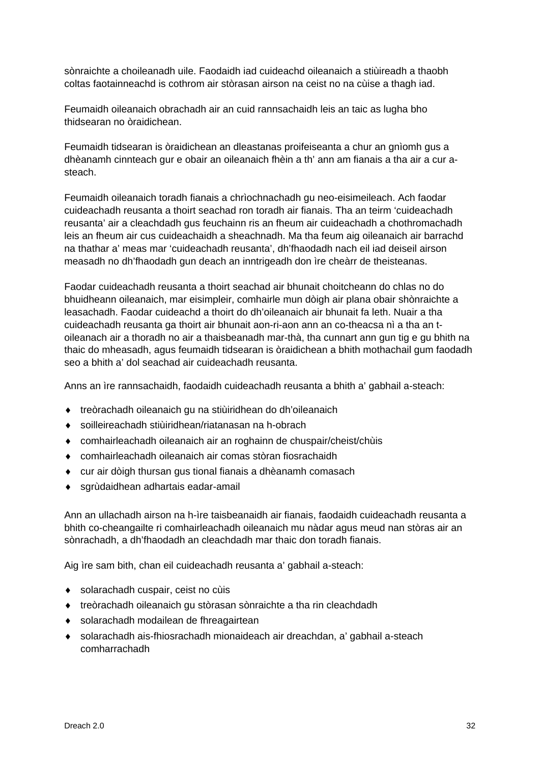sònraichte a choileanadh uile. Faodaidh iad cuideachd oileanaich a stiùireadh a thaobh coltas faotainneachd is cothrom air stòrasan airson na ceist no na cùise a thagh iad.

Feumaidh oileanaich obrachadh air an cuid rannsachaidh leis an taic as lugha bho thidsearan no òraidichean.

Feumaidh tidsearan is òraidichean an dleastanas proifeiseanta a chur an gnìomh gus a dhèanamh cinnteach gur e obair an oileanaich fhèin a th' ann am fianais a tha air a cur a-steach.

Feumaidh oileanaich toradh fianais a chrìochnachadh gu neo-eisimeileach. Ach faodar cuideachadh reusanta a thoirt seachad ron toradh air fianais. Tha an teirm 'cuideachadh reusanta' air a cleachdadh gus feuchainn ris an fheum air cuideachadh a chothromachadh leis an fheum air cus cuideachaidh a sheachnadh. Ma tha feum aig oileanaich air barrachd na thathar a' meas mar 'cuideachadh reusanta', dh'fhaodadh nach eil iad deiseil airson measadh no dh'fhaodadh gun deach an inntrigeadh don ìre cheàrr de theisteanas.

Faodar cuideachadh reusanta a thoirt seachad air bhunait choitcheann do chlas no do bhuidheann oileanaich, mar eisimpleir, comhairle mun dòigh air plana obair shònraichte a leasachadh. Faodar cuideachd a thoirt do dh'oileanaich air bhunait fa leth. Nuair a tha cuideachadh reusanta ga thoirt air bhunait aon-ri-aon ann an co-theacsa nì a tha an t-oileanach air a thoradh no air a thaisbeanadh mar-thà, tha cunnart ann gun tig e gu bhith na thaic do mheasadh, agus feumaidh tidsearan is òraidichean a bhith mothachail gum faodadh seo a bhith a' dol seachad air cuideachadh reusanta.

Anns an ìre rannsachaidh, faodaidh cuideachadh reusanta a bhith a' gabhail a-steach:

- treòrachadh oileanaich gu na stiùiridhean do dh'oileanaich
- soilleireachadh stiùiridhean/riatanasan na h-obrach
- comhairleachadh oileanaich air an roghainn de chuspair/cheist/chùis
- comhairleachadh oileanaich air comas stòran fiosrachaidh
- cur air dòigh thursan gus tional fianais a dhèanamh comasach
- sgrùdaidhean adhartais eadar-amail

Ann an ullachadh airson na h-ìre taisbeanaidh air fianais, faodaidh cuideachadh reusanta a bhith co-cheangailte ri comhairleachadh oileanaich mu nàdar agus meud nan stòras air an sònrachadh, a dh'fhaodadh an cleachdadh mar thaic don toradh fianais.

Aig ìre sam bith, chan eil cuideachadh reusanta a' gabhail a-steach:

- solarachadh cuspair, ceist no cùis
- treòrachadh oileanaich gu stòrasan sònraichte a tha rin cleachdadh
- solarachadh modailean de fhreagairtean
- solarachadh ais-fhiosrachadh mionaideach air dreachdan, a' gabhail a-steach comharrachadh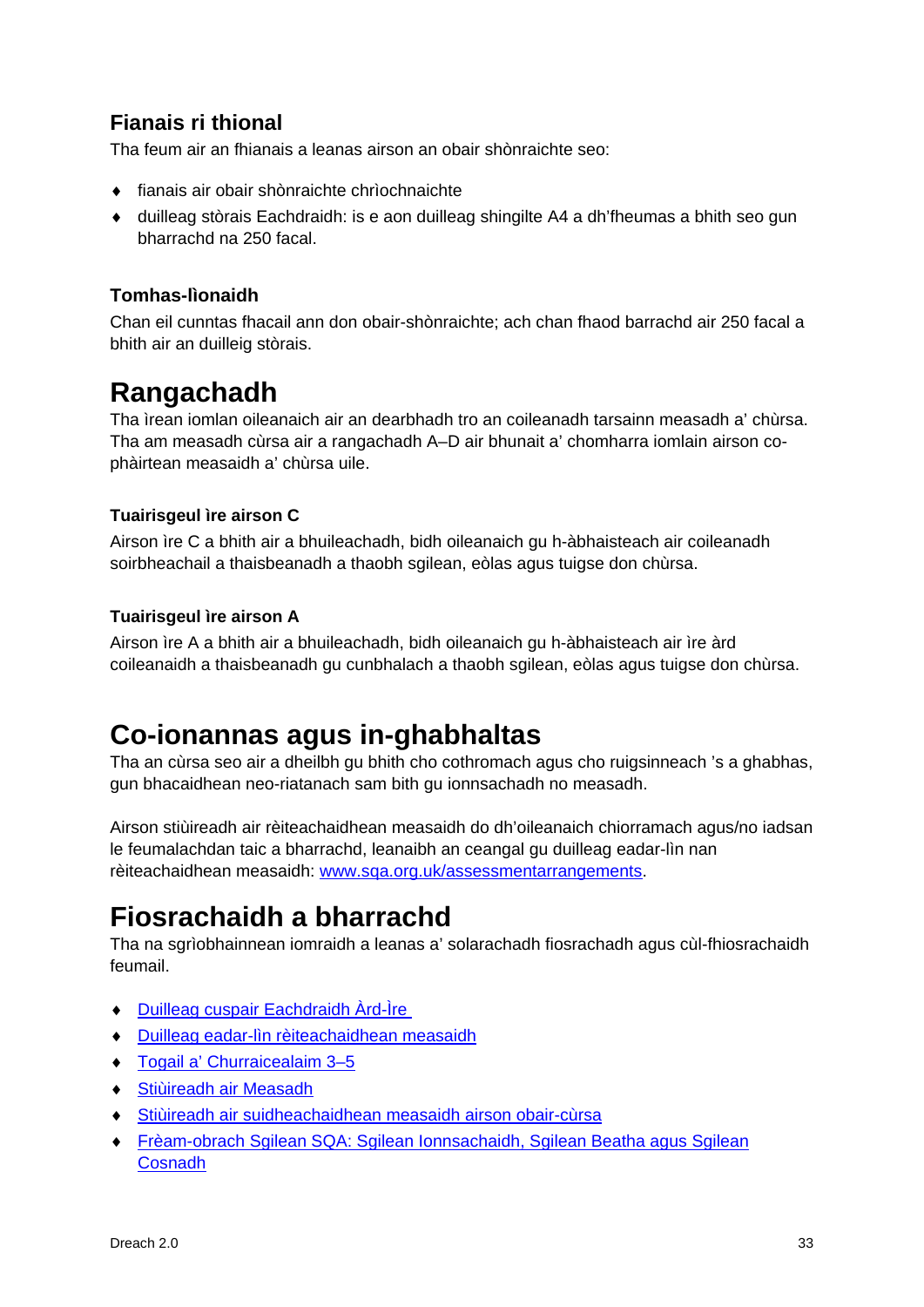### Fianais ri thional

Tha feum air an fhianais a leanas airson an obair shònraichte seo:

- fianais air obair shònraichte chrìochnaichte
- duilleag stòrais Eachdraidh: is e aon duilleag shingilte A4 a dh'fheumas a bhith seo gun bharrachd na 250 facal.

#### Tomhas-lìonaidh

Chan eil cunntas fhacail ann don obair-shònraichte; ach chan fhaod barrachd air 250 facal a bhith air an duilleig stòrais.

## Rangachadh

Tha ìrean iomlan oileanaich air an dearbhadh tro an coileanadh tarsainn measadh a' chùrsa. Tha am measadh cùrsa air a rangachadh A–D air bhunait a' chomharra iomlain airson co-phàirtean measaidh a' chùrsa uile.

#### Tuairisgeul ìre airson C

Airson ìre C a bhith air a bhuileachadh, bidh oileanaich gu h-àbhaisteach air coileanadh soirbheachail a thaisbeanadh a thaobh sgilean, eòlas agus tuigse don chùrsa.

#### Tuairisgeul ìre airson A

Airson ìre A a bhith air a bhuileachadh, bidh oileanaich gu h-àbhaisteach air ìre àrd coileanaidh a thaisbeanadh gu cunbhalach a thaobh sgilean, eòlas agus tuigse don chùrsa.

## Co-ionannas agus in-ghabhaltas

Tha an cùrsa seo air a dheilbh gu bhith cho cothromach agus cho ruigsinneach 's a ghabhas, gun bhacaidhean neo-riatanach sam bith gu ionnsachadh no measadh.

Airson stiùireadh air rèiteachaidhean measaidh do dh'oileanaich chiorramach agus/no iadsan le feumalachdan taic a bharrachd, leanaibh an ceangal gu duilleag eadar-lìn nan rèiteachaidhean measaidh: [www.sqa.org.uk/assessmentarrangements](http://www.sqa.org.uk/assessmentarrangements).

## Fiosrachaidh a bharrachd

Tha na sgrìobhainnean iomraidh a leanas a' solarachadh fiosrachadh agus cùl-fhiosrachaidh feumail.

- Duilleag cuspair Eachdraidh Àrd-Ìre
- Duilleag eadar-lìn rèiteachaidhean measaidh
- Togail a' Churraicealaim 3–5
- Stiùireadh air Measadh
- Stiùireadh air suidheachaidhean measaidh airson obair-cùrsa
- Frèam-obrach Sgilean SQA: Sgilean Ionnsachaidh, Sgilean Beatha agus Sgilean Cosnadh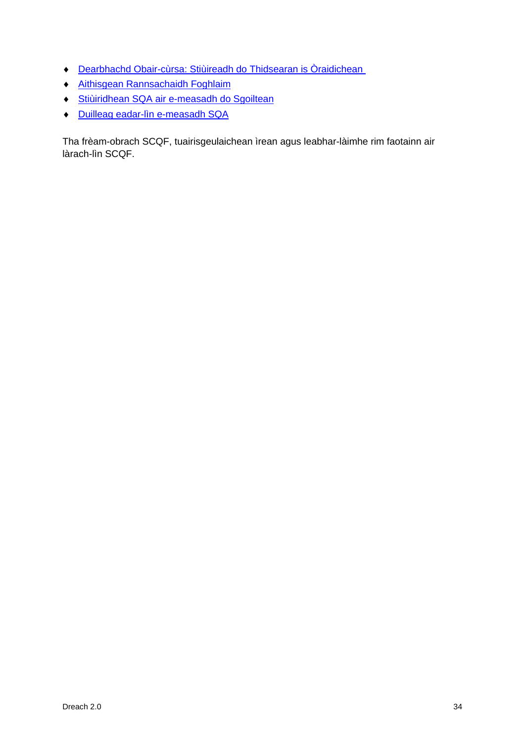- Dearbhachd Obair-cùrsa: Stiùireadh do Thidsearan is Òraidichean
- Aithisgean Rannsachaidh Foghlaim
- Stiùiridhean SQA air e-measadh do Sgoiltean
- Duilleag eadar-lìn e-measadh SQA

Tha frèam-obrach SCQF, tuairisgeulaichean ìrean agus leabhar-làimhe rim faotainn air làrach-lìn SCQF.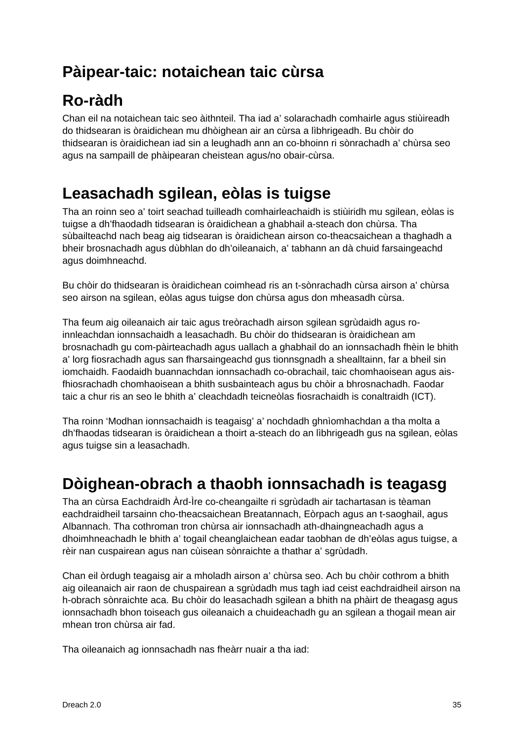# Pàipear-taic: notaichean taic cùrsa

## Ro-ràdh

Chan eil na notaichean taic seo àithnteil. Tha iad a' solarachadh comhairle agus stiùireadh do thidsearan is òraidichean mu dhòighean air an cùrsa a lìbhrigeadh. Bu chòir do thidsearan is òraidichean iad sin a leughadh ann an co-bhoinn ri sònrachadh a' chùrsa seo agus na sampaill de phàipearan cheistean agus/no obair-cùrsa.

## Leasachadh sgilean, eòlas is tuigse

Tha an roinn seo a' toirt seachad tuilleadh comhairleachaidh is stiùiridh mu sgilean, eòlas is tuigse a dh'fhaodadh tidsearan is òraidichean a ghabhail a-steach don chùrsa. Tha sùbailteachd nach beag aig tidsearan is òraidichean airson co-theacsaichean a thaghadh a bheir brosnachadh agus dùbhlan do dh'oileanaich, a' tabhann an dà chuid farsaingeachd agus doimhneachd.

Bu chòir do thidsearan is òraidichean coimhead ris an t-sònrachadh cùrsa airson a' chùrsa seo airson na sgilean, eòlas agus tuigse don chùrsa agus don mheasadh cùrsa.

Tha feum aig oileanaich air taic agus treòrachadh airson sgilean sgrùdaidh agus ro-innleachdan ionnsachaidh a leasachadh. Bu chòir do thidsearan is òraidichean am brosnachadh gu com-pàirteachadh agus uallach a ghabhail do an ionnsachadh fhèin le bhith a' lorg fiosrachadh agus san fharsaingeachd gus tionnsgnadh a shealltainn, far a bheil sin iomchaidh. Faodaidh buannachdan ionnsachadh co-obrachail, taic chomhaoisean agus ais-fhiosrachadh chomhaoisean a bhith susbainteach agus bu chòir a bhrosnachadh. Faodar taic a chur ris an seo le bhith a' cleachdadh teicneòlas fiosrachaidh is conaltraidh (ICT).

Tha roinn 'Modhan ionnsachaidh is teagaisg' a' nochdadh ghnìomhachdan a tha molta a dh'fhaodas tidsearan is òraidichean a thoirt a-steach do an lìbhrigeadh gus na sgilean, eòlas agus tuigse sin a leasachadh.

## Dòighean-obrach a thaobh ionnsachadh is teagasg

Tha an cùrsa Eachdraidh Àrd-Ìre co-cheangailte ri sgrùdadh air tachartasan is tèaman eachdraidheil tarsainn cho-theacsaichean Breatannach, Eòrpach agus an t-saoghail, agus Albannach. Tha cothroman tron chùrsa air ionnsachadh ath-dhaingneachadh agus a dhoimhneachadh le bhith a' togail cheanglaichean eadar taobhan de dh'eòlas agus tuigse, a rèir nan cuspairean agus nan cùisean sònraichte a thathar a' sgrùdadh.

Chan eil òrdugh teagaisg air a mholadh airson a' chùrsa seo. Ach bu chòir cothrom a bhith aig oileanaich air raon de chuspairean a sgrùdadh mus tagh iad ceist eachdraidheil airson na h-obrach sònraichte aca. Bu chòir do leasachadh sgilean a bhith na phàirt de theagasg agus ionnsachadh bhon toiseach gus oileanaich a chuideachadh gu an sgilean a thogail mean air mhean tron chùrsa air fad.

Tha oileanaich ag ionnsachadh nas fheàrr nuair a tha iad: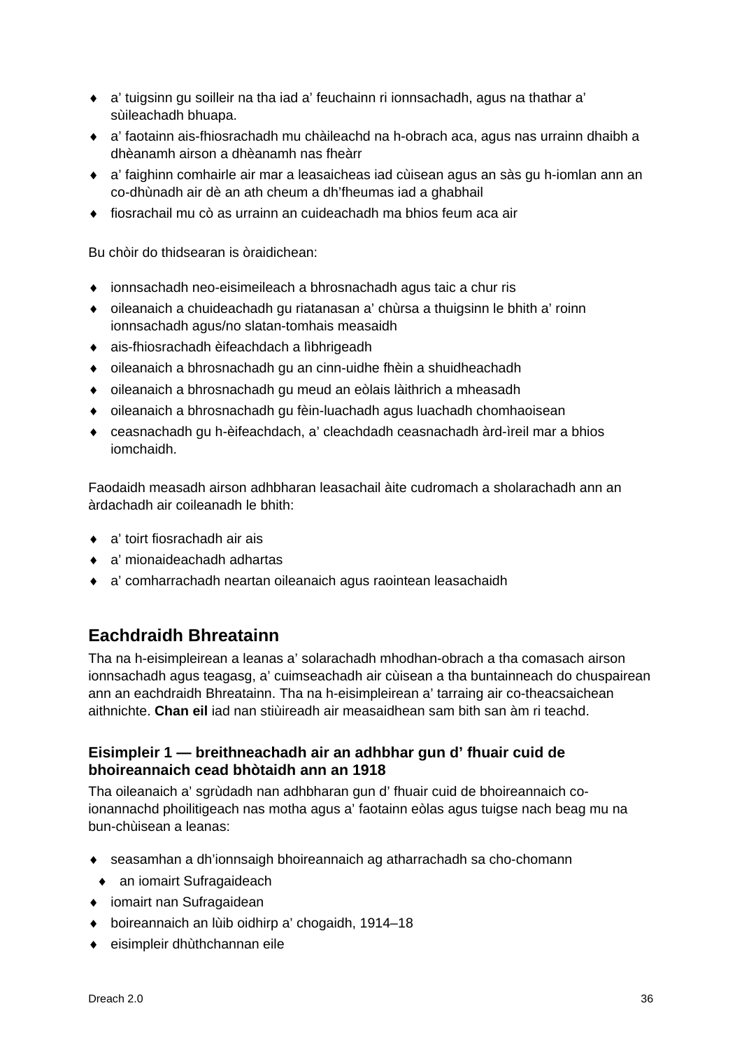- a' tuigsinn gu soilleir na tha iad a' feuchainn ri ionnsachadh, agus na thathar a' sùileachadh bhuapa.
- a' faotainn ais-fhiosrachadh mu chàileachd na h-obrach aca, agus nas urrainn dhaibh a dhèanamh airson a dhèanamh nas fheàrr
- a' faighinn comhairle air mar a leasaicheas iad cùisean agus an sàs gu h-iomlan ann an co-dhùnadh air dè an ath cheum a dh'fheumas iad a ghabhail
- fiosrachail mu cò as urrainn an cuideachadh ma bhios feum aca air

Bu chòir do thidsearan is òraidichean:

- ionnsachadh neo-eisimeileach a bhrosnachadh agus taic a chur ris
- oileanaich a chuideachadh gu riatanasan a' chùrsa a thuigsinn le bhith a' roinn ionnsachadh agus/no slatan-tomhais measaidh
- ais-fhiosrachadh èifeachdach a lìbhrigeadh
- oileanaich a bhrosnachadh gu an cinn-uidhe fhèin a shuidheachadh
- oileanaich a bhrosnachadh gu meud an eòlais làithrich a mheasadh
- oileanaich a bhrosnachadh gu fèin-luachadh agus luachadh chomhaoisean
- ceasnachadh gu h-èifeachdach, a' cleachdadh ceasnachadh àrd-ìreil mar a bhios iomchaidh.

Faodaidh measadh airson adhbharan leasachail àite cudromach a sholarachadh ann an àrdachadh air coileanadh le bhith:

- a' toirt fiosrachadh air ais
- a' mionaideachadh adhartas
- a' comharrachadh neartan oileanaich agus raointean leasachaidh

## Eachdraidh Bhreatainn

Tha na h-eisimpleirean a leanas a' solarachadh mhodhan-obrach a tha comasach airson ionnsachadh agus teagasg, a' cuimseachadh air cùisean a tha buntainneach do chuspairean ann an eachdraidh Bhreatainn. Tha na h-eisimpleirean a' tarraing air co-theacsaichean aithnichte. **Chan eil** iad nan stiùireadh air measaidhean sam bith san àm ri teachd.

### Eisimpleir 1 — breithneachadh air an adhbhar gun d' fhuair cuid de bhoireannaich cead bhòtaidh ann an 1918

Tha oileanaich a' sgrùdadh nan adhbharan gun d' fhuair cuid de bhoireannaich co-ionannachd phoilitigeach nas motha agus a' faotainn eòlas agus tuigse nach beag mu na bun-chùisean a leanas:

- seasamhan a dh'ionnsaigh bhoireannaich ag atharrachadh sa cho-chomann
  - an iomairt Sufragaideach
- iomairt nan Sufragaidean
- boireannaich an lùib oidhirp a' chogaidh, 1914–18
- eisimpleir dhùthchannan eile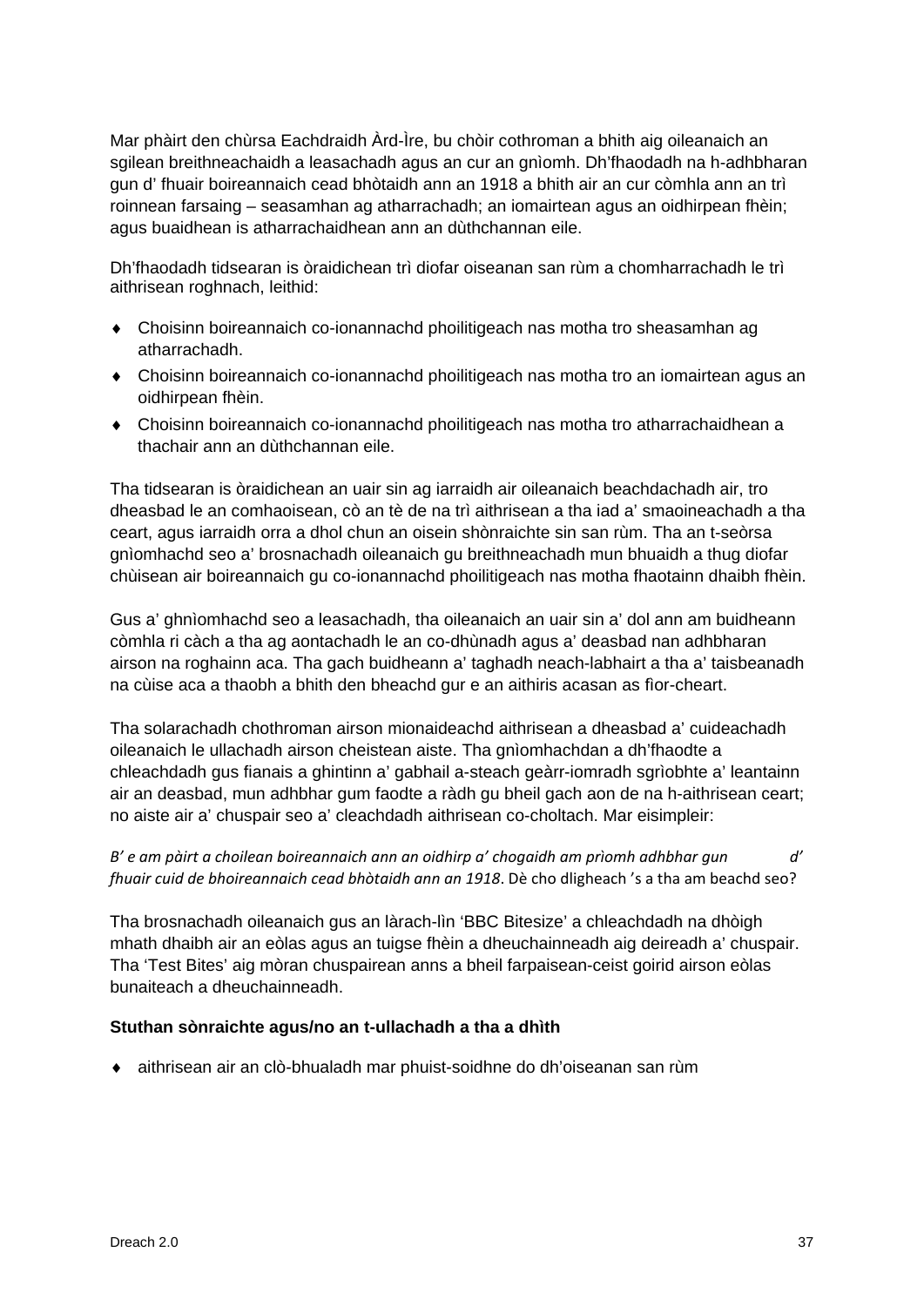Mar phàirt den chùrsa Eachdraidh Àrd-Ìre, bu chòir cothroman a bhith aig oileanaich an sgilean breithneachaidh a leasachadh agus an cur an gnìomh. Dh'fhaodadh na h-adhbharan gun d' fhuair boireannaich cead bhòtaidh ann an 1918 a bhith air an cur còmhla ann an trì roinnean farsaing – seasamhan ag atharrachadh; an iomairtean agus an oidhirpean fhèin; agus buaidhean is atharrachaidhean ann an dùthchannan eile.

Dh'fhaodadh tidsearan is òraidichean trì diofar oiseanan san rùm a chomharrachadh le trì aithrisean roghnach, leithid:

- Choisinn boireannaich co-ionannachd phoilitigeach nas motha tro sheasamhan ag atharrachadh.
- Choisinn boireannaich co-ionannachd phoilitigeach nas motha tro an iomairtean agus an oidhirpean fhèin.
- Choisinn boireannaich co-ionannachd phoilitigeach nas motha tro atharrachaidhean a thachair ann an dùthchannan eile.

Tha tidsearan is òraidichean an uair sin ag iarraidh air oileanaich beachdachadh air, tro dheasbad le an comhaoisean, cò an tè de na trì aithrisean a tha iad a' smaoineachadh a tha ceart, agus iarraidh orra a dhol chun an oisein shònraichte sin san rùm. Tha an t-seòrsa gnìomhachd seo a' brosnachadh oileanaich gu breithneachadh mun bhuaidh a thug diofar chùisean air boireannaich gu co-ionannachd phoilitigeach nas motha fhaotainn dhaibh fhèin.

Gus a' ghnìomhachd seo a leasachadh, tha oileanaich an uair sin a' dol ann am buidheann còmhla ri càch a tha ag aontachadh le an co-dhùnadh agus a' deasbad nan adhbharan airson na roghainn aca. Tha gach buidheann a' taghadh neach-labhairt a tha a' taisbeanadh na cùise aca a thaobh a bhith den bheachd gur e an aithiris acasan as fìor-cheart.

Tha solarachadh chothroman airson mionaideachd aithrisean a dheasbad a' cuideachadh oileanaich le ullachadh airson cheistean aiste. Tha gnìomhachdan a dh'fhaodte a chleachdadh gus fianais a ghintinn a' gabhail a-steach geàrr-iomradh sgrìobhte a' leantainn air an deasbad, mun adhbhar gum faodte a ràdh gu bheil gach aon de na h-aithrisean ceart; no aiste air a' chuspair seo a' cleachdadh aithrisean co-choltach. Mar eisimpleir:

*B' e am pàirt a choilean boireannaich ann an oidhirp a' chogaidh am prìomh adhbhar gun d' fhuair cuid de bhoireannaich cead bhòtaidh ann an 1918*. Dè cho dligheach 's a tha am beachd seo?

Tha brosnachadh oileanaich gus an làrach-lìn 'BBC Bitesize' a chleachdadh na dhòigh mhath dhaibh air an eòlas agus an tuigse fhèin a dheuchainneadh aig deireadh a' chuspair. Tha 'Test Bites' aig mòran chuspairean anns a bheil farpaisean-ceist goirid airson eòlas bunaiteach a dheuchainneadh.

**Stuthan sònraichte agus/no an t-ullachadh a tha a dhìth**

- aithrisean air an clò-bhualadh mar phuist-soidhne do dh'oiseanan san rùm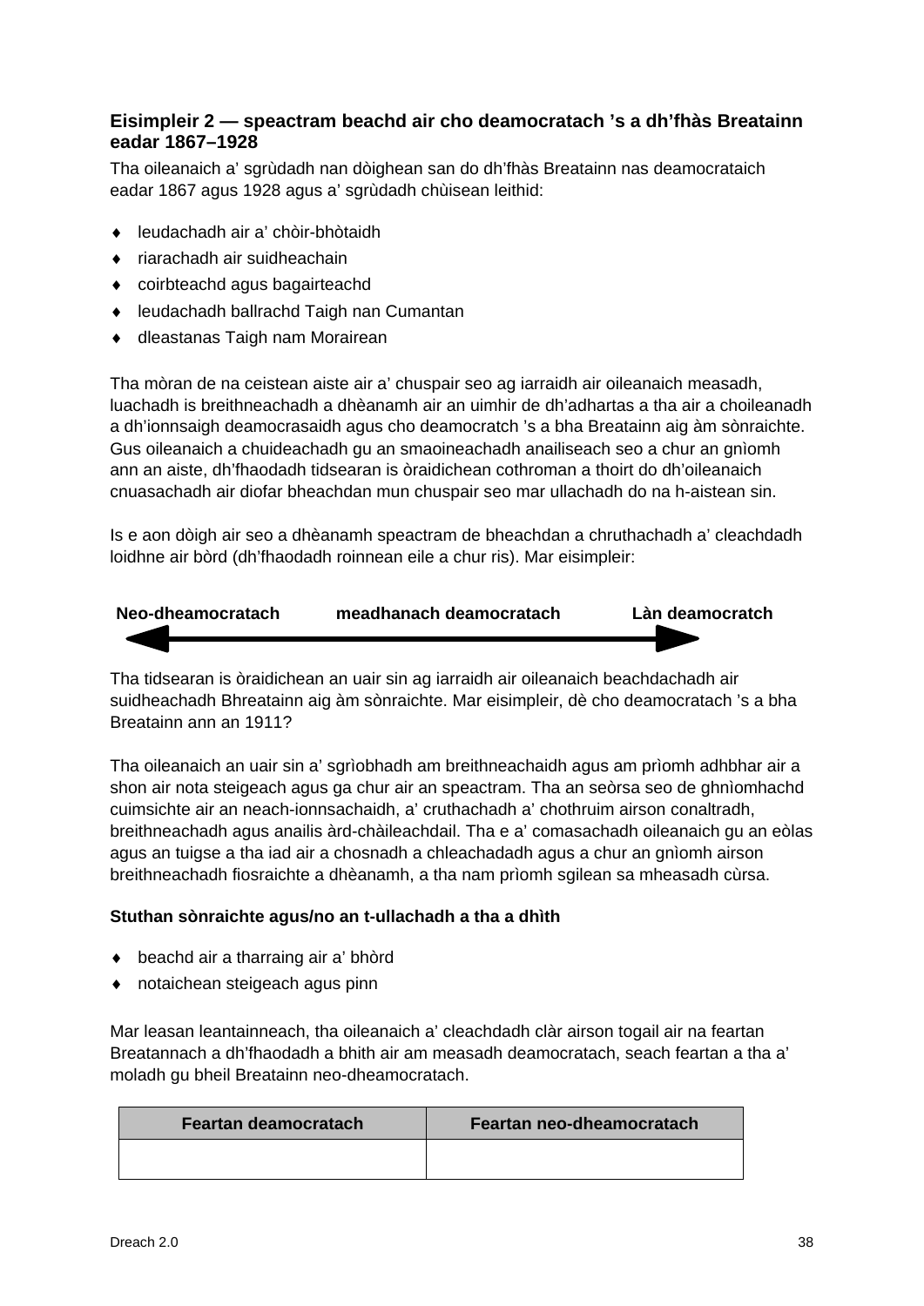### Eisimpleir 2 — speactram beachd air cho deamocratach ’s a dh’fhàs Breatainn eadar 1867–1928

Tha oileanaich a’ sgrùdadh nan dòighean san do dh’fhàs Breatainn nas deamocrataich eadar 1867 agus 1928 agus a’ sgrùdadh chùisean leithid:

- leudachadh air a’ chòir-bhòtaidh
- riarachadh air suidheachain
- coirbteachd agus bagairteachd
- leudachadh ballrachd Taigh nan Cumantan
- dleastanas Taigh nam Morairean

Tha mòran de na ceistean aiste air a’ chuspair seo ag iarraidh air oileanaich measadh, luachadh is breithneachadh a dhèanamh air an uimhir de dh’adhartas a tha air a choileanadh a dh’ionnsaigh deamocrasaidh agus cho deamocratch ’s a bha Breatainn aig àm sònraichte. Gus oileanaich a chuideachadh gu an smaoineachadh anailiseach seo a chur an gnìomh ann an aiste, dh’fhaodadh tidsearan is òraidichean cothroman a thoirt do dh’oileanaich cnuasachadh air diofar bheachdan mun chuspair seo mar ullachadh do na h-aistean sin.

Is e aon dòigh air seo a dhèanamh speactram de bheachdan a chruthachadh a’ cleachdadh loidhne air bòrd (dh’fhaodadh roinnean eile a chur ris). Mar eisimpleir:

**Neo-dheamocratach** ⟵ **meadhanach deamocratach** ⟶ **Làn deamocratch**

Tha tidsearan is òraidichean an uair sin ag iarraidh air oileanaich beachdachadh air suidheachadh Bhreatainn aig àm sònraichte. Mar eisimpleir, dè cho deamocratach ’s a bha Breatainn ann an 1911?

Tha oileanaich an uair sin a’ sgrìobhadh am breithneachaidh agus am prìomh adhbhar air a shon air nota steigeach agus ga chur air an speactram. Tha an seòrsa seo de ghnìomhachd cuimsichte air an neach-ionnsachaidh, a’ cruthachadh a’ chothruim airson conaltradh, breithneachadh agus anailis àrd-chàileachdail. Tha e a’ comasachadh oileanaich gu an eòlas agus an tuigse a tha iad air a chosnadh a chleachadadh agus a chur an gnìomh airson breithneachadh fiosraichte a dhèanamh, a tha nam prìomh sgilean sa mheasadh cùrsa.

**Stuthan sònraichte agus/no an t-ullachadh a tha a dhìth**

- beachd air a tharraing air a’ bhòrd
- notaichean steigeach agus pinn

Mar leasan leantainneach, tha oileanaich a’ cleachdadh clàr airson togail air na feartan Breatannach a dh’fhaodadh a bhith air am measadh deamocratach, seach feartan a tha a’ moladh gu bheil Breatainn neo-dheamocratach.

| Feartan deamocratach | Feartan neo-dheamocratach |
| --- | --- |
| | |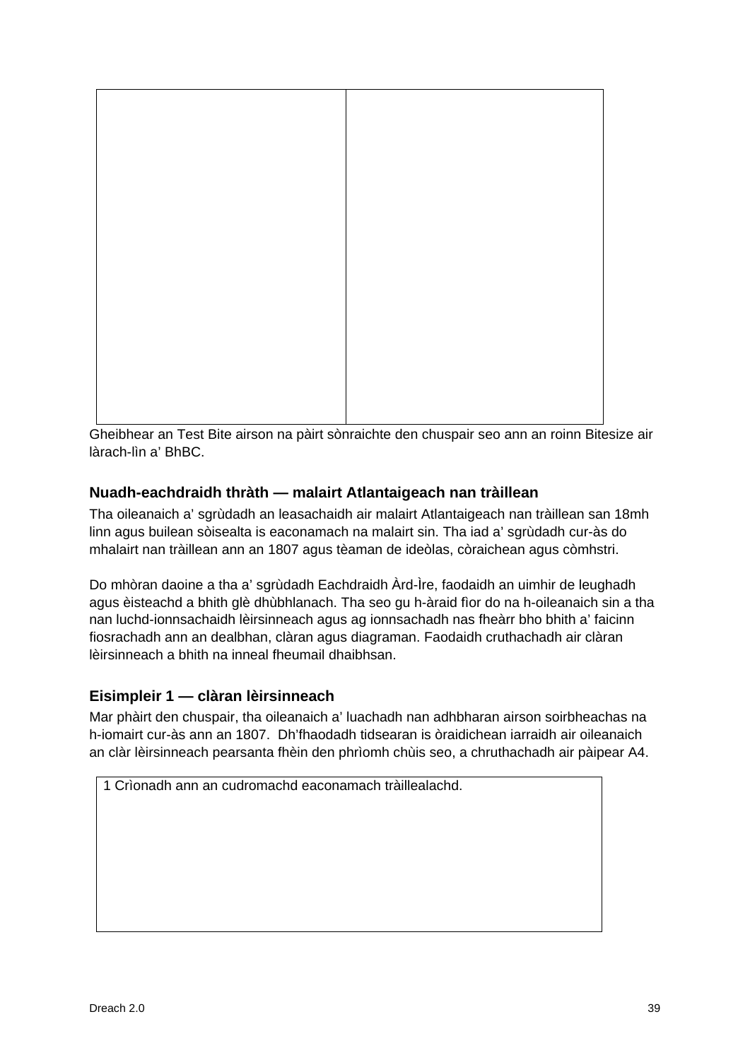| | |
|---|---|
| | |

Gheibhear an Test Bite airson na pàirt sònraichte den chuspair seo ann an roinn Bitesize air làrach-lìn a' BhBC.

### Nuadh-eachdraidh thràth — malairt Atlantaigeach nan tràillean

Tha oileanaich a' sgrùdadh an leasachaidh air malairt Atlantaigeach nan tràillean san 18mh linn agus builean sòisealta is eaconamach na malairt sin. Tha iad a' sgrùdadh cur-às do mhalairt nan tràillean ann an 1807 agus tèaman de ideòlas, còraichean agus còmhstri.

Do mhòran daoine a tha a' sgrùdadh Eachdraidh Àrd-Ìre, faodaidh an uimhir de leughadh agus èisteachd a bhith glè dhùbhlanach. Tha seo gu h-àraid fìor do na h-oileanaich sin a tha nan luchd-ionnsachaidh lèirsinneach agus ag ionnsachadh nas fheàrr bho bhith a' faicinn fiosrachadh ann an dealbhan, clàran agus diagraman. Faodaidh cruthachadh air clàran lèirsinneach a bhith na inneal fheumail dhaibhsan.

### Eisimpleir 1 — clàran lèirsinneach

Mar phàirt den chuspair, tha oileanaich a' luachadh nan adhbharan airson soirbheachas na h-iomairt cur-às ann an 1807. Dh'fhaodadh tidsearan is òraidichean iarraidh air oileanaich an clàr lèirsinneach pearsanta fhèin den phrìomh chùis seo, a chruthachadh air pàipear A4.

| 1 Crìonadh ann an cudromachd eaconamach tràillealachd. |
|---|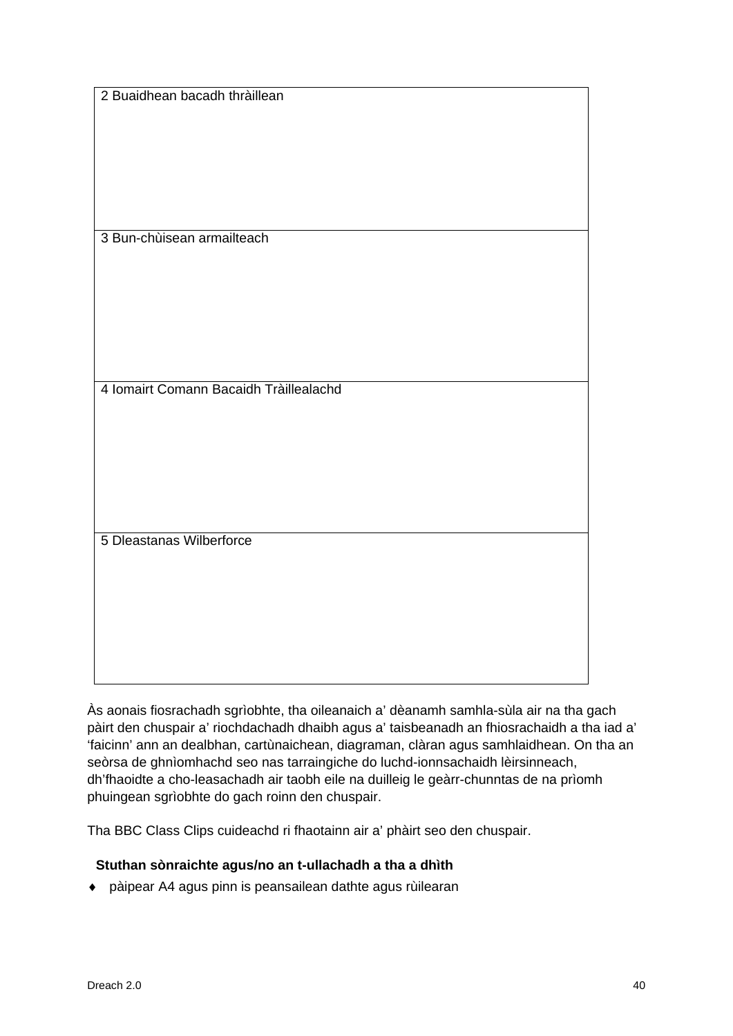| 2 Buaidhean bacadh thràillean |
| --- |
| 3 Bun-chùisean armailteach |
| 4 Iomairt Comann Bacaidh Tràillealachd |
| 5 Dleastanas Wilberforce |

Às aonais fiosrachadh sgrìobhte, tha oileanaich a' dèanamh samhla-sùla air na tha gach pàirt den chuspair a' riochdachadh dhaibh agus a' taisbeanadh an fhiosrachaidh a tha iad a' 'faicinn' ann an dealbhan, cartùnaichean, diagraman, clàran agus samhlaidhean. On tha an seòrsa de ghnìomhachd seo nas tarraingiche do luchd-ionnsachaidh lèirsinneach, dh'fhaoidte a cho-leasachadh air taobh eile na duilleig le geàrr-chunntas de na prìomh phuingean sgrìobhte do gach roinn den chuspair.

Tha BBC Class Clips cuideachd ri fhaotainn air a' phàirt seo den chuspair.

**Stuthan sònraichte agus/no an t-ullachadh a tha a dhìth**

- pàipear A4 agus pinn is peansailean dathte agus rùilearan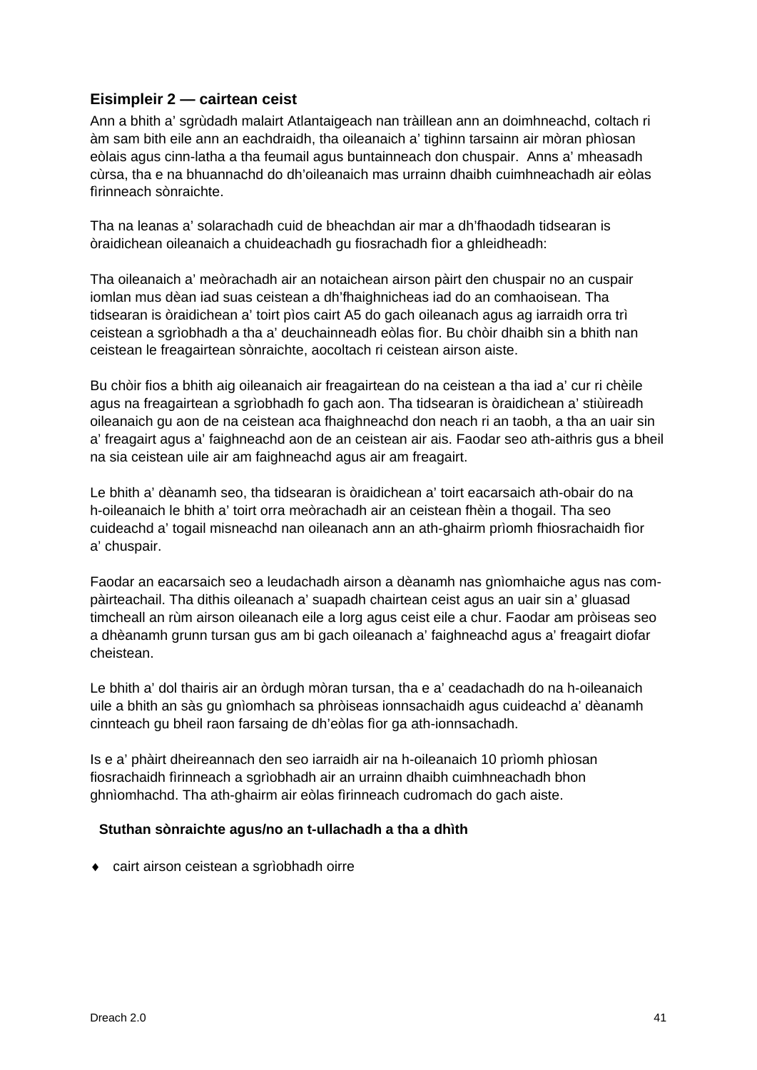### Eisimpleir 2 — cairtean ceist

Ann a bhith a' sgrùdadh malairt Atlantaigeach nan tràillean ann an doimhneachd, coltach ri àm sam bith eile ann an eachdraidh, tha oileanaich a' tighinn tarsainn air mòran phìosan eòlais agus cinn-latha a tha feumail agus buntainneach don chuspair. Anns a' mheasadh cùrsa, tha e na bhuannachd do dh'oileanaich mas urrainn dhaibh cuimhneachadh air eòlas fìrinneach sònraichte.

Tha na leanas a' solarachadh cuid de bheachdan air mar a dh'fhaodadh tidsearan is òraidichean oileanaich a chuideachadh gu fiosrachadh fìor a ghleidheadh:

Tha oileanaich a' meòrachadh air an notaichean airson pàirt den chuspair no an cuspair iomlan mus dèan iad suas ceistean a dh'fhaighnicheas iad do an comhaoisean. Tha tidsearan is òraidichean a' toirt pìos cairt A5 do gach oileanach agus ag iarraidh orra trì ceistean a sgrìobhadh a tha a' deuchainneadh eòlas fìor. Bu chòir dhaibh sin a bhith nan ceistean le freagairtean sònraichte, aocoltach ri ceistean airson aiste.

Bu chòir fios a bhith aig oileanaich air freagairtean do na ceistean a tha iad a' cur ri chèile agus na freagairtean a sgrìobhadh fo gach aon. Tha tidsearan is òraidichean a' stiùireadh oileanaich gu aon de na ceistean aca fhaighneachd don neach ri an taobh, a tha an uair sin a' freagairt agus a' faighneachd aon de an ceistean air ais. Faodar seo ath-aithris gus a bheil na sia ceistean uile air am faighneachd agus air am freagairt.

Le bhith a' dèanamh seo, tha tidsearan is òraidichean a' toirt eacarsaich ath-obair do na h-oileanaich le bhith a' toirt orra meòrachadh air an ceistean fhèin a thogail. Tha seo cuideachd a' togail misneachd nan oileanach ann an ath-ghairm prìomh fhiosrachaidh fìor a' chuspair.

Faodar an eacarsaich seo a leudachadh airson a dèanamh nas gnìomhaiche agus nas com-pàirteachail. Tha dithis oileanach a' suapadh chairtean ceist agus an uair sin a' gluasad timcheall an rùm airson oileanach eile a lorg agus ceist eile a chur. Faodar am pròiseas seo a dhèanamh grunn tursan gus am bi gach oileanach a' faighneachd agus a' freagairt diofar cheistean.

Le bhith a' dol thairis air an òrdugh mòran tursan, tha e a' ceadachadh do na h-oileanaich uile a bhith an sàs gu gnìomhach sa phròiseas ionnsachaidh agus cuideachd a' dèanamh cinnteach gu bheil raon farsaing de dh'eòlas fìor ga ath-ionnsachadh.

Is e a' phàirt dheireannach den seo iarraidh air na h-oileanaich 10 prìomh phìosan fiosrachaidh fìrinneach a sgrìobhadh air an urrainn dhaibh cuimhneachadh bhon ghnìomhachd. Tha ath-ghairm air eòlas fìrinneach cudromach do gach aiste.

**Stuthan sònraichte agus/no an t-ullachadh a tha a dhìth**

- cairt airson ceistean a sgrìobhadh oirre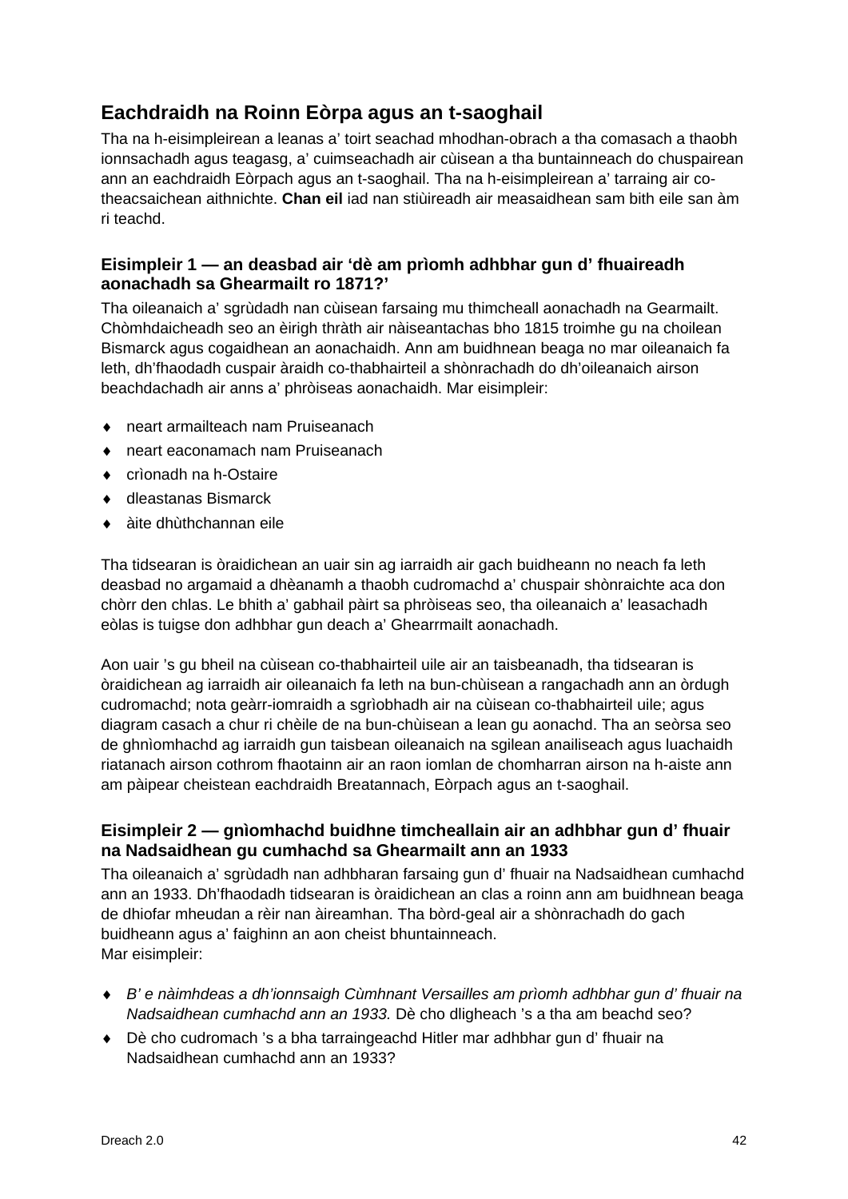## Eachdraidh na Roinn Eòrpa agus an t-saoghail

Tha na h-eisimpleirean a leanas a' toirt seachad mhodhan-obrach a tha comasach a thaobh ionnsachadh agus teagasg, a' cuimseachadh air cùisean a tha buntainneach do chuspairean ann an eachdraidh Eòrpach agus an t-saoghail. Tha na h-eisimpleirean a' tarraing air co-theacsaichean aithnichte. **Chan eil** iad nan stiùireadh air measaidhean sam bith eile san àm ri teachd.

### Eisimpleir 1 — an deasbad air 'dè am prìomh adhbhar gun d' fhuaireadh aonachadh sa Ghearmailt ro 1871?'

Tha oileanaich a' sgrùdadh nan cùisean farsaing mu thimcheall aonachadh na Gearmailt. Chòmhdaicheadh seo an èirigh thràth air nàiseantachas bho 1815 troimhe gu na choilean Bismarck agus cogaidhean an aonachaidh. Ann am buidhnean beaga no mar oileanaich fa leth, dh'fhaodadh cuspair àraidh co-thabhairteil a shònrachadh do dh'oileanaich airson beachdachadh air anns a' phròiseas aonachaidh. Mar eisimpleir:

- neart armailteach nam Pruiseanach
- neart eaconamach nam Pruiseanach
- crìonadh na h-Ostaire
- dleastanas Bismarck
- àite dhùthchannan eile

Tha tidsearan is òraidichean an uair sin ag iarraidh air gach buidheann no neach fa leth deasbad no argamaid a dhèanamh a thaobh cudromachd a' chuspair shònraichte aca don chòrr den chlas. Le bhith a' gabhail pàirt sa phròiseas seo, tha oileanaich a' leasachadh eòlas is tuigse don adhbhar gun deach a' Ghearrmailt aonachadh.

Aon uair 's gu bheil na cùisean co-thabhairteil uile air an taisbeanadh, tha tidsearan is òraidichean ag iarraidh air oileanaich fa leth na bun-chùisean a rangachadh ann an òrdugh cudromachd; nota geàrr-iomraidh a sgrìobhadh air na cùisean co-thabhairteil uile; agus diagram casach a chur ri chèile de na bun-chùisean a lean gu aonachd. Tha an seòrsa seo de ghnìomhachd ag iarraidh gun taisbean oileanaich na sgilean anailiseach agus luachaidh riatanach airson cothrom fhaotainn air an raon iomlan de chomharran airson na h-aiste ann am pàipear cheistean eachdraidh Breatannach, Eòrpach agus an t-saoghail.

### Eisimpleir 2 — gnìomhachd buidhne timcheallain air an adhbhar gun d' fhuair na Nadsaidhean gu cumhachd sa Ghearmailt ann an 1933

Tha oileanaich a' sgrùdadh nan adhbharan farsaing gun d' fhuair na Nadsaidhean cumhachd ann an 1933. Dh'fhaodadh tidsearan is òraidichean an clas a roinn ann am buidhnean beaga de dhiofar mheudan a rèir nan àireamhan. Tha bòrd-geal air a shònrachadh do gach buidheann agus a' faighinn an aon cheist bhuntainneach.
Mar eisimpleir:

- *B' e nàimhdeas a dh'ionnsaigh Cùmhnant Versailles am prìomh adhbhar gun d' fhuair na Nadsaidhean cumhachd ann an 1933.* Dè cho dligheach 's a tha am beachd seo?
- Dè cho cudromach 's a bha tarraingeachd Hitler mar adhbhar gun d' fhuair na Nadsaidhean cumhachd ann an 1933?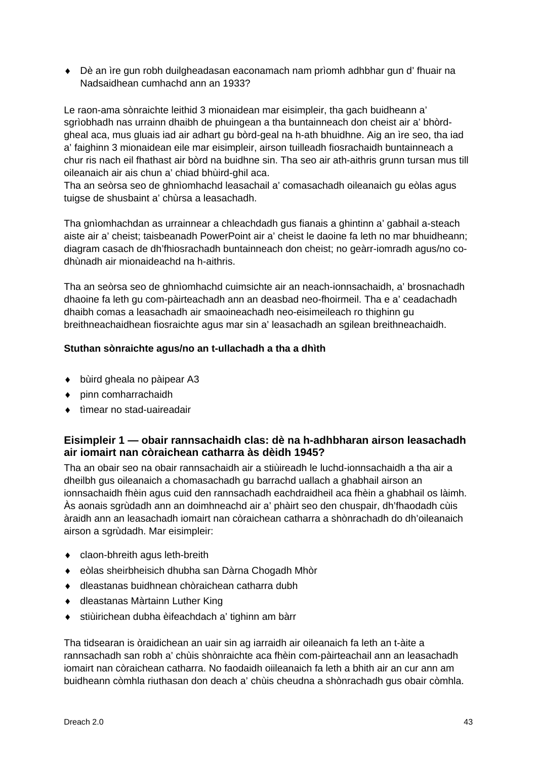- Dè an ìre gun robh duilgheadasan eaconamach nam prìomh adhbhar gun d' fhuair na Nadsaidhean cumhachd ann an 1933?

Le raon-ama sònraichte leithid 3 mionaidean mar eisimpleir, tha gach buidheann a' sgrìobhadh nas urrainn dhaibh de phuingean a tha buntainneach don cheist air a' bhòrd-gheal aca, mus gluais iad air adhart gu bòrd-geal na h-ath bhuidhne. Aig an ìre seo, tha iad a' faighinn 3 mionaidean eile mar eisimpleir, airson tuilleadh fiosrachaidh buntainneach a chur ris nach eil fhathast air bòrd na buidhne sin. Tha seo air ath-aithris grunn tursan mus till oileanaich air ais chun a' chiad bhùird-ghil aca.
Tha an seòrsa seo de ghnìomhachd leasachail a' comasachadh oileanaich gu eòlas agus tuigse de shusbaint a' chùrsa a leasachadh.

Tha gnìomhachdan as urrainnear a chleachdadh gus fianais a ghintinn a' gabhail a-steach aiste air a' cheist; taisbeanadh PowerPoint air a' cheist le daoine fa leth no mar bhuidheann; diagram casach de dh'fhiosrachadh buntainneach don cheist; no geàrr-iomradh agus/no co-dhùnadh air mionaideachd na h-aithris.

Tha an seòrsa seo de ghnìomhachd cuimsichte air an neach-ionnsachaidh, a' brosnachadh dhaoine fa leth gu com-pàirteachadh ann an deasbad neo-fhoirmeil. Tha e a' ceadachadh dhaibh comas a leasachadh air smaoineachadh neo-eisimeileach ro thighinn gu breithneachaidhean fiosraichte agus mar sin a' leasachadh an sgilean breithneachaidh.

**Stuthan sònraichte agus/no an t-ullachadh a tha a dhìth**

- bùird gheala no pàipear A3
- pinn comharrachaidh
- tìmear no stad-uaireadair

### Eisimpleir 1 — obair rannsachaidh clas: dè na h-adhbharan airson leasachadh air iomairt nan còraichean catharra às dèidh 1945?

Tha an obair seo na obair rannsachaidh air a stiùireadh le luchd-ionnsachaidh a tha air a dheilbh gus oileanaich a chomasachadh gu barrachd uallach a ghabhail airson an ionnsachaidh fhèin agus cuid den rannsachadh eachdraidheil aca fhèin a ghabhail os làimh. Às aonais sgrùdadh ann an doimhneachd air a' phàirt seo den chuspair, dh'fhaodadh cùis àraidh ann an leasachadh iomairt nan còraichean catharra a shònrachadh do dh'oileanaich airson a sgrùdadh. Mar eisimpleir:

- claon-bhreith agus leth-breith
- eòlas sheirbheisich dhubha san Dàrna Chogadh Mhòr
- dleastanas buidhnean chòraichean catharra dubh
- dleastanas Màrtainn Luther King
- stiùirichean dubha èifeachdach a' tighinn am bàrr

Tha tidsearan is òraidichean an uair sin ag iarraidh air oileanaich fa leth an t-àite a rannsachadh san robh a' chùis shònraichte aca fhèin com-pàirteachail ann an leasachadh iomairt nan còraichean catharra. No faodaidh oiileanaich fa leth a bhith air an cur ann am buidheann còmhla riuthasan don deach a' chùis cheudna a shònrachadh gus obair còmhla.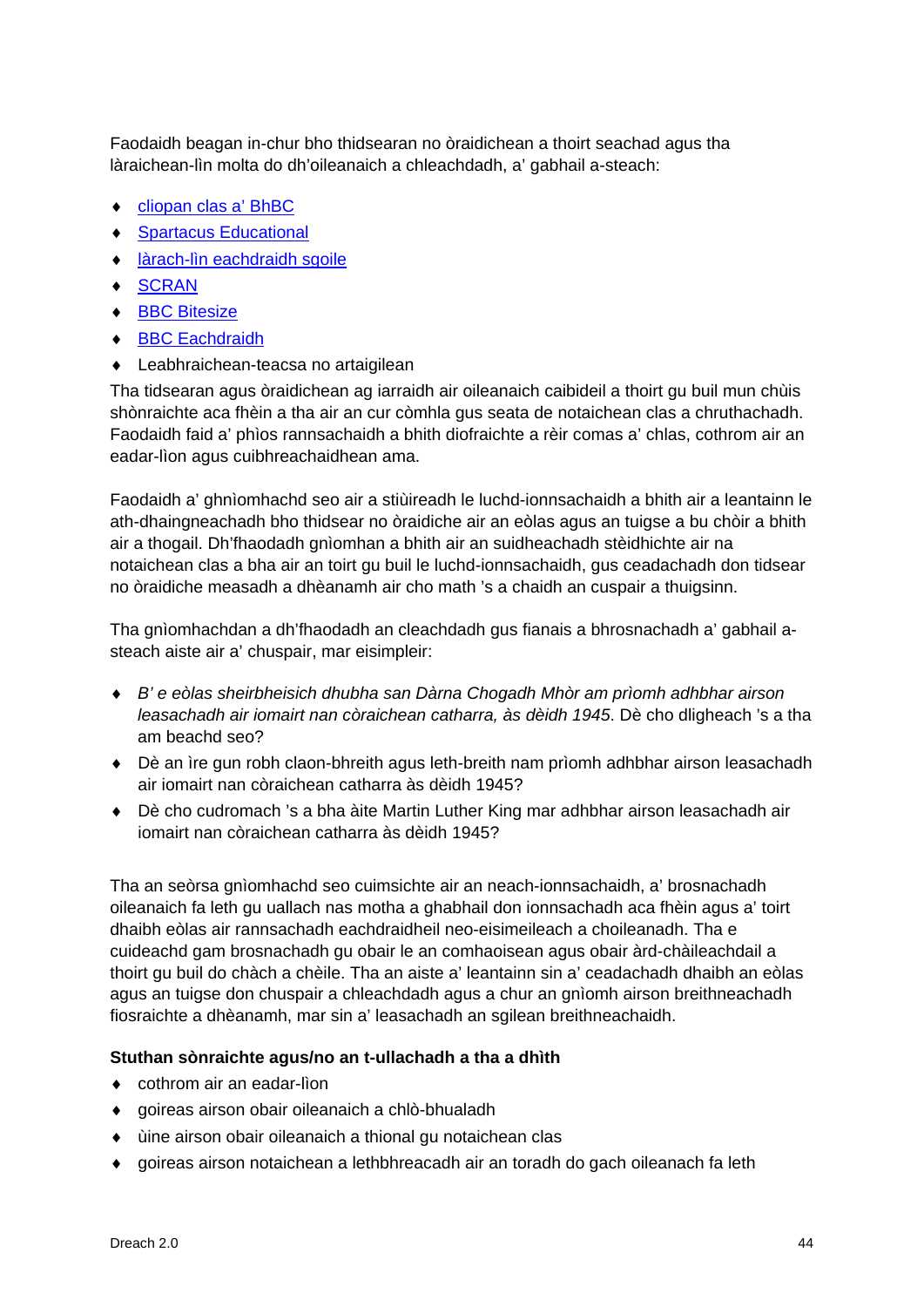Faodaidh beagan in-chur bho thidsearan no òraidichean a thoirt seachad agus tha làraichean-lìn molta do dh'oileanaich a chleachdadh, a' gabhail a-steach:

- cliopan clas a' BhBC
- Spartacus Educational
- làrach-lìn eachdraidh sgoile
- SCRAN
- BBC Bitesize
- BBC Eachdraidh
- Leabhraichean-teacsa no artaigilean

Tha tidsearan agus òraidichean ag iarraidh air oileanaich caibideil a thoirt gu buil mun chùis shònraichte aca fhèin a tha air an cur còmhla gus seata de notaichean clas a chruthachadh. Faodaidh faid a' phìos rannsachaidh a bhith diofraichte a rèir comas a' chlas, cothrom air an eadar-lìon agus cuibhreachaidhean ama.

Faodaidh a' ghnìomhachd seo air a stiùireadh le luchd-ionnsachaidh a bhith air a leantainn le ath-dhaingneachadh bho thidsear no òraidiche air an eòlas agus an tuigse a bu chòir a bhith air a thogail. Dh'fhaodadh gnìomhan a bhith air an suidheachadh stèidhichte air na notaichean clas a bha air an toirt gu buil le luchd-ionnsachaidh, gus ceadachadh don tidsear no òraidiche measadh a dhèanamh air cho math 's a chaidh an cuspair a thuigsinn.

Tha gnìomhachdan a dh'fhaodadh an cleachdadh gus fianais a bhrosnachadh a' gabhail a-steach aiste air a' chuspair, mar eisimpleir:

- *B' e eòlas sheirbheisich dhubha san Dàrna Chogadh Mhòr am prìomh adhbhar airson leasachadh air iomairt nan còraichean catharra, às dèidh 1945*. Dè cho dligheach 's a tha am beachd seo?
- Dè an ìre gun robh claon-bhreith agus leth-bhreith nam prìomh adhbhar airson leasachadh air iomairt nan còraichean catharra às dèidh 1945?
- Dè cho cudromach 's a bha àite Martin Luther King mar adhbhar airson leasachadh air iomairt nan còraichean catharra às dèidh 1945?

Tha an seòrsa gnìomhachd seo cuimsichte air an neach-ionnsachaidh, a' brosnachadh oileanaich fa leth gu uallach nas motha a ghabhail don ionnsachadh aca fhèin agus a' toirt dhaibh eòlas air rannsachadh eachdraidheil neo-eisimeileach a choileanadh. Tha e cuideachd gam brosnachadh gu obair le an comhaoisean agus obair àrd-chàileachdail a thoirt gu buil do chàch a chèile. Tha an aiste a' leantainn sin a' ceadachadh dhaibh an eòlas agus an tuigse don chuspair a chleachdadh agus a chur an gnìomh airson breithneachadh fiosraichte a dhèanamh, mar sin a' leasachadh an sgilean breithneachaidh.

**Stuthan sònraichte agus/no an t-ullachadh a tha a dhìth**

- cothrom air an eadar-lìon
- goireas airson obair oileanaich a chlò-bhualadh
- ùine airson obair oileanaich a thional gu notaichean clas
- goireas airson notaichean a lethbhreacadh air an toradh do gach oileanach fa leth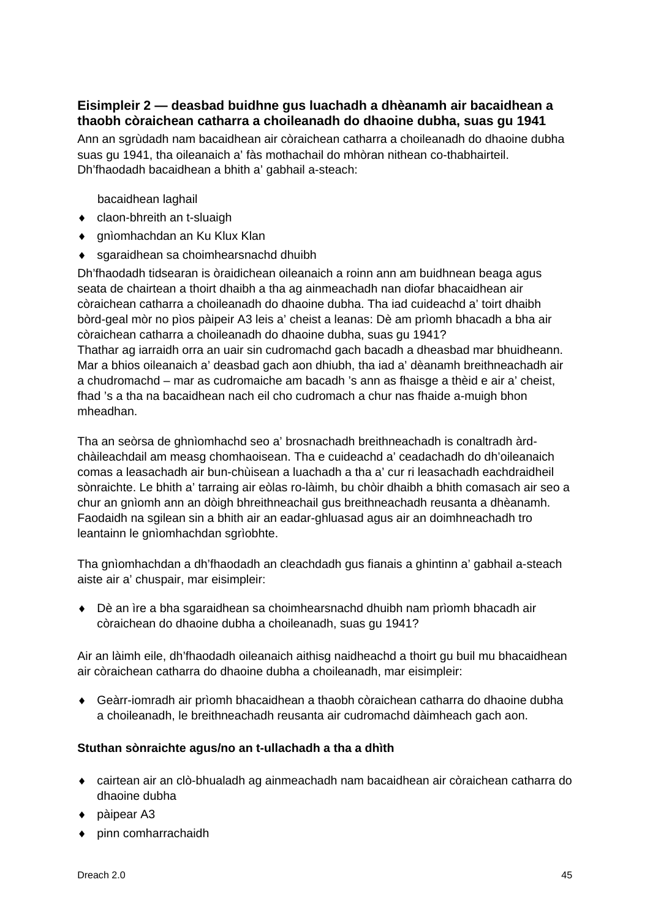**Eisimpleir 2 — deasbad buidhne gus luachadh a dhèanamh air bacaidhean a thaobh còraichean catharra a choileanadh do dhaoine dubha, suas gu 1941**

Ann an sgrùdadh nam bacaidhean air còraichean catharra a choileanadh do dhaoine dubha suas gu 1941, tha oileanaich a' fàs mothachail do mhòran nithean co-thabhairteil. Dh'fhaodadh bacaidhean a bhith a' gabhail a-steach:

- bacaidhean laghail
- claon-bhreith an t-sluaigh
- gnìomhachdan an Ku Klux Klan
- sgaraidhean sa choimhearsnachd dhuibh

Dh'fhaodadh tidsearan is òraidichean oileanaich a roinn ann am buidhnean beaga agus seata de chairtean a thoirt dhaibh a tha ag ainmeachadh nan diofar bhacaidhean air còraichean catharra a choileanadh do dhaoine dubha. Tha iad cuideachd a' toirt dhaibh bòrd-geal mòr no pìos pàipeir A3 leis a' cheist a leanas: Dè am prìomh bhacadh a bha air còraichean catharra a choileanadh do dhaoine dubha, suas gu 1941?
Thathar ag iarraidh orra an uair sin cudromachd gach bacadh a dheasbad mar bhuidheann. Mar a bhios oileanaich a' deasbad gach aon dhiubh, tha iad a' dèanamh breithneachadh air a chudromachd – mar as cudromaiche am bacadh 's ann as fhaisge a thèid e air a' cheist, fhad 's a tha na bacaidhean nach eil cho cudromach a chur nas fhaide a-muigh bhon mheadhan.

Tha an seòrsa de ghnìomhachd seo a' brosnachadh breithneachadh is conaltradh àrd-chàileachdail am measg chomhaoisean. Tha e cuideachd a' ceadachadh do dh'oileanaich comas a leasachadh air bun-chùisean a luachadh a tha a' cur ri leasachadh eachdraidheil sònraichte. Le bhith a' tarraing air eòlas ro-làimh, bu chòir dhaibh a bhith comasach air seo a chur an gnìomh ann an dòigh bhreithneachail gus breithneachadh reusanta a dhèanamh. Faodaidh na sgilean sin a bhith air an eadar-ghluasad agus air an doimhneachadh tro leantainn le gnìomhachdan sgrìobhte.

Tha gnìomhachdan a dh'fhaodadh an cleachdadh gus fianais a ghintinn a' gabhail a-steach aiste air a' chuspair, mar eisimpleir:

- Dè an ìre a bha sgaraidhean sa choimhearsnachd dhuibh nam prìomh bhacadh air còraichean do dhaoine dubha a choileanadh, suas gu 1941?

Air an làimh eile, dh'fhaodadh oileanaich aithisg naidheachd a thoirt gu buil mu bhacaidhean air còraichean catharra do dhaoine dubha a choileanadh, mar eisimpleir:

- Geàrr-iomradh air prìomh bhacaidhean a thaobh còraichean catharra do dhaoine dubha a choileanadh, le breithneachadh reusanta air cudromachd dàimheach gach aon.

**Stuthan sònraichte agus/no an t-ullachadh a tha a dhìth**

- cairtean air an clò-bhualadh ag ainmeachadh nam bacaidhean air còraichean catharra do dhaoine dubha
- pàipear A3
- pinn comharrachaidh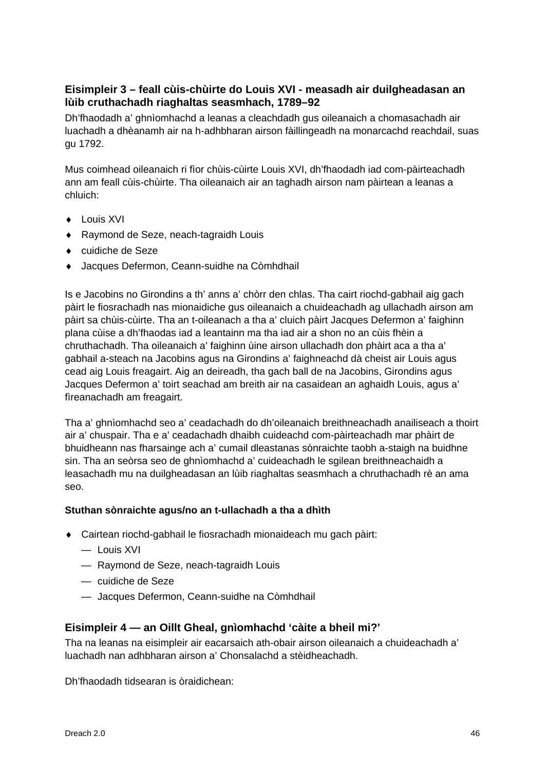### Eisimpleir 3 – feall cùis-chùirte do Louis XVI - measadh air duilgheadasan an lùib cruthachadh riaghaltas seasmhach, 1789–92

Dh'fhaodadh a' ghnìomhachd a leanas a cleachdadh gus oileanaich a chomasachadh air luachadh a dhèanamh air na h-adhbharan airson fàillingeadh na monarcachd reachdail, suas gu 1792.

Mus coimhead oileanaich ri fìor chùis-cùirte Louis XVI, dh'fhaodadh iad com-pàirteachadh ann am feall cùis-chùirte. Tha oileanaich air an taghadh airson nam pàirtean a leanas a chluich:

- Louis XVI
- Raymond de Seze, neach-tagraidh Louis
- cuidiche de Seze
- Jacques Defermon, Ceann-suidhe na Còmhdhail

Is e Jacobins no Girondins a th' anns a' chòrr den chlas. Tha cairt riochd-gabhail aig gach pàirt le fiosrachadh nas mionaidiche gus oileanaich a chuideachadh ag ullachadh airson am pàirt sa chùis-cùirte. Tha an t-oileanach a tha a' cluich pàirt Jacques Defermon a' faighinn plana cùise a dh'fhaodas iad a leantainn ma tha iad air a shon no an cùis fhèin a chruthachadh. Tha oileanaich a' faighinn ùine airson ullachadh don phàirt aca a tha a' gabhail a-steach na Jacobins agus na Girondins a' faighneachd dà cheist air Louis agus cead aig Louis freagairt. Aig an deireadh, tha gach ball de na Jacobins, Girondins agus Jacques Defermon a' toirt seachad am breith air na casaidean an aghaidh Louis, agus a' fìreanachadh am freagairt.

Tha a' ghnìomhachd seo a' ceadachadh do dh'oileanaich breithneachadh anailiseach a thoirt air a' chuspair. Tha e a' ceadachadh dhaibh cuideachd com-pàirteachadh mar phàirt de bhuidheann nas fharsainge ach a' cumail dleastanas sònraichte taobh a-staigh na buidhne sin. Tha an seòrsa seo de ghnìomhachd a' cuideachadh le sgilean breithneachaidh a leasachadh mu na duilgheadasan an lùib riaghaltas seasmhach a chruthachadh rè an ama seo.

**Stuthan sònraichte agus/no an t-ullachadh a tha a dhìth**

- Cairtean riochd-gabhail le fiosrachadh mionaideach mu gach pàirt:
  - Louis XVI
  - Raymond de Seze, neach-tagraidh Louis
  - cuidiche de Seze
  - Jacques Defermon, Ceann-suidhe na Còmhdhail

### Eisimpleir 4 — an Oillt Gheal, gnìomhachd 'càite a bheil mi?'

Tha na leanas na eisimpleir air eacarsaich ath-obair airson oileanaich a chuideachadh a' luachadh nan adhbharan airson a' Chonsalachd a stèidheachadh.

Dh'fhaodadh tidsearan is òraidichean: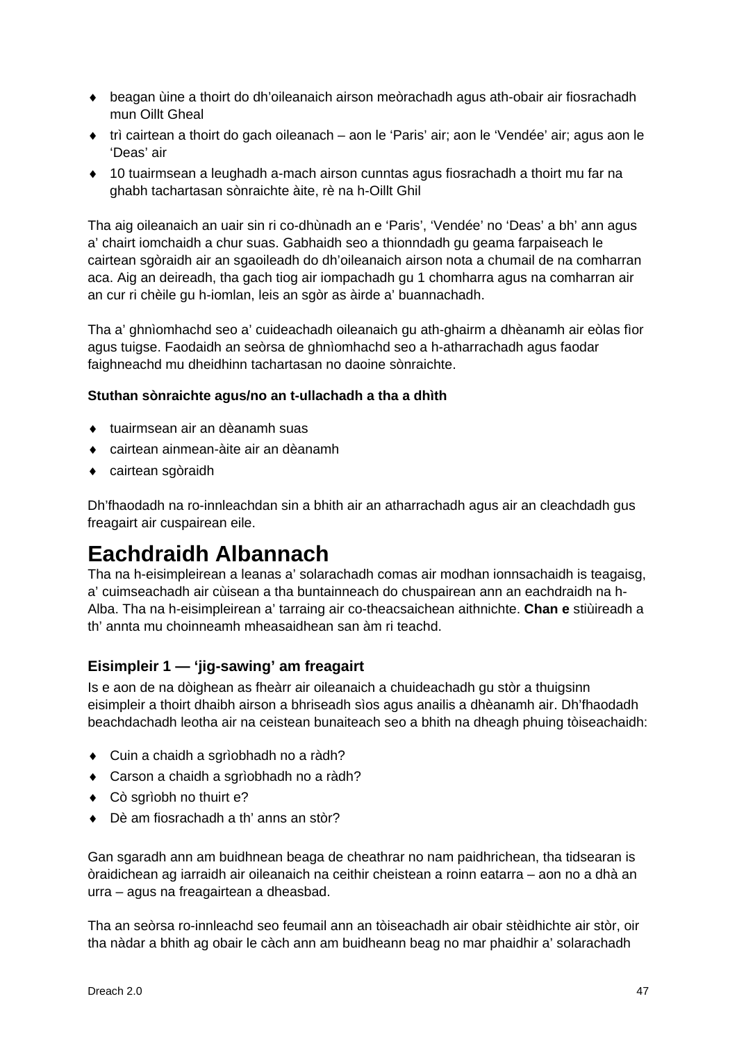- beagan ùine a thoirt do dh'oileanaich airson meòrachadh agus ath-obair air fiosrachadh mun Oillt Gheal
- trì cairtean a thoirt do gach oileanach – aon le 'Paris' air; aon le 'Vendée' air; agus aon le 'Deas' air
- 10 tuairmsean a leughadh a-mach airson cunntas agus fiosrachadh a thoirt mu far na ghabh tachartasan sònraichte àite, rè na h-Oillt Ghil

Tha aig oileanaich an uair sin ri co-dhùnadh an e 'Paris', 'Vendée' no 'Deas' a bh' ann agus a' chairt iomchaidh a chur suas. Gabhaidh seo a thionndadh gu geama farpaiseach le cairtean sgòraidh air an sgaoileadh do dh'oileanaich airson nota a chumail de na comharran aca. Aig an deireadh, tha gach tiog air iompachadh gu 1 chomharra agus na comharran air an cur ri chèile gu h-iomlan, leis an sgòr as àirde a' buannachadh.

Tha a' ghnìomhachd seo a' cuideachadh oileanaich gu ath-ghairm a dhèanamh air eòlas fìor agus tuigse. Faodaidh an seòrsa de ghnìomhachd seo a h-atharrachadh agus faodar faighneachd mu dheidhinn tachartasan no daoine sònraichte.

**Stuthan sònraichte agus/no an t-ullachadh a tha a dhìth**

- tuairmsean air an dèanamh suas
- cairtean ainmean-àite air an dèanamh
- cairtean sgòraidh

Dh'fhaodadh na ro-innleachdan sin a bhith air an atharrachadh agus air an cleachdadh gus freagairt air cuspairean eile.

# Eachdraidh Albannach

Tha na h-eisimpleirean a leanas a' solarachadh comas air modhan ionnsachaidh is teagaisg, a' cuimseachadh air cùisean a tha buntainneach do chuspairean ann an eachdraidh na h-Alba. Tha na h-eisimpleirean a' tarraing air co-theacsaichean aithnichte. **Chan e** stiùireadh a th' annta mu choinneamh mheasaidhean san àm ri teachd.

### Eisimpleir 1 — 'jig-sawing' am freagairt

Is e aon de na dòighean as fheàrr air oileanaich a chuideachadh gu stòr a thuigsinn eisimpleir a thoirt dhaibh airson a bhriseadh sìos agus anailis a dhèanamh air. Dh'fhaodadh beachdachadh leotha air na ceistean bunaiteach seo a bhith na dheagh phuing tòiseachaidh:

- Cuin a chaidh a sgrìobhadh no a ràdh?
- Carson a chaidh a sgrìobhadh no a ràdh?
- Cò sgrìobh no thuirt e?
- Dè am fiosrachadh a th' anns an stòr?

Gan sgaradh ann am buidhnean beaga de cheathrar no nam paidhrichean, tha tidsearan is òraidichean ag iarraidh air oileanaich na ceithir cheistean a roinn eatarra – aon no a dhà an urra – agus na freagairtean a dheasbad.

Tha an seòrsa ro-innleachd seo feumail ann an tòiseachadh air obair stèidhichte air stòr, oir tha nàdar a bhith ag obair le càch ann am buidheann beag no mar phaidhir a' solarachadh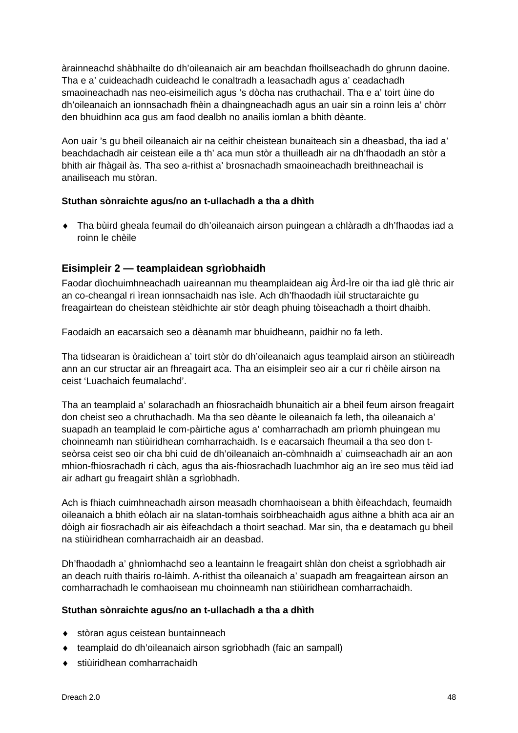àrainneachd shàbhailte do dh'oileanaich air am beachdan fhoillseachadh do ghrunn daoine. Tha e a' cuideachadh cuideachd le conaltradh a leasachadh agus a' ceadachadh smaoineachadh nas neo-eisimeilich agus 's dòcha nas cruthachail. Tha e a' toirt ùine do dh'oileanaich an ionnsachadh fhèin a dhaingneachadh agus an uair sin a roinn leis a' chòrr den bhuidhinn aca gus am faod dealbh no anailis iomlan a bhith dèante.

Aon uair 's gu bheil oileanaich air na ceithir cheistean bunaiteach sin a dheasbad, tha iad a' beachdachadh air ceistean eile a th' aca mun stòr a thuilleadh air na dh'fhaodadh an stòr a bhith air fhàgail às. Tha seo a-rithist a' brosnachadh smaoineachadh breithneachail is anailiseach mu stòran.

**Stuthan sònraichte agus/no an t-ullachadh a tha a dhìth**

- Tha bùird gheala feumail do dh'oileanaich airson puingean a chlàradh a dh'fhaodas iad a roinn le chèile

## Eisimpleir 2 — teamplaidean sgrìobhaidh

Faodar dìochuimhneachadh uaireannan mu theamplaidean aig Àrd-Ìre oir tha iad glè thric air an co-cheangal ri ìrean ionnsachaidh nas ìsle. Ach dh'fhaodadh iùil structaraichte gu freagairtean do cheistean stèidhichte air stòr deagh phuing tòiseachadh a thoirt dhaibh.

Faodaidh an eacarsaich seo a dèanamh mar bhuidheann, paidhir no fa leth.

Tha tidsearan is òraidichean a' toirt stòr do dh'oileanaich agus teamplaid airson an stiùireadh ann an cur structar air an fhreagairt aca. Tha an eisimpleir seo air a cur ri chèile airson na ceist 'Luachaich feumalachd'.

Tha an teamplaid a' solarachadh an fhiosrachaidh bhunaitich air a bheil feum airson freagairt don cheist seo a chruthachadh. Ma tha seo dèante le oileanaich fa leth, tha oileanaich a' suapadh an teamplaid le com-pàirtiche agus a' comharrachadh am prìomh phuingean mu choinneamh nan stiùiridhean comharrachaidh. Is e eacarsaich fheumail a tha seo don t-seòrsa ceist seo oir cha bhi cuid de dh'oileanaich an-còmhnaidh a' cuimseachadh air an aon mhion-fhiosrachadh ri càch, agus tha ais-fhiosrachadh luachmhor aig an ìre seo mus tèid iad air adhart gu freagairt shlàn a sgrìobhadh.

Ach is fhiach cuimhneachadh airson measadh chomhaoisean a bhith èifeachdach, feumaidh oileanaich a bhith eòlach air na slatan-tomhais soirbheachaidh agus aithne a bhith aca air an dòigh air fiosrachadh air ais èifeachdach a thoirt seachad. Mar sin, tha e deatamach gu bheil na stiùiridhean comharrachaidh air an deasbad.

Dh'fhaodadh a' ghnìomhachd seo a leantainn le freagairt shlàn don cheist a sgrìobhadh air an deach ruith thairis ro-làimh. A-rithist tha oileanaich a' suapadh am freagairtean airson an comharrachadh le comhaoisean mu choinneamh nan stiùiridhean comharrachaidh.

**Stuthan sònraichte agus/no an t-ullachadh a tha a dhìth**

- stòran agus ceistean buntainneach
- teamplaid do dh'oileanaich airson sgrìobhadh (faic an sampall)
- stiùiridhean comharrachaidh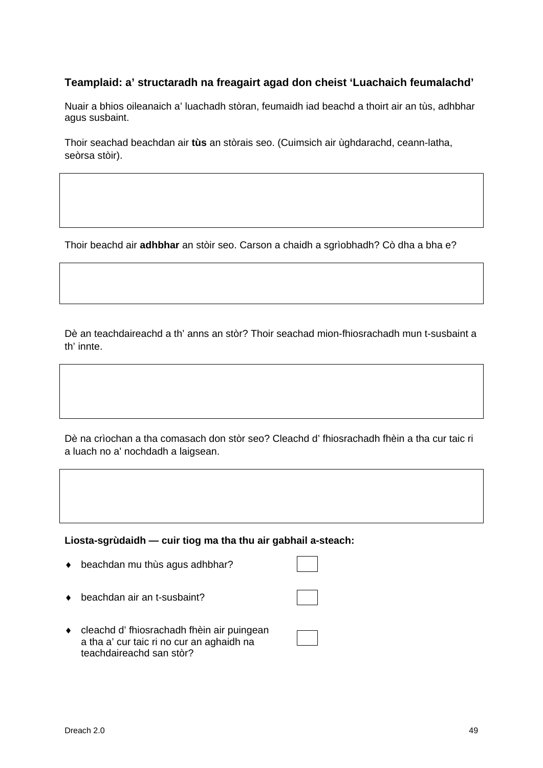### Teamplaid: a' structaradh na freagairt agad don cheist 'Luachaich feumalachd'

Nuair a bhios oileanaich a' luachadh stòran, feumaidh iad beachd a thoirt air an tùs, adhbhar agus susbaint.

Thoir seachad beachdan air **tùs** an stòrais seo. (Cuimsich air ùghdarachd, ceann-latha, seòrsa stòir).

| |
|---|
| |

Thoir beachd air **adhbhar** an stòir seo. Carson a chaidh a sgrìobhadh? Cò dha a bha e?

| |
|---|
| |

Dè an teachdaireachd a th' anns an stòr? Thoir seachad mion-fhiosrachadh mun t-susbaint a th' innte.

| |
|---|
| |

Dè na crìochan a tha comasach don stòr seo? Cleachd d' fhiosrachadh fhèin a tha cur taic ri a luach no a' nochdadh a laigsean.

| |
|---|
| |

**Liosta-sgrùdaidh — cuir tiog ma tha thu air gabhail a-steach:**

- beachdan mu thùs agus adhbhar? ☐
- beachdan air an t-susbaint? ☐
- cleachd d' fhiosrachadh fhèin air puingean a tha a' cur taic ri no cur an aghaidh na teachdaireachd san stòr? ☐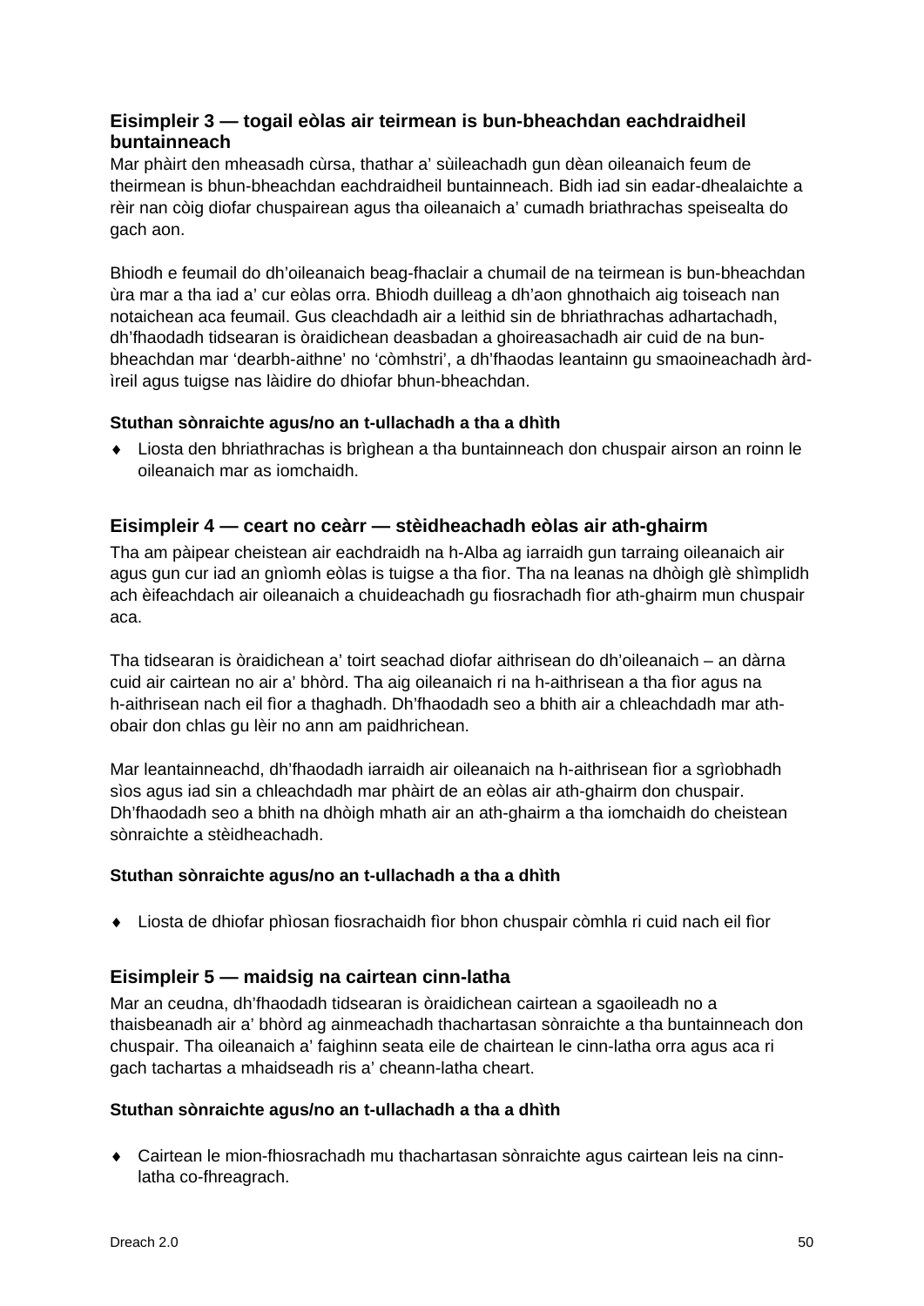### Eisimpleir 3 — togail eòlas air teirmean is bun-bheachdan eachdraidheil buntainneach

Mar phàirt den mheasadh cùrsa, thathar a' sùileachadh gun dèan oileanaich feum de theirmean is bhun-bheachdan eachdraidheil buntainneach. Bidh iad sin eadar-dhealaichte a rèir nan còig diofar chuspairean agus tha oileanaich a' cumadh briathrachas speisealta do gach aon.

Bhiodh e feumail do dh'oileanaich beag-fhaclair a chumail de na teirmean is bun-bheachdan ùra mar a tha iad a' cur eòlas orra. Bhiodh duilleag a dh'aon ghnothaich aig toiseach nan notaichean aca feumail. Gus cleachdadh air a leithid sin de bhriathrachas adhartachadh, dh'fhaodadh tidsearan is òraidichean deasbadan a ghoireasachadh air cuid de na bun-bheachdan mar 'dearbh-aithne' no 'còmhstri', a dh'fhaodas leantainn gu smaoineachadh àrd-ìreil agus tuigse nas làidire do dhiofar bhun-bheachdan.

**Stuthan sònraichte agus/no an t-ullachadh a tha a dhìth**

- Liosta den bhriathrachas is brìghean a tha buntainneach don chuspair airson an roinn le oileanaich mar as iomchaidh.

### Eisimpleir 4 — ceart no ceàrr — stèidheachadh eòlas air ath-ghairm

Tha am pàipear cheistean air eachdraidh na h-Alba ag iarraidh gun tarraing oileanaich air agus gun cur iad an gnìomh eòlas is tuigse a tha fìor. Tha na leanas na dhòigh glè shìmplidh ach èifeachdach air oileanaich a chuideachadh gu fiosrachadh fìor ath-ghairm mun chuspair aca.

Tha tidsearan is òraidichean a' toirt seachad diofar aithrisean do dh'oileanaich – an dàrna cuid air cairtean no air a' bhòrd. Tha aig oileanaich ri na h-aithrisean a tha fìor agus na h-aithrisean nach eil fìor a thaghadh. Dh'fhaodadh seo a bhith air a chleachdadh mar ath-obair don chlas gu lèir no ann am paidhrichean.

Mar leantainneachd, dh'fhaodadh iarraidh air oileanaich na h-aithrisean fìor a sgrìobhadh sìos agus iad sin a chleachdadh mar phàirt de an eòlas air ath-ghairm don chuspair. Dh'fhaodadh seo a bhith na dhòigh mhath air an ath-ghairm a tha iomchaidh do cheistean sònraichte a stèidheachadh.

**Stuthan sònraichte agus/no an t-ullachadh a tha a dhìth**

- Liosta de dhiofar phìosan fiosrachaidh fìor bhon chuspair còmhla ri cuid nach eil fìor

### Eisimpleir 5 — maidsig na cairtean cinn-latha

Mar an ceudna, dh'fhaodadh tidsearan is òraidichean cairtean a sgaoileadh no a thaisbeanadh air a' bhòrd ag ainmeachadh thachartasan sònraichte a tha buntainneach don chuspair. Tha oileanaich a' faighinn seata eile de chairtean le cinn-latha orra agus aca ri gach tachartas a mhaidseadh ris a' cheann-latha cheart.

**Stuthan sònraichte agus/no an t-ullachadh a tha a dhìth**

- Cairtean le mion-fhiosrachadh mu thachartasan sònraichte agus cairtean leis na cinn-latha co-fhreagrach.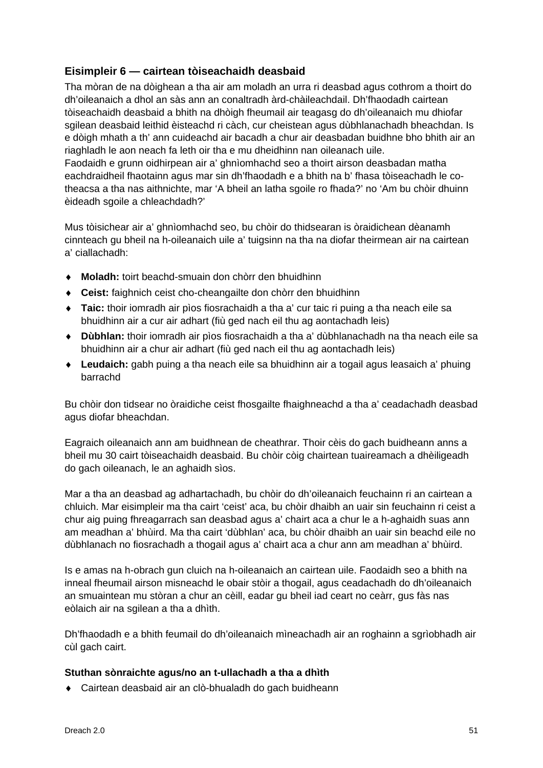### Eisimpleir 6 — cairtean tòiseachaidh deasbaid

Tha mòran de na dòighean a tha air am moladh an urra ri deasbad agus cothrom a thoirt do dh’oileanaich a dhol an sàs ann an conaltradh àrd-chàileachdail. Dh’fhaodadh cairtean tòiseachaidh deasbaid a bhith na dhòigh fheumail air teagasg do dh’oileanaich mu dhiofar sgilean deasbaid leithid èisteachd ri càch, cur cheistean agus dùbhlanachadh bheachdan. Is e dòigh mhath a th’ ann cuideachd air bacadh a chur air deasbadan buidhne bho bhith air an riaghladh le aon neach fa leth oir tha e mu dheidhinn nan oileanach uile.
Faodaidh e grunn oidhirpean air a’ ghnìomhachd seo a thoirt airson deasbadan matha eachdraidheil fhaotainn agus mar sin dh’fhaodadh e a bhith na b’ fhasa tòiseachadh le co-theacsa a tha nas aithnichte, mar ‘A bheil an latha sgoile ro fhada?’ no ‘Am bu chòir dhuinn èideadh sgoile a chleachdadh?’

Mus tòisichear air a’ ghnìomhachd seo, bu chòir do thidsearan is òraidichean dèanamh cinnteach gu bheil na h-oileanaich uile a’ tuigsinn na tha na diofar theirmean air na cairtean a’ ciallachadh:

- **Moladh:** toirt beachd-smuain don chòrr den bhuidhinn
- **Ceist:** faighnich ceist cho-cheangailte don chòrr den bhuidhinn
- **Taic:** thoir iomradh air pìos fiosrachaidh a tha a’ cur taic ri puing a tha neach eile sa bhuidhinn air a cur air adhart (fiù ged nach eil thu ag aontachadh leis)
- **Dùbhlan:** thoir iomradh air pìos fiosrachaidh a tha a’ dùbhlanachadh na tha neach eile sa bhuidhinn air a chur air adhart (fiù ged nach eil thu ag aontachadh leis)
- **Leudaich:** gabh puing a tha neach eile sa bhuidhinn air a togail agus leasaich a’ phuing barrachd

Bu chòir don tidsear no òraidiche ceist fhosgailte fhaighneachd a tha a’ ceadachadh deasbad agus diofar bheachdan.

Eagraich oileanaich ann am buidhnean de cheathrar. Thoir cèis do gach buidheann anns a bheil mu 30 cairt tòiseachaidh deasbaid. Bu chòir còig chairtean tuaireamach a dhèiligeadh do gach oileanach, le an aghaidh sìos.

Mar a tha an deasbad ag adhartachadh, bu chòir do dh’oileanaich feuchainn ri an cairtean a chluich. Mar eisimpleir ma tha cairt ‘ceist’ aca, bu chòir dhaibh an uair sin feuchainn ri ceist a chur aig puing fhreagarrach san deasbad agus a’ chairt aca a chur le a h-aghaidh suas ann am meadhan a’ bhùird. Ma tha cairt ‘dùbhlan’ aca, bu chòir dhaibh an uair sin beachd eile no dùbhlanach no fiosrachadh a thogail agus a’ chairt aca a chur ann am meadhan a’ bhùird.

Is e amas na h-obrach gun cluich na h-oileanaich an cairtean uile. Faodaidh seo a bhith na inneal fheumail airson misneachd le obair stòir a thogail, agus ceadachadh do dh’oileanaich an smuaintean mu stòran a chur an cèill, eadar gu bheil iad ceart no ceàrr, gus fàs nas eòlaich air na sgilean a tha a dhìth.

Dh’fhaodadh e a bhith feumail do dh’oileanaich mìneachadh air an roghainn a sgrìobhadh air cùl gach cairt.

**Stuthan sònraichte agus/no an t-ullachadh a tha a dhìth**

- Cairtean deasbaid air an clò-bhualadh do gach buidheann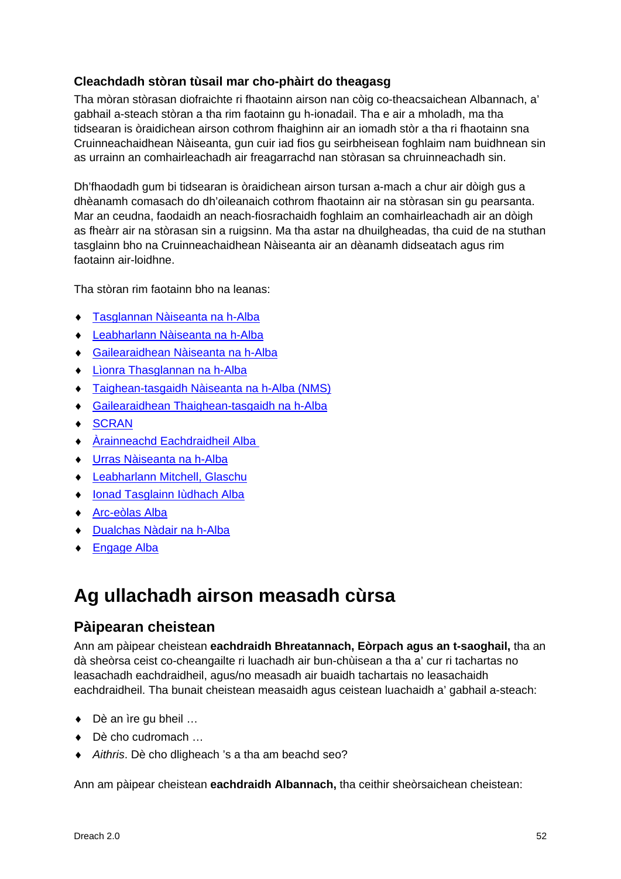### Cleachdadh stòran tùsail mar cho-phàirt do theagasg

Tha mòran stòrasan diofraichte ri fhaotainn airson nan còig co-theacsaichean Albannach, a' gabhail a-steach stòran a tha rim faotainn gu h-ionadail. Tha e air a mholadh, ma tha tidsearan is òraidichean airson cothrom fhaighinn air an iomadh stòr a tha ri fhaotainn sna Cruinneachaidhean Nàiseanta, gun cuir iad fios gu seirbheisean foghlaim nam buidhnean sin as urrainn an comhairleachadh air freagarrachd nan stòrasan sa chruinneachadh sin.

Dh'fhaodadh gum bi tidsearan is òraidichean airson tursan a-mach a chur air dòigh gus a dhèanamh comasach do dh'oileanaich cothrom fhaotainn air na stòrasan sin gu pearsanta. Mar an ceudna, faodaidh an neach-fiosrachaidh foghlaim an comhairleachadh air an dòigh as fheàrr air na stòrasan sin a ruigsinn. Ma tha astar na dhuilgheadas, tha cuid de na stuthan tasglainn bho na Cruinneachaidhean Nàiseanta air an dèanamh didseatach agus rim faotainn air-loidhne.

Tha stòran rim faotainn bho na leanas:

- Tasglannan Nàiseanta na h-Alba
- Leabharlann Nàiseanta na h-Alba
- Gailearaidhean Nàiseanta na h-Alba
- Lìonra Thasglannan na h-Alba
- Taighean-tasgaidh Nàiseanta na h-Alba (NMS)
- Gailearaidhean Thaighean-tasgaidh na h-Alba
- SCRAN
- Àrainneachd Eachdraidheil Alba
- Urras Nàiseanta na h-Alba
- Leabharlann Mitchell, Glaschu
- Ionad Tasglainn Iùdhach Alba
- Arc-eòlas Alba
- Dualchas Nàdair na h-Alba
- Engage Alba

# Ag ullachadh airson measadh cùrsa

## Pàipearan cheistean

Ann am pàipear cheistean **eachdraidh Bhreatannach, Eòrpach agus an t-saoghail,** tha an dà sheòrsa ceist co-cheangailte ri luachadh air bun-chùisean a tha a' cur ri tachartas no leasachadh eachdraidheil, agus/no measadh air buaidh tachartais no leasachaidh eachdraidheil. Tha bunait cheistean measaidh agus ceistean luachaidh a' gabhail a-steach:

- Dè an ìre gu bheil …
- Dè cho cudromach …
- *Aithris*. Dè cho dligheach 's a tha am beachd seo?

Ann am pàipear cheistean **eachdraidh Albannach,** tha ceithir sheòrsaichean cheistean: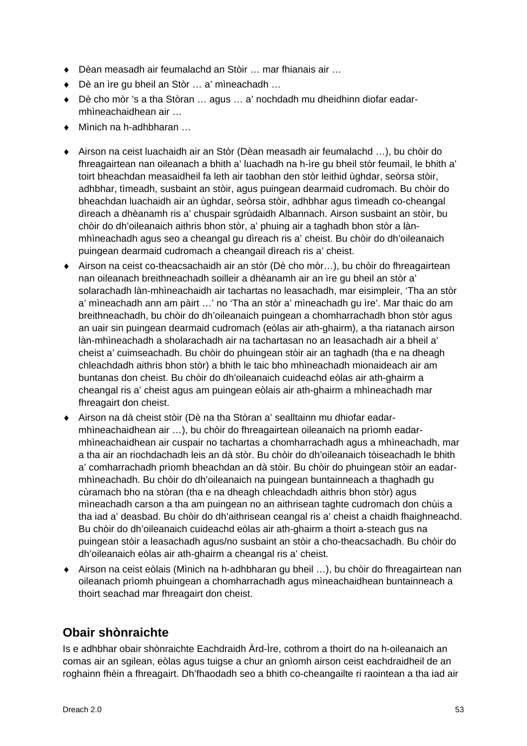- Dèan measadh air feumalachd an Stòir … mar fhianais air …
- Dè an ìre gu bheil an Stòr … a' mìneachadh …
- Dè cho mòr 's a tha Stòran … agus … a' nochdadh mu dheidhinn diofar eadar-mhìneachaidhean air …
- Mìnich na h-adhbharan …

- Airson na ceist luachaidh air an Stòr (Dèan measadh air feumalachd …), bu chòir do fhreagairtean nan oileanach a bhith a' luachadh na h-ìre gu bheil stòr feumail, le bhith a' toirt bheachdan measaidheil fa leth air taobhan den stòr leithid ùghdar, seòrsa stòir, adhbhar, tìmeadh, susbaint an stòir, agus puingean dearmaid cudromach. Bu chòir do bheachdan luachaidh air an ùghdar, seòrsa stòir, adhbhar agus tìmeadh co-cheangal dìreach a dhèanamh ris a' chuspair sgrùdaidh Albannach. Airson susbaint an stòir, bu chòir do dh'oileanaich aithris bhon stòr, a' phuing air a taghadh bhon stòr a làn-mhìneachadh agus seo a cheangal gu dìreach ris a' cheist. Bu chòir do dh'oileanaich puingean dearmaid cudromach a cheangail dìreach ris a' cheist.
- Airson na ceist co-theacsachaidh air an stòr (Dè cho mòr…), bu chòir do fhreagairtean nan oileanach breithneachadh soilleir a dhèanamh air an ìre gu bheil an stòr a' solarachadh làn-mhìneachaidh air tachartas no leasachadh, mar eisimpleir, 'Tha an stòr a' mìneachadh ann am pàirt …' no 'Tha an stòr a' mìneachadh gu ìre'. Mar thaic do am breithneachadh, bu chòir do dh'oileanaich puingean a chomharrachadh bhon stòr agus an uair sin puingean dearmaid cudromach (eòlas air ath-ghairm), a tha riatanach airson làn-mhìneachadh a sholarachadh air na tachartasan no an leasachadh air a bheil a' cheist a' cuimseachadh. Bu chòir do phuingean stòir air an taghadh (tha e na dheagh chleachdadh aithris bhon stòr) a bhith le taic bho mhìneachadh mionaideach air am buntanas don cheist. Bu chòir do dh'oileanaich cuideachd eòlas air ath-ghairm a cheangal ris a' cheist agus am puingean eòlais air ath-ghairm a mhìneachadh mar fhreagairt don cheist.
- Airson na dà cheist stòir (Dè na tha Stòran a' sealltainn mu dhiofar eadar-mhìneachaidhean air …), bu chòir do fhreagairtean oileanaich na prìomh eadar-mhìneachaidhean air cuspair no tachartas a chomharrachadh agus a mhìneachadh, mar a tha air an riochdachadh leis an dà stòr. Bu chòir do dh'oileanaich tòiseachadh le bhith a' comharrachadh prìomh bheachdan an dà stòir. Bu chòir do phuingean stòir an eadar-mhìneachadh. Bu chòir do dh'oileanaich na puingean buntainneach a thaghadh gu cùramach bho na stòran (tha e na dheagh chleachdadh aithris bhon stòr) agus mìneachadh carson a tha am puingean no an aithrisean taghte cudromach don chùis a tha iad a' deasbad. Bu chòir do dh'aithrisean ceangal ris a' cheist a chaidh fhaighneachd. Bu chòir do dh'oileanaich cuideachd eòlas air ath-ghairm a thoirt a-steach gus na puingean stòir a leasachadh agus/no susbaint an stòir a cho-theacsachadh. Bu chòir do dh'oileanaich eòlas air ath-ghairm a cheangal ris a' cheist.
- Airson na ceist eòlais (Mìnich na h-adhbharan gu bheil …), bu chòir do fhreagairtean nan oileanach prìomh phuingean a chomharrachadh agus mìneachaidhean buntainneach a thoirt seachad mar fhreagairt don cheist.

## Obair shònraichte

Is e adhbhar obair shònraichte Eachdraidh Àrd-Ìre, cothrom a thoirt do na h-oileanaich an comas air an sgilean, eòlas agus tuigse a chur an gnìomh airson ceist eachdraidheil de an roghainn fhèin a fhreagairt. Dh'fhaodadh seo a bhith co-cheangailte ri raointean a tha iad air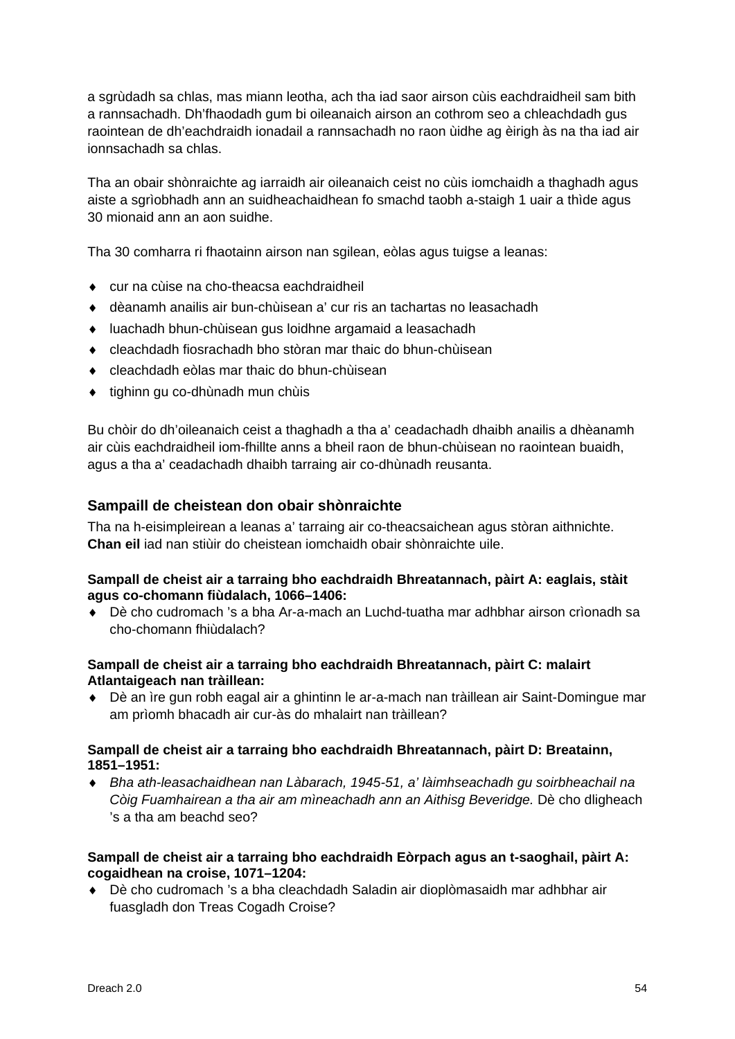a sgrùdadh sa chlas, mas miann leotha, ach tha iad saor airson cùis eachdraidheil sam bith a rannsachadh. Dh'fhaodadh gum bi oileanaich airson an cothrom seo a chleachdadh gus raointean de dh'eachdraidh ionadail a rannsachadh no raon ùidhe ag èirigh às na tha iad air ionnsachadh sa chlas.

Tha an obair shònraichte ag iarraidh air oileanaich ceist no cùis iomchaidh a thaghadh agus aiste a sgrìobhadh ann an suidheachaidhean fo smachd taobh a-staigh 1 uair a thìde agus 30 mionaid ann an aon suidhe.

Tha 30 comharra ri fhaotainn airson nan sgilean, eòlas agus tuigse a leanas:

- cur na cùise na cho-theacsa eachdraidheil
- dèanamh anailis air bun-chùisean a' cur ris an tachartas no leasachadh
- luachadh bhun-chùisean gus loidhne argamaid a leasachadh
- cleachdadh fiosrachadh bho stòran mar thaic do bhun-chùisean
- cleachdadh eòlas mar thaic do bhun-chùisean
- tighinn gu co-dhùnadh mun chùis

Bu chòir do dh'oileanaich ceist a thaghadh a tha a' ceadachadh dhaibh anailis a dhèanamh air cùis eachdraidheil iom-fhillte anns a bheil raon de bhun-chùisean no raointean buaidh, agus a tha a' ceadachadh dhaibh tarraing air co-dhùnadh reusanta.

### Sampaill de cheistean don obair shònraichte

Tha na h-eisimpleirean a leanas a' tarraing air co-theacsaichean agus stòran aithnichte. **Chan eil** iad nan stiùir do cheistean iomchaidh obair shònraichte uile.

**Sampall de cheist air a tarraing bho eachdraidh Bhreatannach, pàirt A: eaglais, stàit agus co-chomann fiùdalach, 1066–1406:**

- Dè cho cudromach 's a bha Ar-a-mach an Luchd-tuatha mar adhbhar airson crìonadh sa cho-chomann fhiùdalach?

**Sampall de cheist air a tarraing bho eachdraidh Bhreatannach, pàirt C: malairt Atlantaigeach nan tràillean:**

- Dè an ìre gun robh eagal air a ghintinn le ar-a-mach nan tràillean air Saint-Domingue mar am prìomh bhacadh air cur-às do mhalairt nan tràillean?

**Sampall de cheist air a tarraing bho eachdraidh Bhreatannach, pàirt D: Breatainn, 1851–1951:**

- *Bha ath-leasachaidhean nan Làbarach, 1945-51, a' làimhseachadh gu soirbheachail na Còig Fuamhairean a tha air am mìneachadh ann an Aithisg Beveridge.* Dè cho dligheach 's a tha am beachd seo?

**Sampall de cheist air a tarraing bho eachdraidh Eòrpach agus an t-saoghail, pàirt A: cogaidhean na croise, 1071–1204:**

- Dè cho cudromach 's a bha cleachdadh Saladin air dioplòmasaidh mar adhbhar air fuasgladh don Treas Cogadh Croise?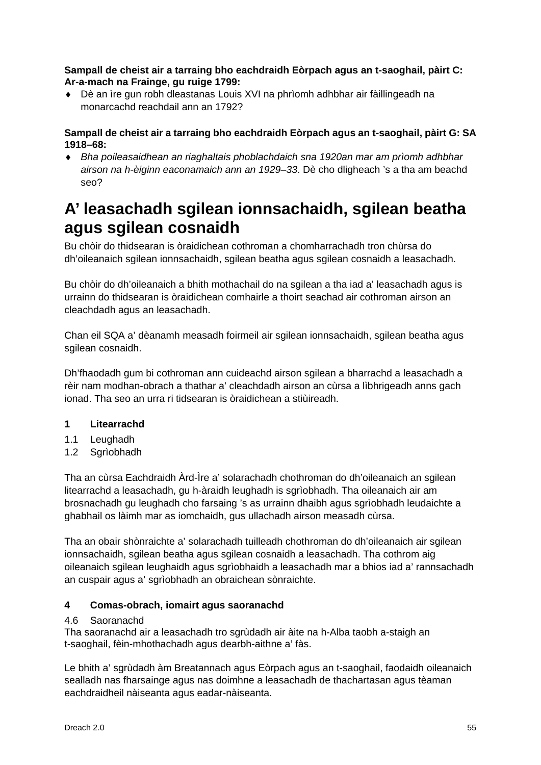**Sampall de cheist air a tarraing bho eachdraidh Eòrpach agus an t-saoghail, pàirt C: Ar-a-mach na Frainge, gu ruige 1799:**

- Dè an ìre gun robh dleastanas Louis XVI na phrìomh adhbhar air fàillingeadh na monarcachd reachdail ann an 1792?

**Sampall de cheist air a tarraing bho eachdraidh Eòrpach agus an t-saoghail, pàirt G: SA 1918–68:**

- *Bha poileasaidhean an riaghaltais phoblachdaich sna 1920an mar am prìomh adhbhar airson na h-èiginn eaconamaich ann an 1929–33*. Dè cho dligheach ’s a tha am beachd seo?

# A’ leasachadh sgilean ionnsachaidh, sgilean beatha agus sgilean cosnaidh

Bu chòir do thidsearan is òraidichean cothroman a chomharrachadh tron chùrsa do dh’oileanaich sgilean ionnsachaidh, sgilean beatha agus sgilean cosnaidh a leasachadh.

Bu chòir do dh’oileanaich a bhith mothachail do na sgilean a tha iad a’ leasachadh agus is urrainn do thidsearan is òraidichean comhairle a thoirt seachad air cothroman airson an cleachdadh agus an leasachadh.

Chan eil SQA a’ dèanamh measadh foirmeil air sgilean ionnsachaidh, sgilean beatha agus sgilean cosnaidh.

Dh’fhaodadh gum bi cothroman ann cuideachd airson sgilean a bharrachd a leasachadh a rèir nam modhan-obrach a thathar a’ cleachdadh airson an cùrsa a lìbhrigeadh anns gach ionad. Tha seo an urra ri tidsearan is òraidichean a stiùireadh.

**1 Litearrachd**

1.1 Leughadh
1.2 Sgrìobhadh

Tha an cùrsa Eachdraidh Àrd-Ìre a’ solarachadh chothroman do dh’oileanaich an sgilean litearrachd a leasachadh, gu h-àraidh leughadh is sgrìobhadh. Tha oileanaich air am brosnachadh gu leughadh cho farsaing ’s as urrainn dhaibh agus sgrìobhadh leudaichte a ghabhail os làimh mar as iomchaidh, gus ullachadh airson measadh cùrsa.

Tha an obair shònraichte a’ solarachadh tuilleadh chothroman do dh’oileanaich air sgilean ionnsachaidh, sgilean beatha agus sgilean cosnaidh a leasachadh. Tha cothrom aig oileanaich sgilean leughaidh agus sgrìobhaidh a leasachadh mar a bhios iad a’ rannsachadh an cuspair agus a’ sgrìobhadh an obraichean sònraichte.

**4 Comas-obrach, iomairt agus saoranachd**

4.6 Saoranachd
Tha saoranachd air a leasachadh tro sgrùdadh air àite na h-Alba taobh a-staigh an t-saoghail, fèin-mhothachadh agus dearbh-aithne a’ fàs.

Le bhith a’ sgrùdadh àm Breatannach agus Eòrpach agus an t-saoghail, faodaidh oileanaich sealladh nas fharsainge agus nas doimhne a leasachadh de thachartasan agus tèaman eachdraidheil nàiseanta agus eadar-nàiseanta.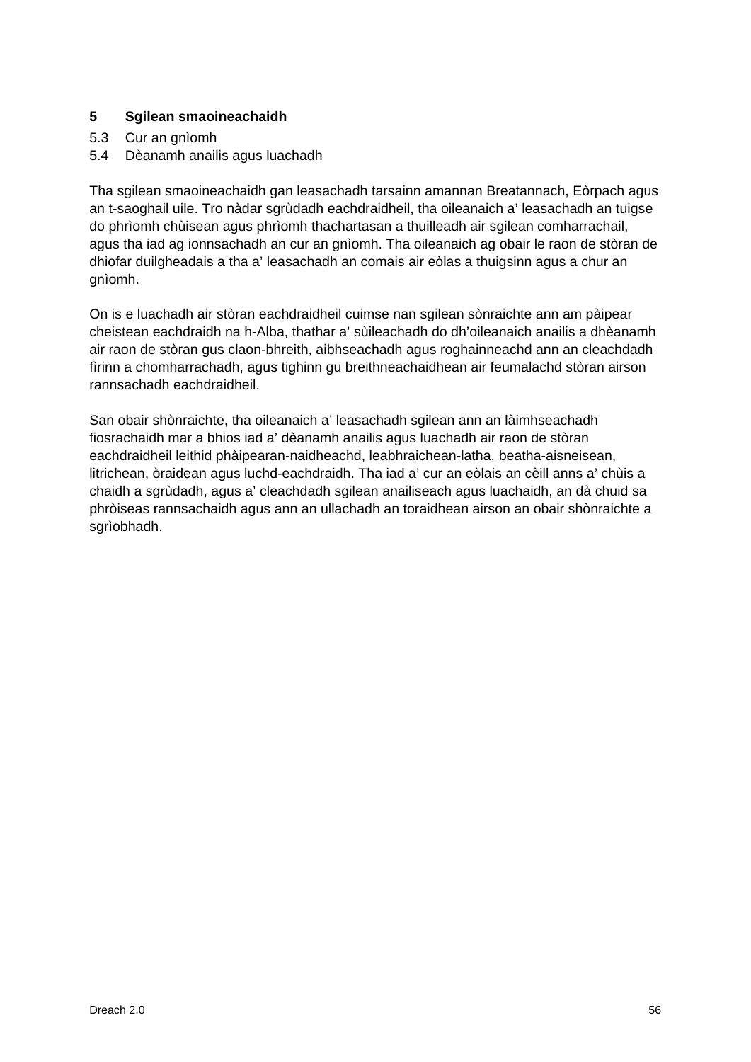## 5 Sgilean smaoineachaidh

5.3 Cur an gnìomh
5.4 Dèanamh anailis agus luachadh

Tha sgilean smaoineachaidh gan leasachadh tarsainn amannan Breatannach, Eòrpach agus an t-saoghail uile. Tro nàdar sgrùdadh eachdraidheil, tha oileanaich a' leasachadh an tuigse do phrìomh chùisean agus phrìomh thachartasan a thuilleadh air sgilean comharrachail, agus tha iad ag ionnsachadh an cur an gnìomh. Tha oileanaich ag obair le raon de stòran de dhiofar duilgheadais a tha a' leasachadh an comais air eòlas a thuigsinn agus a chur an gnìomh.

On is e luachadh air stòran eachdraidheil cuimse nan sgilean sònraichte ann am pàipear cheistean eachdraidh na h-Alba, thathar a' sùileachadh do dh'oileanaich anailis a dhèanamh air raon de stòran gus claon-bhreith, aibhseachadh agus roghainneachd ann an cleachdadh fìrinn a chomharrachadh, agus tighinn gu breithneachaidhean air feumalachd stòran airson rannsachadh eachdraidheil.

San obair shònraichte, tha oileanaich a' leasachadh sgilean ann an làimhseachadh fiosrachaidh mar a bhios iad a' dèanamh anailis agus luachadh air raon de stòran eachdraidheil leithid phàipearan-naidheachd, leabhraichean-latha, beatha-aisneisean, litrichean, òraidean agus luchd-eachdraidh. Tha iad a' cur an eòlais an cèill anns a' chùis a chaidh a sgrùdadh, agus a' cleachdadh sgilean anailiseach agus luachaidh, an dà chuid sa phròiseas rannsachaidh agus ann an ullachadh an toraidhean airson an obair shònraichte a sgrìobhadh.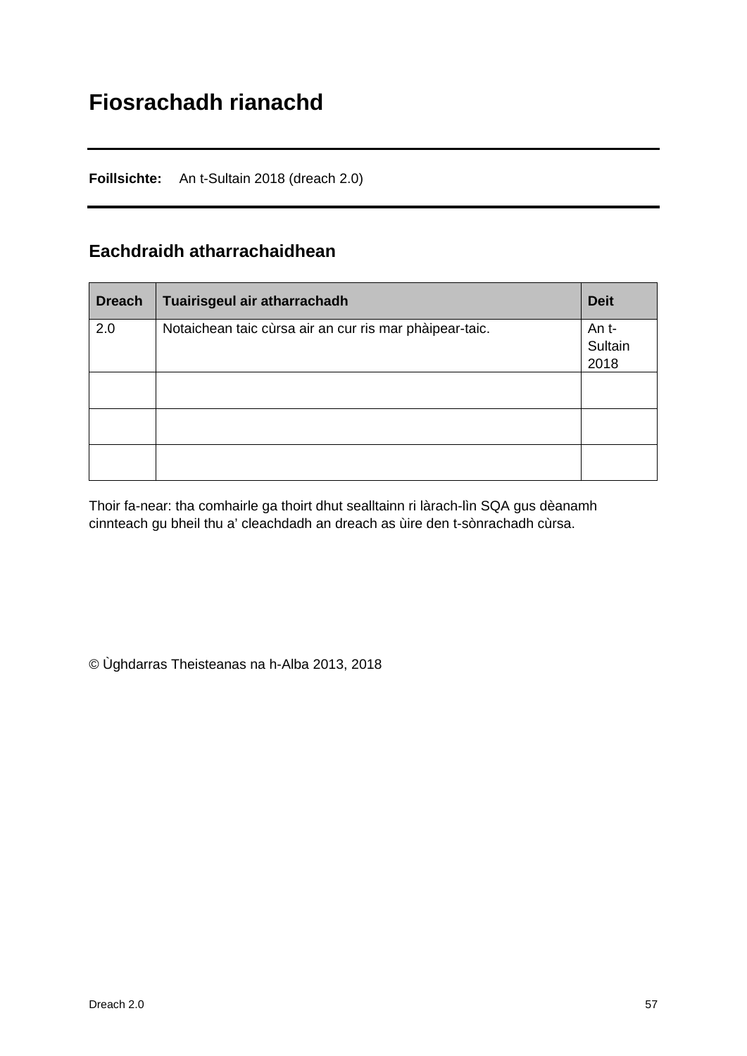# Fiosrachadh rianachd

**Foillsichte:** An t-Sultain 2018 (dreach 2.0)

## Eachdraidh atharrachaidhean

| Dreach | Tuairisgeul air atharrachadh | Deit |
|---|---|---|
| 2.0 | Notaichean taic cùrsa air an cur ris mar phàipear-taic. | An t-Sultain 2018 |
| | | |
| | | |
| | | |

Thoir fa-near: tha comhairle ga thoirt dhut sealltainn ri làrach-lìn SQA gus dèanamh cinnteach gu bheil thu a’ cleachdadh an dreach as ùire den t-sònrachadh cùrsa.

© Ùghdarras Theisteanas na h-Alba 2013, 2018